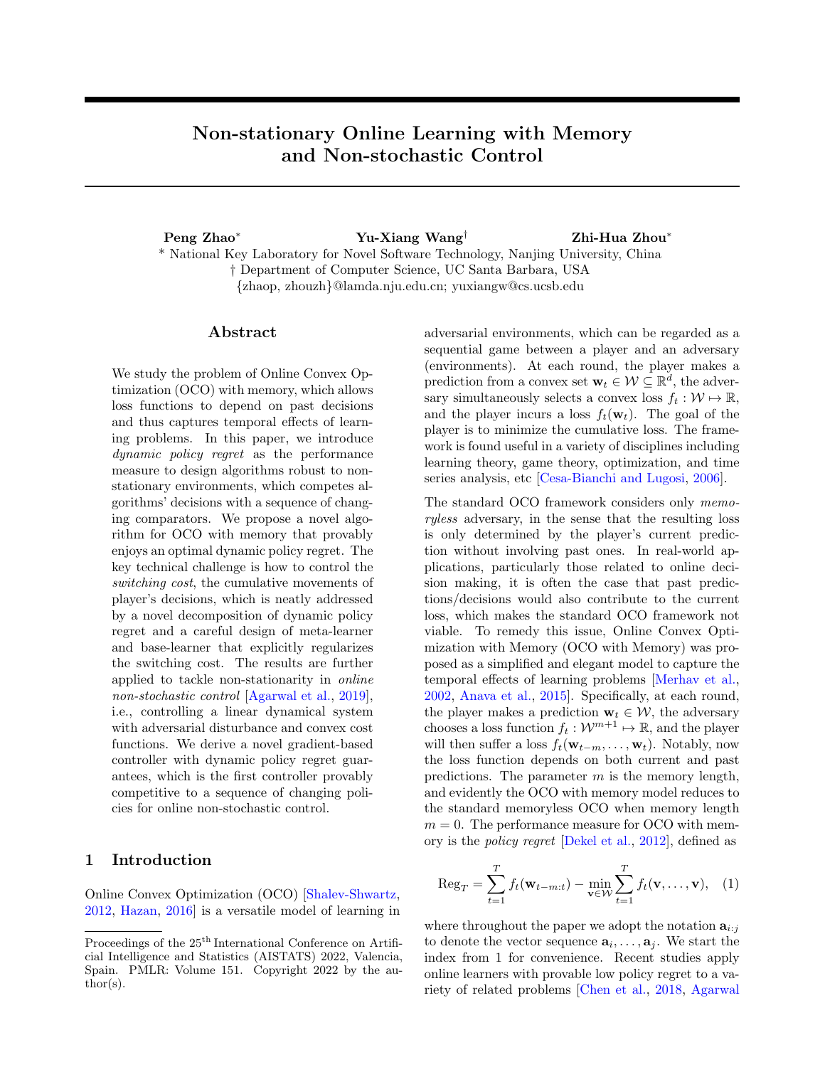# Non-stationary Online Learning with Memory and Non-stochastic Control

**Peng Zhao*** **Yu-Xiang Wang†** **Zhi-Hua Zhou***

\* National Key Laboratory for Novel Software Technology, Nanjing University, China
† Department of Computer Science, UC Santa Barbara, USA
{zhaop, zhouzh}@lamda.nju.edu.cn; yuxiangw@cs.ucsb.edu

## Abstract

We study the problem of Online Convex Optimization (OCO) with memory, which allows loss functions to depend on past decisions and thus captures temporal effects of learning problems. In this paper, we introduce *dynamic policy regret* as the performance measure to design algorithms robust to non-stationary environments, which competes algorithms' decisions with a sequence of changing comparators. We propose a novel algorithm for OCO with memory that provably enjoys an optimal dynamic policy regret. The key technical challenge is how to control the *switching cost*, the cumulative movements of player's decisions, which is neatly addressed by a novel decomposition of dynamic policy regret and a careful design of meta-learner and base-learner that explicitly regularizes the switching cost. The results are further applied to tackle non-stationarity in *online non-stochastic control* [Agarwal et al., 2019], i.e., controlling a linear dynamical system with adversarial disturbance and convex cost functions. We derive a novel gradient-based controller with dynamic policy regret guarantees, which is the first controller provably competitive to a sequence of changing policies for online non-stochastic control.

## 1 Introduction

Online Convex Optimization (OCO) [Shalev-Shwartz, 2012, Hazan, 2016] is a versatile model of learning in adversarial environments, which can be regarded as a sequential game between a player and an adversary (environments). At each round, the player makes a prediction from a convex set $\mathbf{w}_t \in \mathcal{W} \subseteq \mathbb{R}^d$, the adversary simultaneously selects a convex loss $f_t : \mathcal{W} \mapsto \mathbb{R}$, and the player incurs a loss $f_t(\mathbf{w}_t)$. The goal of the player is to minimize the cumulative loss. The framework is found useful in a variety of disciplines including learning theory, game theory, optimization, and time series analysis, etc [Cesa-Bianchi and Lugosi, 2006].

The standard OCO framework considers only *memoryless* adversary, in the sense that the resulting loss is only determined by the player's current prediction without involving past ones. In real-world applications, particularly those related to online decision making, it is often the case that past predictions/decisions would also contribute to the current loss, which makes the standard OCO framework not viable. To remedy this issue, Online Convex Optimization with Memory (OCO with Memory) was proposed as a simplified and elegant model to capture the temporal effects of learning problems [Merhav et al., 2002, Anava et al., 2015]. Specifically, at each round, the player makes a prediction $\mathbf{w}_t \in \mathcal{W}$, the adversary chooses a loss function $f_t : \mathcal{W}^{m+1} \mapsto \mathbb{R}$, and the player will then suffer a loss $f_t(\mathbf{w}_{t-m}, \ldots, \mathbf{w}_t)$. Notably, now the loss function depends on both current and past predictions. The parameter $m$ is the memory length, and evidently the OCO with memory model reduces to the standard memoryless OCO when memory length $m = 0$. The performance measure for OCO with memory is the *policy regret* [Dekel et al., 2012], defined as

$$\mathrm{Reg}_T = \sum_{t=1}^{T} f_t(\mathbf{w}_{t-m:t}) - \min_{\mathbf{v} \in \mathcal{W}} \sum_{t=1}^{T} f_t(\mathbf{v}, \ldots, \mathbf{v}), \quad (1)$$

where throughout the paper we adopt the notation $\mathbf{a}_{i:j}$ to denote the vector sequence $\mathbf{a}_i, \ldots, \mathbf{a}_j$. We start the index from 1 for convenience. Recent studies apply online learners with provable low policy regret to a variety of related problems [Chen et al., 2018, Agarwal

Proceedings of the 25[th] International Conference on Artificial Intelligence and Statistics (AISTATS) 2022, Valencia, Spain. PMLR: Volume 151. Copyright 2022 by the author(s).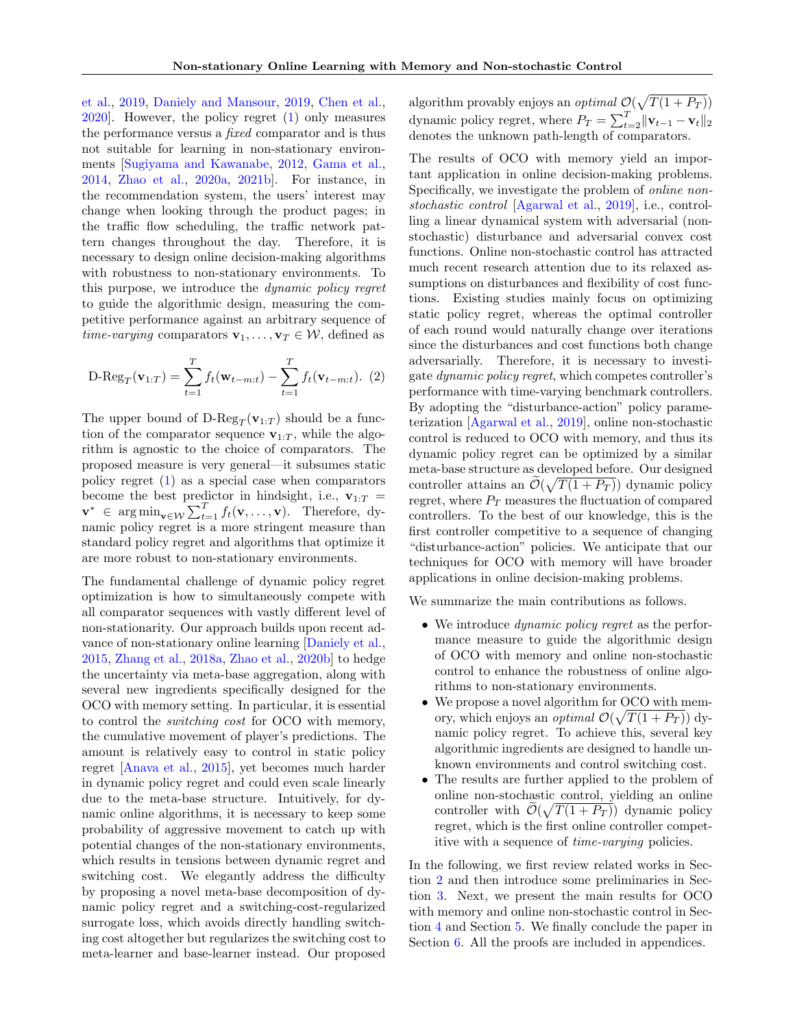et al., 2019, Daniely and Mansour, 2019, Chen et al., 2020]. However, the policy regret (1) only measures the performance versus a *fixed* comparator and is thus not suitable for learning in non-stationary environments [Sugiyama and Kawanabe, 2012, Gama et al., 2014, Zhao et al., 2020a, 2021b]. For instance, in the recommendation system, the users' interest may change when looking through the product pages; in the traffic flow scheduling, the traffic network pattern changes throughout the day. Therefore, it is necessary to design online decision-making algorithms with robustness to non-stationary environments. To this purpose, we introduce the *dynamic policy regret* to guide the algorithmic design, measuring the competitive performance against an arbitrary sequence of *time-varying* comparators $\mathbf{v}_1, \ldots, \mathbf{v}_T \in \mathcal{W}$, defined as

$$\text{D-Reg}_T(\mathbf{v}_{1:T}) = \sum_{t=1}^{T} f_t(\mathbf{w}_{t-m:t}) - \sum_{t=1}^{T} f_t(\mathbf{v}_{t-m:t}). \quad (2)$$

The upper bound of $\text{D-Reg}_T(\mathbf{v}_{1:T})$ should be a function of the comparator sequence $\mathbf{v}_{1:T}$, while the algorithm is agnostic to the choice of comparators. The proposed measure is very general—it subsumes static policy regret (1) as a special case when comparators become the best predictor in hindsight, i.e., $\mathbf{v}_{1:T} = \mathbf{v}^* \in \arg\min_{\mathbf{v}\in\mathcal{W}} \sum_{t=1}^{T} f_t(\mathbf{v}, \ldots, \mathbf{v})$. Therefore, dynamic policy regret is a more stringent measure than standard policy regret and algorithms that optimize it are more robust to non-stationary environments.

The fundamental challenge of dynamic policy regret optimization is how to simultaneously compete with all comparator sequences with vastly different level of non-stationarity. Our approach builds upon recent advance of non-stationary online learning [Daniely et al., 2015, Zhang et al., 2018a, Zhao et al., 2020b] to hedge the uncertainty via meta-base aggregation, along with several new ingredients specifically designed for the OCO with memory setting. In particular, it is essential to control the *switching* cost for OCO with memory, the cumulative movement of player's predictions. The amount is relatively easy to control in static policy regret [Anava et al., 2015], yet becomes much harder in dynamic policy regret and could even scale linearly due to the meta-base structure. Intuitively, for dynamic online algorithms, it is necessary to keep some probability of aggressive movement to catch up with potential changes of the non-stationary environments, which results in tensions between dynamic regret and switching cost. We elegantly address the difficulty by proposing a novel meta-base decomposition of dynamic policy regret and a switching-cost-regularized surrogate loss, which avoids directly handling switching cost altogether but regularizes the switching cost to meta-learner and base-learner instead. Our proposed algorithm provably enjoys an *optimal* $\mathcal{O}(\sqrt{T(1+P_T)})$ dynamic policy regret, where $P_T = \sum_{t=2}^{T} \|\mathbf{v}_{t-1} - \mathbf{v}_t\|_2$ denotes the unknown path-length of comparators.

The results of OCO with memory yield an important application in online decision-making problems. Specifically, we investigate the problem of *online non-stochastic control* [Agarwal et al., 2019], i.e., controlling a linear dynamical system with adversarial (non-stochastic) disturbance and adversarial convex cost functions. Online non-stochastic control has attracted much recent research attention due to its relaxed assumptions on disturbances and flexibility of cost functions. Existing studies mainly focus on optimizing static policy regret, whereas the optimal controller of each round would naturally change over iterations since the disturbances and cost functions both change adversarially. Therefore, it is necessary to investigate *dynamic policy regret*, which competes controller's performance with time-varying benchmark controllers. By adopting the "disturbance-action" policy parameterization [Agarwal et al., 2019], online non-stochastic control is reduced to OCO with memory, and thus its dynamic policy regret can be optimized by a similar meta-base structure as developed before. Our designed controller attains an $\widetilde{\mathcal{O}}(\sqrt{T(1+P_T)})$ dynamic policy regret, where $P_T$ measures the fluctuation of compared controllers. To the best of our knowledge, this is the first controller competitive to a sequence of changing "disturbance-action" policies. We anticipate that our techniques for OCO with memory will have broader applications in online decision-making problems.

We summarize the main contributions as follows.

- We introduce *dynamic policy regret* as the performance measure to guide the algorithmic design of OCO with memory and online non-stochastic control to enhance the robustness of online algorithms to non-stationary environments.
- We propose a novel algorithm for OCO with memory, which enjoys an *optimal* $\mathcal{O}(\sqrt{T(1+P_T)})$ dynamic policy regret. To achieve this, several key algorithmic ingredients are designed to handle unknown environments and control switching cost.
- The results are further applied to the problem of online non-stochastic control, yielding an online controller with $\widetilde{\mathcal{O}}(\sqrt{T(1+P_T)})$ dynamic policy regret, which is the first online controller competitive with a sequence of *time-varying* policies.

In the following, we first review related works in Section 2 and then introduce some preliminaries in Section 3. Next, we present the main results for OCO with memory and online non-stochastic control in Section 4 and Section 5. We finally conclude the paper in Section 6. All the proofs are included in appendices.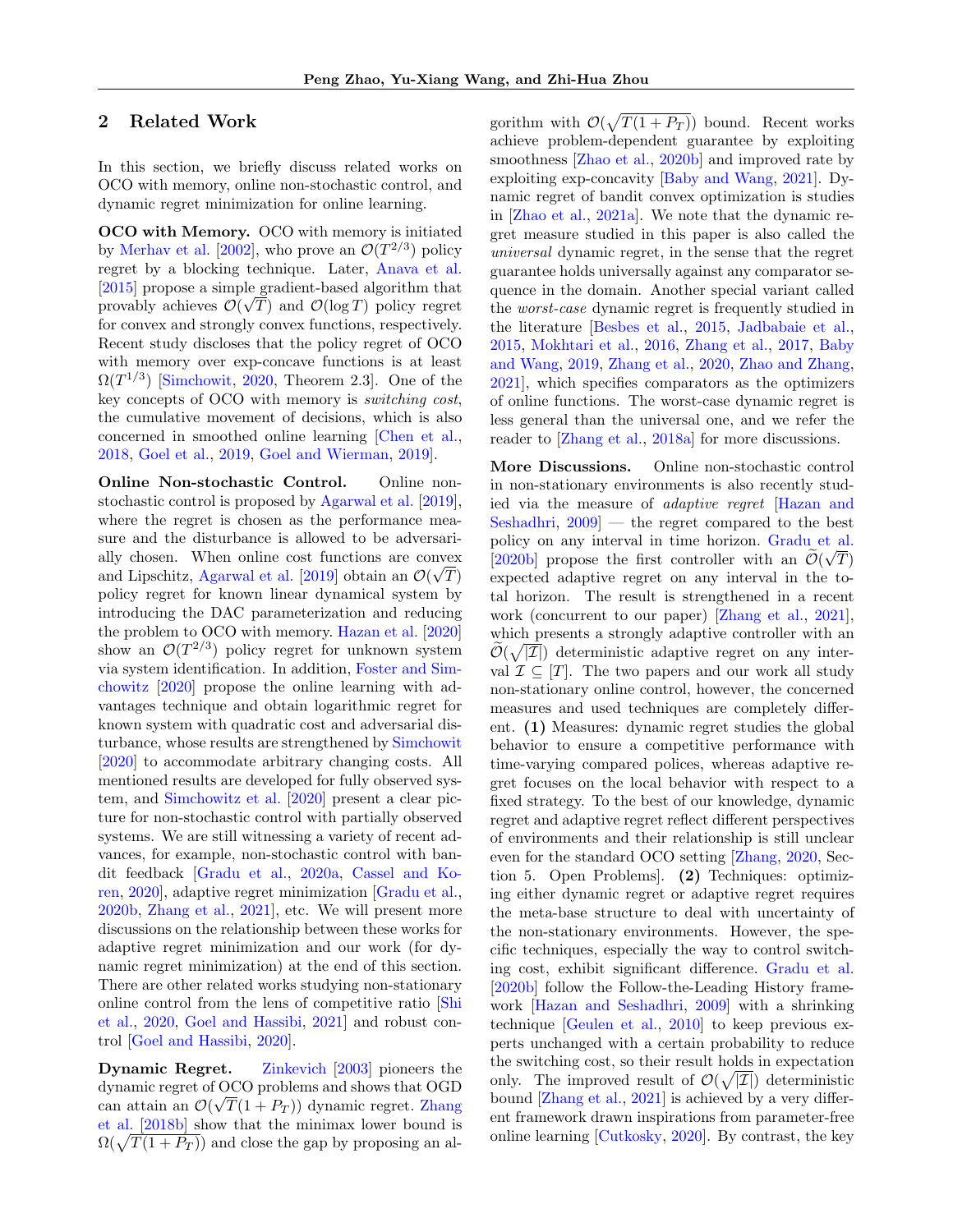## 2 Related Work

In this section, we briefly discuss related works on OCO with memory, online non-stochastic control, and dynamic regret minimization for online learning.

**OCO with Memory.** OCO with memory is initiated by Merhav et al. [2002], who prove an $\mathcal{O}(T^{2/3})$ policy regret by a blocking technique. Later, Anava et al. [2015] propose a simple gradient-based algorithm that provably achieves $\mathcal{O}(\sqrt{T})$ and $\mathcal{O}(\log T)$ policy regret for convex and strongly convex functions, respectively. Recent study discloses that the policy regret of OCO with memory over exp-concave functions is at least $\Omega(T^{1/3})$ [Simchowit, 2020, Theorem 2.3]. One of the key concepts of OCO with memory is *switching cost*, the cumulative movement of decisions, which is also concerned in smoothed online learning [Chen et al., 2018, Goel et al., 2019, Goel and Wierman, 2019].

**Online Non-stochastic Control.** Online non-stochastic control is proposed by Agarwal et al. [2019], where the regret is chosen as the performance measure and the disturbance is allowed to be adversarially chosen. When online cost functions are convex and Lipschitz, Agarwal et al. [2019] obtain an $\mathcal{O}(\sqrt{T})$ policy regret for known linear dynamical system by introducing the DAC parameterization and reducing the problem to OCO with memory. Hazan et al. [2020] show an $\mathcal{O}(T^{2/3})$ policy regret for unknown system via system identification. In addition, Foster and Simchowitz [2020] propose the online learning with advantages technique and obtain logarithmic regret for known system with quadratic cost and adversarial disturbance, whose results are strengthened by Simchowit [2020] to accommodate arbitrary changing costs. All mentioned results are developed for fully observed system, and Simchowitz et al. [2020] present a clear picture for non-stochastic control with partially observed systems. We are still witnessing a variety of recent advances, for example, non-stochastic control with bandit feedback [Gradu et al., 2020a, Cassel and Koren, 2020], adaptive regret minimization [Gradu et al., 2020b, Zhang et al., 2021], etc. We will present more discussions on the relationship between these works for adaptive regret minimization and our work (for dynamic regret minimization) at the end of this section. There are other related works studying non-stationary online control from the lens of competitive ratio [Shi et al., 2020, Goel and Hassibi, 2021] and robust control [Goel and Hassibi, 2020].

**Dynamic Regret.** Zinkevich [2003] pioneers the dynamic regret of OCO problems and shows that OGD can attain an $\mathcal{O}(\sqrt{T}(1 + P_T))$ dynamic regret. Zhang et al. [2018b] show that the minimax lower bound is $\Omega(\sqrt{T(1 + P_T)})$ and close the gap by proposing an algorithm with $\mathcal{O}(\sqrt{T(1 + P_T)})$ bound. Recent works achieve problem-dependent guarantee by exploiting smoothness [Zhao et al., 2020b] and improved rate by exploiting exp-concavity [Baby and Wang, 2021]. Dynamic regret of bandit convex optimization is studies in [Zhao et al., 2021a]. We note that the dynamic regret measure studied in this paper is also called the *universal* dynamic regret, in the sense that the regret guarantee holds universally against any comparator sequence in the domain. Another special variant called the *worst-case* dynamic regret is frequently studied in the literature [Besbes et al., 2015, Jadbabaie et al., 2015, Mokhtari et al., 2016, Zhang et al., 2017, Baby and Wang, 2019, Zhang et al., 2020, Zhao and Zhang, 2021], which specifies comparators as the optimizers of online functions. The worst-case dynamic regret is less general than the universal one, and we refer the reader to [Zhang et al., 2018a] for more discussions.

**More Discussions.** Online non-stochastic control in non-stationary environments is also recently studied via the measure of *adaptive regret* [Hazan and Seshadhri, 2009] — the regret compared to the best policy on any interval in time horizon. Gradu et al. [2020b] propose the first controller with an $\widetilde{\mathcal{O}}(\sqrt{T})$ expected adaptive regret on any interval in the total horizon. The result is strengthened in a recent work (concurrent to our paper) [Zhang et al., 2021], which presents a strongly adaptive controller with an $\widetilde{\mathcal{O}}(\sqrt{|\mathcal{I}|})$ deterministic adaptive regret on any interval $\mathcal{I} \subseteq [T]$. The two papers and our work all study non-stationary online control, however, the concerned measures and used techniques are completely different. **(1)** Measures: dynamic regret studies the global behavior to ensure a competitive performance with time-varying compared polices, whereas adaptive regret focuses on the local behavior with respect to a fixed strategy. To the best of our knowledge, dynamic regret and adaptive regret reflect different perspectives of environments and their relationship is still unclear even for the standard OCO setting [Zhang, 2020, Section 5. Open Problems]. **(2)** Techniques: optimizing either dynamic regret or adaptive regret requires the meta-base structure to deal with uncertainty of the non-stationary environments. However, the specific techniques, especially the way to control switching cost, exhibit significant difference. Gradu et al. [2020b] follow the Follow-the-Leading History framework [Hazan and Seshadhri, 2009] with a shrinking technique [Geulen et al., 2010] to keep previous experts unchanged with a certain probability to reduce the switching cost, so their result holds in expectation only. The improved result of $\mathcal{O}(\sqrt{|\mathcal{I}|})$ deterministic bound [Zhang et al., 2021] is achieved by a very different framework drawn inspirations from parameter-free online learning [Cutkosky, 2020]. By contrast, the key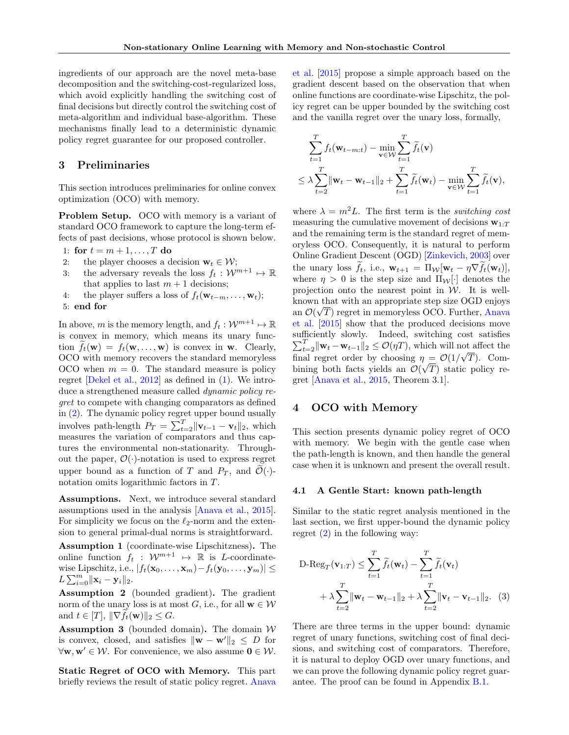ingredients of our approach are the novel meta-base decomposition and the switching-cost-regularized loss, which avoid explicitly handling the switching cost of final decisions but directly control the switching cost of meta-algorithm and individual base-algorithm. These mechanisms finally lead to a deterministic dynamic policy regret guarantee for our proposed controller.

## 3 Preliminaries

This section introduces preliminaries for online convex optimization (OCO) with memory.

**Problem Setup.** OCO with memory is a variant of standard OCO framework to capture the long-term effects of past decisions, whose protocol is shown below.

1: **for** $t = m+1, \ldots, T$ **do**
2: the player chooses a decision $\mathbf{w}_t \in \mathcal{W}$;
3: the adversary reveals the loss $f_t : \mathcal{W}^{m+1} \mapsto \mathbb{R}$ that applies to last $m+1$ decisions;
4: the player suffers a loss of $f_t(\mathbf{w}_{t-m}, \ldots, \mathbf{w}_t)$;
5: **end for**

In above, $m$ is the memory length, and $f_t : \mathcal{W}^{m+1} \mapsto \mathbb{R}$ is convex in memory, which means its unary function $\widetilde{f}_t(\mathbf{w}) = f_t(\mathbf{w}, \ldots, \mathbf{w})$ is convex in $\mathbf{w}$. Clearly, OCO with memory recovers the standard memoryless OCO when $m = 0$. The standard measure is policy regret [Dekel et al., 2012] as defined in (1). We introduce a strengthened measure called *dynamic policy regret* to compete with changing comparators as defined in (2). The dynamic policy regret upper bound usually involves path-length $P_T = \sum_{t=2}^T \|\mathbf{v}_{t-1} - \mathbf{v}_t\|_2$, which measures the variation of comparators and thus captures the environmental non-stationarity. Throughout the paper, $\mathcal{O}(\cdot)$-notation is used to express regret upper bound as a function of $T$ and $P_T$, and $\widetilde{\mathcal{O}}(\cdot)$-notation omits logarithmic factors in $T$.

**Assumptions.** Next, we introduce several standard assumptions used in the analysis [Anava et al., 2015]. For simplicity we focus on the $\ell_2$-norm and the extension to general primal-dual norms is straightforward.

**Assumption 1** (coordinate-wise Lipschitzness)**.** The online function $f_t : \mathcal{W}^{m+1} \mapsto \mathbb{R}$ is $L$-coordinate-wise Lipschitz, i.e., $|f_t(\mathbf{x}_0, \ldots, \mathbf{x}_m) - f_t(\mathbf{y}_0, \ldots, \mathbf{y}_m)| \leq L \sum_{i=0}^m \|\mathbf{x}_i - \mathbf{y}_i\|_2$.

**Assumption 2** (bounded gradient)**.** The gradient norm of the unary loss is at most $G$, i.e., for all $\mathbf{w} \in \mathcal{W}$ and $t \in [T]$, $\|\nabla \widetilde{f}_t(\mathbf{w})\|_2 \leq G$.

**Assumption 3** (bounded domain)**.** The domain $\mathcal{W}$ is convex, closed, and satisfies $\|\mathbf{w} - \mathbf{w}'\|_2 \leq D$ for $\forall \mathbf{w}, \mathbf{w}' \in \mathcal{W}$. For convenience, we also assume $\mathbf{0} \in \mathcal{W}$.

**Static Regret of OCO with Memory.** This part briefly reviews the result of static policy regret. Anava et al. [2015] propose a simple approach based on the gradient descent based on the observation that when online functions are coordinate-wise Lipschitz, the policy regret can be upper bounded by the switching cost and the vanilla regret over the unary loss, formally,

$$
\begin{aligned}
&\sum_{t=1}^T f_t(\mathbf{w}_{t-m:t}) - \min_{\mathbf{v} \in \mathcal{W}} \sum_{t=1}^T \widetilde{f}_t(\mathbf{v}) \\
&\leq \lambda \sum_{t=2}^T \|\mathbf{w}_t - \mathbf{w}_{t-1}\|_2 + \sum_{t=1}^T \widetilde{f}_t(\mathbf{w}_t) - \min_{\mathbf{v} \in \mathcal{W}} \sum_{t=1}^T \widetilde{f}_t(\mathbf{v}),
\end{aligned}
$$

where $\lambda = m^2 L$. The first term is the *switching cost* measuring the cumulative movement of decisions $\mathbf{w}_{1:T}$ and the remaining term is the standard regret of memoryless OCO. Consequently, it is natural to perform Online Gradient Descent (OGD) [Zinkevich, 2003] over the unary loss $\widetilde{f}_t$, i.e., $\mathbf{w}_{t+1} = \Pi_{\mathcal{W}}[\mathbf{w}_t - \eta \nabla \widetilde{f}_t(\mathbf{w}_t)]$, where $\eta > 0$ is the step size and $\Pi_{\mathcal{W}}[\cdot]$ denotes the projection onto the nearest point in $\mathcal{W}$. It is well-known that with an appropriate step size OGD enjoys an $\mathcal{O}(\sqrt{T})$ regret in memoryless OCO. Further, Anava et al. [2015] show that the produced decisions move sufficiently slowly. Indeed, switching cost satisfies $\sum_{t=2}^T \|\mathbf{w}_t - \mathbf{w}_{t-1}\|_2 \leq \mathcal{O}(\eta T)$, which will not affect the final regret order by choosing $\eta = \mathcal{O}(1/\sqrt{T})$. Combining both facts yields an $\mathcal{O}(\sqrt{T})$ static policy regret [Anava et al., 2015, Theorem 3.1].

## 4 OCO with Memory

This section presents dynamic policy regret of OCO with memory. We begin with the gentle case when the path-length is known, and then handle the general case when it is unknown and present the overall result.

### 4.1 A Gentle Start: known path-length

Similar to the static regret analysis mentioned in the last section, we first upper-bound the dynamic policy regret (2) in the following way:

$$
\begin{aligned}
\text{D-Reg}_T(\mathbf{v}_{1:T}) \leq &\sum_{t=1}^T \widetilde{f}_t(\mathbf{w}_t) - \sum_{t=1}^T \widetilde{f}_t(\mathbf{v}_t) \\
&+ \lambda \sum_{t=2}^T \|\mathbf{w}_t - \mathbf{w}_{t-1}\|_2 + \lambda \sum_{t=2}^T \|\mathbf{v}_t - \mathbf{v}_{t-1}\|_2. \quad (3)
\end{aligned}
$$

There are three terms in the upper bound: dynamic regret of unary functions, switching cost of final decisions, and switching cost of comparators. Therefore, it is natural to deploy OGD over unary functions, and we can prove the following dynamic policy regret guarantee. The proof can be found in Appendix B.1.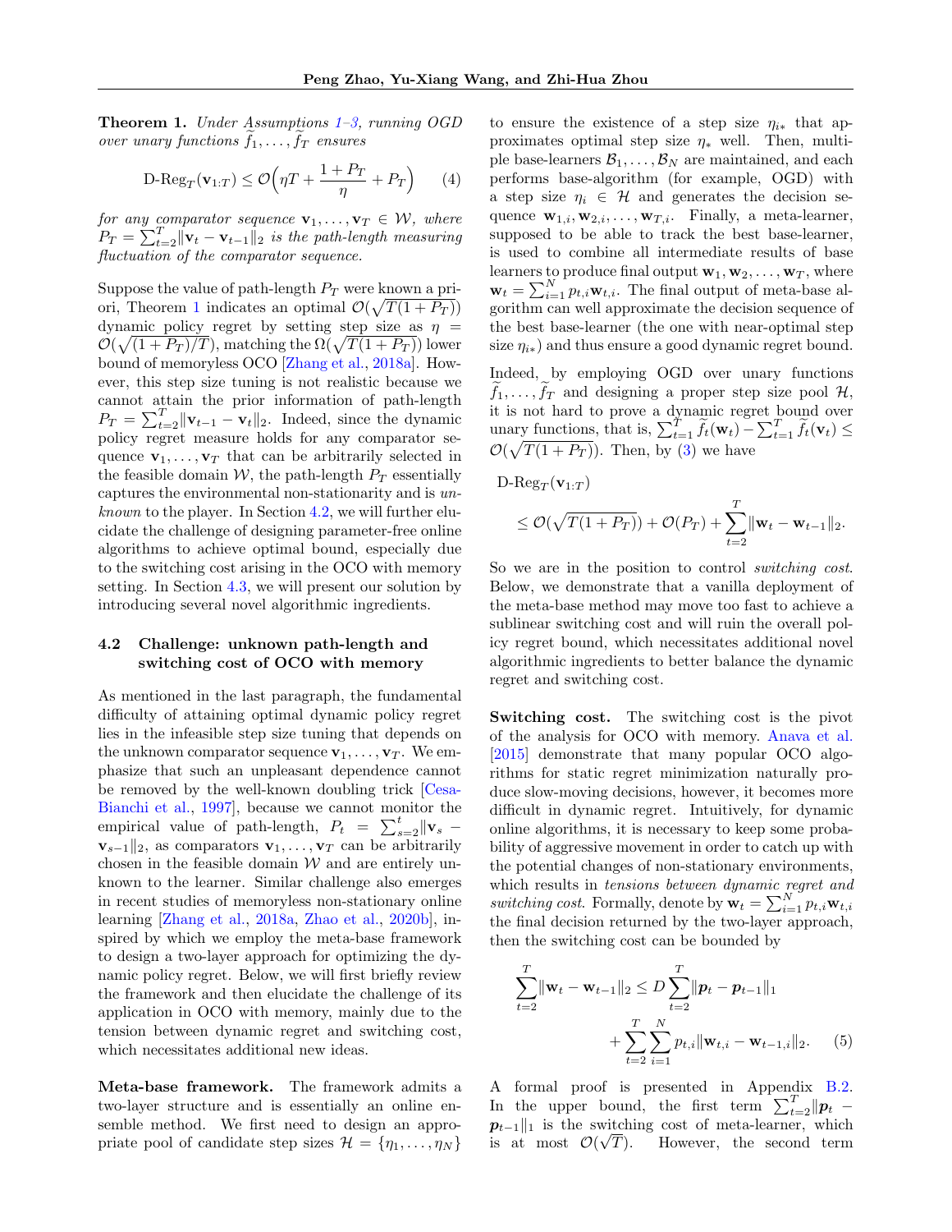**Theorem 1.** *Under Assumptions 1–3, running OGD over unary functions $\widetilde{f}_1, \ldots, \widetilde{f}_T$ ensures*

$$\text{D-Reg}_T(\mathbf{v}_{1:T}) \leq \mathcal{O}\Big(\eta T + \frac{1 + P_T}{\eta} + P_T\Big) \qquad (4)$$

*for any comparator sequence $\mathbf{v}_1, \ldots, \mathbf{v}_T \in \mathcal{W}$, where $P_T = \sum_{t=2}^T \|\mathbf{v}_t - \mathbf{v}_{t-1}\|_2$ is the path-length measuring fluctuation of the comparator sequence.*

Suppose the value of path-length $P_T$ were known a priori, Theorem 1 indicates an optimal $\mathcal{O}(\sqrt{T(1+P_T)})$ dynamic policy regret by setting step size as $\eta = \mathcal{O}(\sqrt{(1+P_T)/T})$, matching the $\Omega(\sqrt{T(1+P_T)})$ lower bound of memoryless OCO [Zhang et al., 2018a]. However, this step size tuning is not realistic because we cannot attain the prior information of path-length $P_T = \sum_{t=2}^T \|\mathbf{v}_{t-1} - \mathbf{v}_t\|_2$. Indeed, since the dynamic policy regret measure holds for any comparator sequence $\mathbf{v}_1, \ldots, \mathbf{v}_T$ that can be arbitrarily selected in the feasible domain $\mathcal{W}$, the path-length $P_T$ essentially captures the environmental non-stationarity and is *unknown* to the player. In Section 4.2, we will further elucidate the challenge of designing parameter-free online algorithms to achieve optimal bound, especially due to the switching cost arising in the OCO with memory setting. In Section 4.3, we will present our solution by introducing several novel algorithmic ingredients.

### 4.2 Challenge: unknown path-length and switching cost of OCO with memory

As mentioned in the last paragraph, the fundamental difficulty of attaining optimal dynamic policy regret lies in the infeasible step size tuning that depends on the unknown comparator sequence $\mathbf{v}_1, \ldots, \mathbf{v}_T$. We emphasize that such an unpleasant dependence cannot be removed by the well-known doubling trick [Cesa-Bianchi et al., 1997], because we cannot monitor the empirical value of path-length, $P_t = \sum_{s=2}^t \|\mathbf{v}_s - \mathbf{v}_{s-1}\|_2$, as comparators $\mathbf{v}_1, \ldots, \mathbf{v}_T$ can be arbitrarily chosen in the feasible domain $\mathcal{W}$ and are entirely unknown to the learner. Similar challenge also emerges in recent studies of memoryless non-stationary online learning [Zhang et al., 2018a, Zhao et al., 2020b], inspired by which we employ the meta-base framework to design a two-layer approach for optimizing the dynamic policy regret. Below, we will first briefly review the framework and then elucidate the challenge of its application in OCO with memory, mainly due to the tension between dynamic regret and switching cost, which necessitates additional new ideas.

**Meta-base framework.** The framework admits a two-layer structure and is essentially an online ensemble method. We first need to design an appropriate pool of candidate step sizes $\mathcal{H} = \{\eta_1, \ldots, \eta_N\}$ to ensure the existence of a step size $\eta_{i*}$ that approximates optimal step size $\eta_*$ well. Then, multiple base-learners $\mathcal{B}_1, \ldots, \mathcal{B}_N$ are maintained, and each performs base-algorithm (for example, OGD) with a step size $\eta_i \in \mathcal{H}$ and generates the decision sequence $\mathbf{w}_{1,i}, \mathbf{w}_{2,i}, \ldots, \mathbf{w}_{T,i}$. Finally, a meta-learner, supposed to be able to track the best base-learner, is used to combine all intermediate results of base learners to produce final output $\mathbf{w}_1, \mathbf{w}_2, \ldots, \mathbf{w}_T$, where $\mathbf{w}_t = \sum_{i=1}^N p_{t,i} \mathbf{w}_{t,i}$. The final output of meta-base algorithm can well approximate the decision sequence of the best base-learner (the one with near-optimal step size $\eta_{i*}$) and thus ensure a good dynamic regret bound.

Indeed, by employing OGD over unary functions $\widetilde{f}_1, \ldots, \widetilde{f}_T$ and designing a proper step size pool $\mathcal{H}$, it is not hard to prove a dynamic regret bound over unary functions, that is, $\sum_{t=1}^T \widetilde{f}_t(\mathbf{w}_t) - \sum_{t=1}^T \widetilde{f}_t(\mathbf{v}_t) \leq \mathcal{O}(\sqrt{T(1+P_T)})$. Then, by (3) we have

$$\text{D-Reg}_T(\mathbf{v}_{1:T}) \leq \mathcal{O}(\sqrt{T(1+P_T)}) + \mathcal{O}(P_T) + \sum_{t=2}^T \|\mathbf{w}_t - \mathbf{w}_{t-1}\|_2.$$

So we are in the position to control *switching cost*. Below, we demonstrate that a vanilla deployment of the meta-base method may move too fast to achieve a sublinear switching cost and will ruin the overall policy regret bound, which necessitates additional novel algorithmic ingredients to better balance the dynamic regret and switching cost.

**Switching cost.** The switching cost is the pivot of the analysis for OCO with memory. Anava et al. [2015] demonstrate that many popular OCO algorithms for static regret minimization naturally produce slow-moving decisions, however, it becomes more difficult in dynamic regret. Intuitively, for dynamic online algorithms, it is necessary to keep some probability of aggressive movement in order to catch up with the potential changes of non-stationary environments, which results in *tensions between dynamic regret and switching cost*. Formally, denote by $\mathbf{w}_t = \sum_{i=1}^N p_{t,i} \mathbf{w}_{t,i}$ the final decision returned by the two-layer approach, then the switching cost can be bounded by

$$\sum_{t=2}^T \|\mathbf{w}_t - \mathbf{w}_{t-1}\|_2 \leq D \sum_{t=2}^T \|\boldsymbol{p}_t - \boldsymbol{p}_{t-1}\|_1 + \sum_{t=2}^T \sum_{i=1}^N p_{t,i} \|\mathbf{w}_{t,i} - \mathbf{w}_{t-1,i}\|_2. \qquad (5)$$

A formal proof is presented in Appendix B.2. In the upper bound, the first term $\sum_{t=2}^T \|\boldsymbol{p}_t - \boldsymbol{p}_{t-1}\|_1$ is the switching cost of meta-learner, which is at most $\mathcal{O}(\sqrt{T})$. However, the second term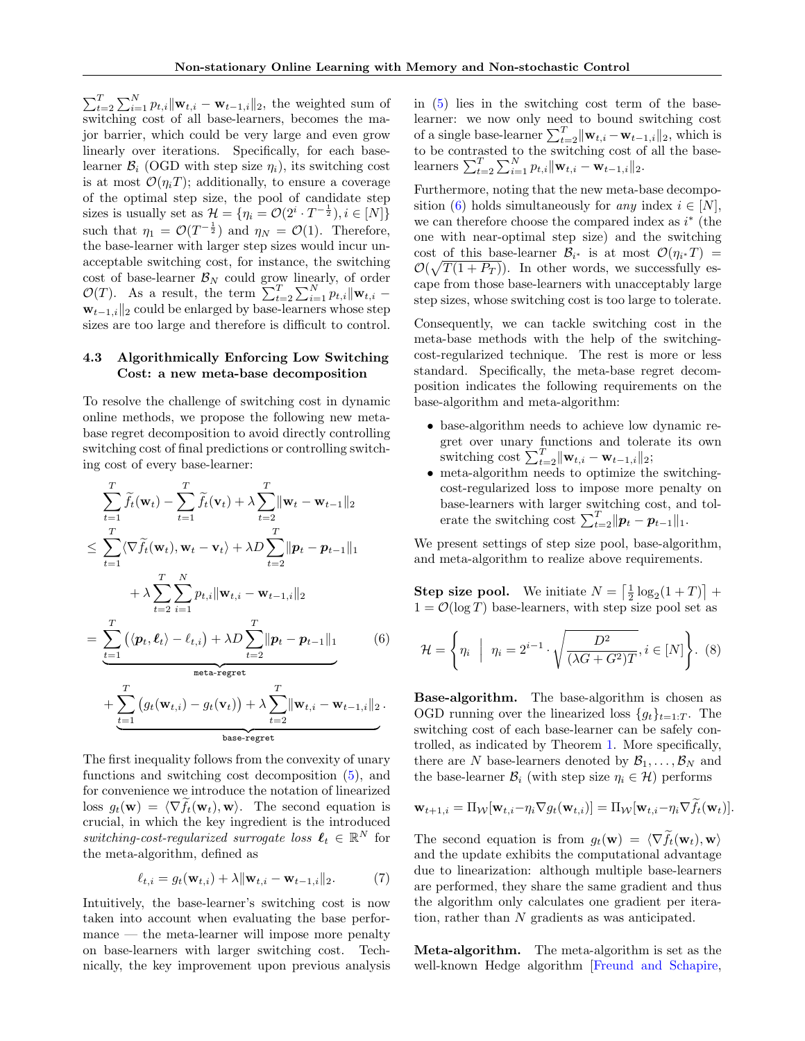$\sum_{t=2}^{T}\sum_{i=1}^{N} p_{t,i}\|\mathbf{w}_{t,i} - \mathbf{w}_{t-1,i}\|_2$, the weighted sum of switching cost of all base-learners, becomes the major barrier, which could be very large and even grow linearly over iterations. Specifically, for each base-learner $\mathcal{B}_i$ (OGD with step size $\eta_i$), its switching cost is at most $\mathcal{O}(\eta_i T)$; additionally, to ensure a coverage of the optimal step size, the pool of candidate step sizes is usually set as $\mathcal{H} = \{\eta_i = \mathcal{O}(2^i \cdot T^{-\frac{1}{2}}), i \in [N]\}$ such that $\eta_1 = \mathcal{O}(T^{-\frac{1}{2}})$ and $\eta_N = \mathcal{O}(1)$. Therefore, the base-learner with larger step sizes would incur unacceptable switching cost, for instance, the switching cost of base-learner $\mathcal{B}_N$ could grow linearly, of order $\mathcal{O}(T)$. As a result, the term $\sum_{t=2}^{T}\sum_{i=1}^{N} p_{t,i}\|\mathbf{w}_{t,i} - \mathbf{w}_{t-1,i}\|_2$ could be enlarged by base-learners whose step sizes are too large and therefore is difficult to control.

### 4.3 Algorithmically Enforcing Low Switching Cost: a new meta-base decomposition

To resolve the challenge of switching cost in dynamic online methods, we propose the following new meta-base regret decomposition to avoid directly controlling switching cost of final predictions or controlling switching cost of every base-learner:

$$
\begin{aligned}
&\sum_{t=1}^{T} \widetilde{f}_t(\mathbf{w}_t) - \sum_{t=1}^{T} \widetilde{f}_t(\mathbf{v}_t) + \lambda \sum_{t=2}^{T} \|\mathbf{w}_t - \mathbf{w}_{t-1}\|_2 \\
\leq{} & \sum_{t=1}^{T} \langle \nabla \widetilde{f}_t(\mathbf{w}_t), \mathbf{w}_t - \mathbf{v}_t \rangle + \lambda D \sum_{t=2}^{T} \|\boldsymbol{p}_t - \boldsymbol{p}_{t-1}\|_1 \\
& \qquad + \lambda \sum_{t=2}^{T}\sum_{i=1}^{N} p_{t,i}\|\mathbf{w}_{t,i} - \mathbf{w}_{t-1,i}\|_2 \\
={} & \underbrace{\sum_{t=1}^{T} \big( \langle \boldsymbol{p}_t, \boldsymbol{\ell}_t \rangle - \ell_{t,i} \big) + \lambda D \sum_{t=2}^{T} \|\boldsymbol{p}_t - \boldsymbol{p}_{t-1}\|_1}_{\texttt{meta-regret}} \qquad (6) \\
& + \underbrace{\sum_{t=1}^{T} \big( g_t(\mathbf{w}_{t,i}) - g_t(\mathbf{v}_t) \big) + \lambda \sum_{t=2}^{T} \|\mathbf{w}_{t,i} - \mathbf{w}_{t-1,i}\|_2}_{\texttt{base-regret}}.
\end{aligned}
$$

The first inequality follows from the convexity of unary functions and switching cost decomposition (5), and for convenience we introduce the notation of linearized loss $g_t(\mathbf{w}) = \langle \nabla \widetilde{f}_t(\mathbf{w}_t), \mathbf{w} \rangle$. The second equation is crucial, in which the key ingredient is the introduced *switching-cost-regularized surrogate loss* $\boldsymbol{\ell}_t \in \mathbb{R}^N$ for the meta-algorithm, defined as

$$
\ell_{t,i} = g_t(\mathbf{w}_{t,i}) + \lambda \|\mathbf{w}_{t,i} - \mathbf{w}_{t-1,i}\|_2. \qquad (7)
$$

Intuitively, the base-learner's switching cost is now taken into account when evaluating the base performance — the meta-learner will impose more penalty on base-learners with larger switching cost. Technically, the key improvement upon previous analysis in (5) lies in the switching cost term of the base-learner: we now only need to bound switching cost of a single base-learner $\sum_{t=2}^{T}\|\mathbf{w}_{t,i} - \mathbf{w}_{t-1,i}\|_2$, which is to be contrasted to the switching cost of all the base-learners $\sum_{t=2}^{T}\sum_{i=1}^{N} p_{t,i}\|\mathbf{w}_{t,i} - \mathbf{w}_{t-1,i}\|_2$.

Furthermore, noting that the new meta-base decomposition (6) holds simultaneously for *any* index $i \in [N]$, we can therefore choose the compared index as $i^*$ (the one with near-optimal step size) and the switching cost of this base-learner $\mathcal{B}_{i^*}$ is at most $\mathcal{O}(\eta_{i^*} T) = \mathcal{O}(\sqrt{T(1+P_T)})$. In other words, we successfully escape from those base-learners with unacceptably large step sizes, whose switching cost is too large to tolerate.

Consequently, we can tackle switching cost in the meta-base methods with the help of the switching-cost-regularized technique. The rest is more or less standard. Specifically, the meta-base regret decomposition indicates the following requirements on the base-algorithm and meta-algorithm:

- base-algorithm needs to achieve low dynamic regret over unary functions and tolerate its own switching cost $\sum_{t=2}^{T}\|\mathbf{w}_{t,i} - \mathbf{w}_{t-1,i}\|_2$;
- meta-algorithm needs to optimize the switching-cost-regularized loss to impose more penalty on base-learners with larger switching cost, and tolerate the switching cost $\sum_{t=2}^{T}\|\boldsymbol{p}_t - \boldsymbol{p}_{t-1}\|_1$.

We present settings of step size pool, base-algorithm, and meta-algorithm to realize above requirements.

**Step size pool.** We initiate $N = \lceil \frac{1}{2}\log_2(1+T) \rceil + 1 = \mathcal{O}(\log T)$ base-learners, with step size pool set as

$$
\mathcal{H} = \left\{ \eta_i \;\middle|\; \eta_i = 2^{i-1} \cdot \sqrt{\frac{D^2}{(\lambda G + G^2)T}}, i \in [N] \right\}. \quad (8)
$$

**Base-algorithm.** The base-algorithm is chosen as OGD running over the linearized loss $\{g_t\}_{t=1:T}$. The switching cost of each base-learner can be safely controlled, as indicated by Theorem 1. More specifically, there are $N$ base-learners denoted by $\mathcal{B}_1, \ldots, \mathcal{B}_N$ and the base-learner $\mathcal{B}_i$ (with step size $\eta_i \in \mathcal{H}$) performs

$$
\mathbf{w}_{t+1,i} = \Pi_{\mathcal{W}}[\mathbf{w}_{t,i} - \eta_i \nabla g_t(\mathbf{w}_{t,i})] = \Pi_{\mathcal{W}}[\mathbf{w}_{t,i} - \eta_i \nabla \widetilde{f}_t(\mathbf{w}_t)].
$$

The second equation is from $g_t(\mathbf{w}) = \langle \nabla \widetilde{f}_t(\mathbf{w}_t), \mathbf{w} \rangle$ and the update exhibits the computational advantage due to linearization: although multiple base-learners are performed, they share the same gradient and thus the algorithm only calculates one gradient per iteration, rather than $N$ gradients as was anticipated.

**Meta-algorithm.** The meta-algorithm is set as the well-known Hedge algorithm [Freund and Schapire,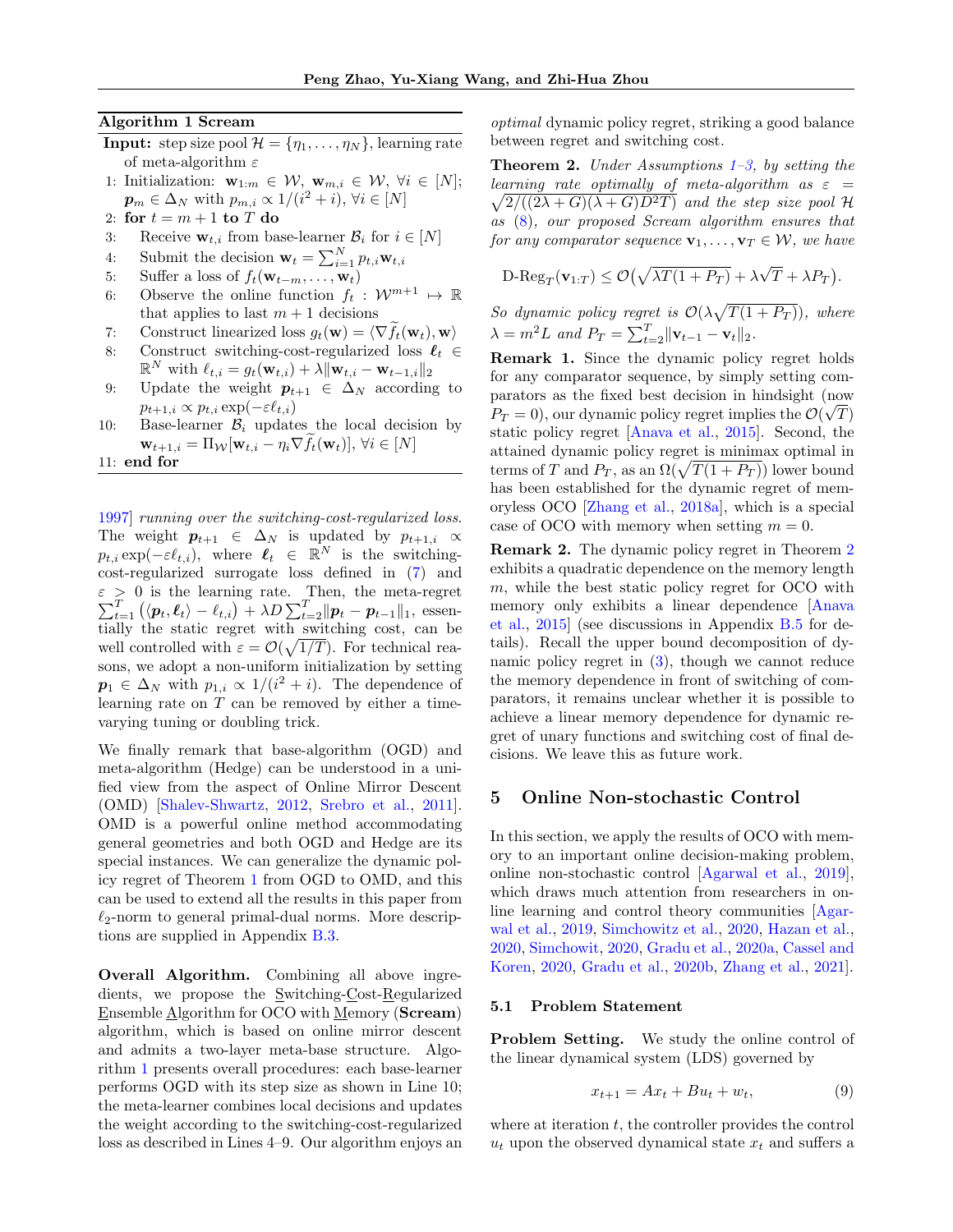**Algorithm 1** Scream

**Input:** step size pool $\mathcal{H} = \{\eta_1, \ldots, \eta_N\}$, learning rate of meta-algorithm $\varepsilon$

1: Initialization: $\mathbf{w}_{1:m} \in \mathcal{W}$, $\mathbf{w}_{m,i} \in \mathcal{W}$, $\forall i \in [N]$; $\boldsymbol{p}_m \in \Delta_N$ with $p_{m,i} \propto 1/(i^2 + i)$, $\forall i \in [N]$
2: **for** $t = m + 1$ **to** $T$ **do**
3: Receive $\mathbf{w}_{t,i}$ from base-learner $\mathcal{B}_i$ for $i \in [N]$
4: Submit the decision $\mathbf{w}_t = \sum_{i=1}^N p_{t,i}\mathbf{w}_{t,i}$
5: Suffer a loss of $f_t(\mathbf{w}_{t-m}, \ldots, \mathbf{w}_t)$
6: Observe the online function $f_t : \mathcal{W}^{m+1} \mapsto \mathbb{R}$ that applies to last $m + 1$ decisions
7: Construct linearized loss $g_t(\mathbf{w}) = \langle \nabla \widetilde{f}_t(\mathbf{w}_t), \mathbf{w}\rangle$
8: Construct switching-cost-regularized loss $\boldsymbol{\ell}_t \in \mathbb{R}^N$ with $\ell_{t,i} = g_t(\mathbf{w}_{t,i}) + \lambda\|\mathbf{w}_{t,i} - \mathbf{w}_{t-1,i}\|_2$
9: Update the weight $\boldsymbol{p}_{t+1} \in \Delta_N$ according to $p_{t+1,i} \propto p_{t,i} \exp(-\varepsilon \ell_{t,i})$
10: Base-learner $\mathcal{B}_i$ updates the local decision by $\mathbf{w}_{t+1,i} = \Pi_{\mathcal{W}}[\mathbf{w}_{t,i} - \eta_i \nabla \widetilde{f}_t(\mathbf{w}_t)]$, $\forall i \in [N]$
11: **end for**

1997] *running over the switching-cost-regularized loss*. The weight $\boldsymbol{p}_{t+1} \in \Delta_N$ is updated by $p_{t+1,i} \propto p_{t,i} \exp(-\varepsilon \ell_{t,i})$, where $\boldsymbol{\ell}_t \in \mathbb{R}^N$ is the switching-cost-regularized surrogate loss defined in (7) and $\varepsilon > 0$ is the learning rate. Then, the meta-regret $\sum_{t=1}^T (\langle \boldsymbol{p}_t, \boldsymbol{\ell}_t\rangle - \ell_{t,i}) + \lambda D \sum_{t=2}^T \|\boldsymbol{p}_t - \boldsymbol{p}_{t-1}\|_1$, essentially the static regret with switching cost, can be well controlled with $\varepsilon = \mathcal{O}(\sqrt{1/T})$. For technical reasons, we adopt a non-uniform initialization by setting $\boldsymbol{p}_1 \in \Delta_N$ with $p_{1,i} \propto 1/(i^2 + i)$. The dependence of learning rate on $T$ can be removed by either a time-varying tuning or doubling trick.

We finally remark that base-algorithm (OGD) and meta-algorithm (Hedge) can be understood in a unified view from the aspect of Online Mirror Descent (OMD) [Shalev-Shwartz, 2012, Srebro et al., 2011]. OMD is a powerful online method accommodating general geometries and both OGD and Hedge are its special instances. We can generalize the dynamic policy regret of Theorem 1 from OGD to OMD, and this can be used to extend all the results in this paper from $\ell_2$-norm to general primal-dual norms. More descriptions are supplied in Appendix B.3.

**Overall Algorithm.** Combining all above ingredients, we propose the Switching-Cost-Regularized Ensemble Algorithm for OCO with Memory (**Scream**) algorithm, which is based on online mirror descent and admits a two-layer meta-base structure. Algorithm 1 presents overall procedures: each base-learner performs OGD with its step size as shown in Line 10; the meta-learner combines local decisions and updates the weight according to the switching-cost-regularized loss as described in Lines 4–9. Our algorithm enjoys an *optimal* dynamic policy regret, striking a good balance between regret and switching cost.

**Theorem 2.** *Under Assumptions 1–3, by setting the learning rate optimally of meta-algorithm as* $\varepsilon = \sqrt{2/((2\lambda + G)(\lambda + G)D^2T)}$ *and the step size pool* $\mathcal{H}$ *as (8), our proposed Scream algorithm ensures that for any comparator sequence* $\mathbf{v}_1, \ldots, \mathbf{v}_T \in \mathcal{W}$*, we have*

$$\text{D-Reg}_T(\mathbf{v}_{1:T}) \leq \mathcal{O}\big(\sqrt{\lambda T(1 + P_T)} + \lambda\sqrt{T} + \lambda P_T\big).$$

*So dynamic policy regret is* $\mathcal{O}(\lambda\sqrt{T(1 + P_T)})$*, where* $\lambda = m^2 L$ *and* $P_T = \sum_{t=2}^T \|\mathbf{v}_{t-1} - \mathbf{v}_t\|_2$.

**Remark 1.** Since the dynamic policy regret holds for any comparator sequence, by simply setting comparators as the fixed best decision in hindsight (now $P_T = 0$), our dynamic policy regret implies the $\mathcal{O}(\sqrt{T})$ static policy regret [Anava et al., 2015]. Second, the attained dynamic policy regret is minimax optimal in terms of $T$ and $P_T$, as an $\Omega(\sqrt{T(1 + P_T)})$ lower bound has been established for the dynamic regret of memoryless OCO [Zhang et al., 2018a], which is a special case of OCO with memory when setting $m = 0$.

**Remark 2.** The dynamic policy regret in Theorem 2 exhibits a quadratic dependence on the memory length $m$, while the best static policy regret for OCO with memory only exhibits a linear dependence [Anava et al., 2015] (see discussions in Appendix B.5 for details). Recall the upper bound decomposition of dynamic policy regret in (3), though we cannot reduce the memory dependence in front of switching of comparators, it remains unclear whether it is possible to achieve a linear memory dependence for dynamic regret of unary functions and switching cost of final decisions. We leave this as future work.

## 5 Online Non-stochastic Control

In this section, we apply the results of OCO with memory to an important online decision-making problem, online non-stochastic control [Agarwal et al., 2019], which draws much attention from researchers in online learning and control theory communities [Agarwal et al., 2019, Simchowitz et al., 2020, Hazan et al., 2020, Simchowit, 2020, Gradu et al., 2020a, Cassel and Koren, 2020, Gradu et al., 2020b, Zhang et al., 2021].

### 5.1 Problem Statement

**Problem Setting.** We study the online control of the linear dynamical system (LDS) governed by

$$x_{t+1} = Ax_t + Bu_t + w_t, \tag{9}$$

where at iteration $t$, the controller provides the control $u_t$ upon the observed dynamical state $x_t$ and suffers a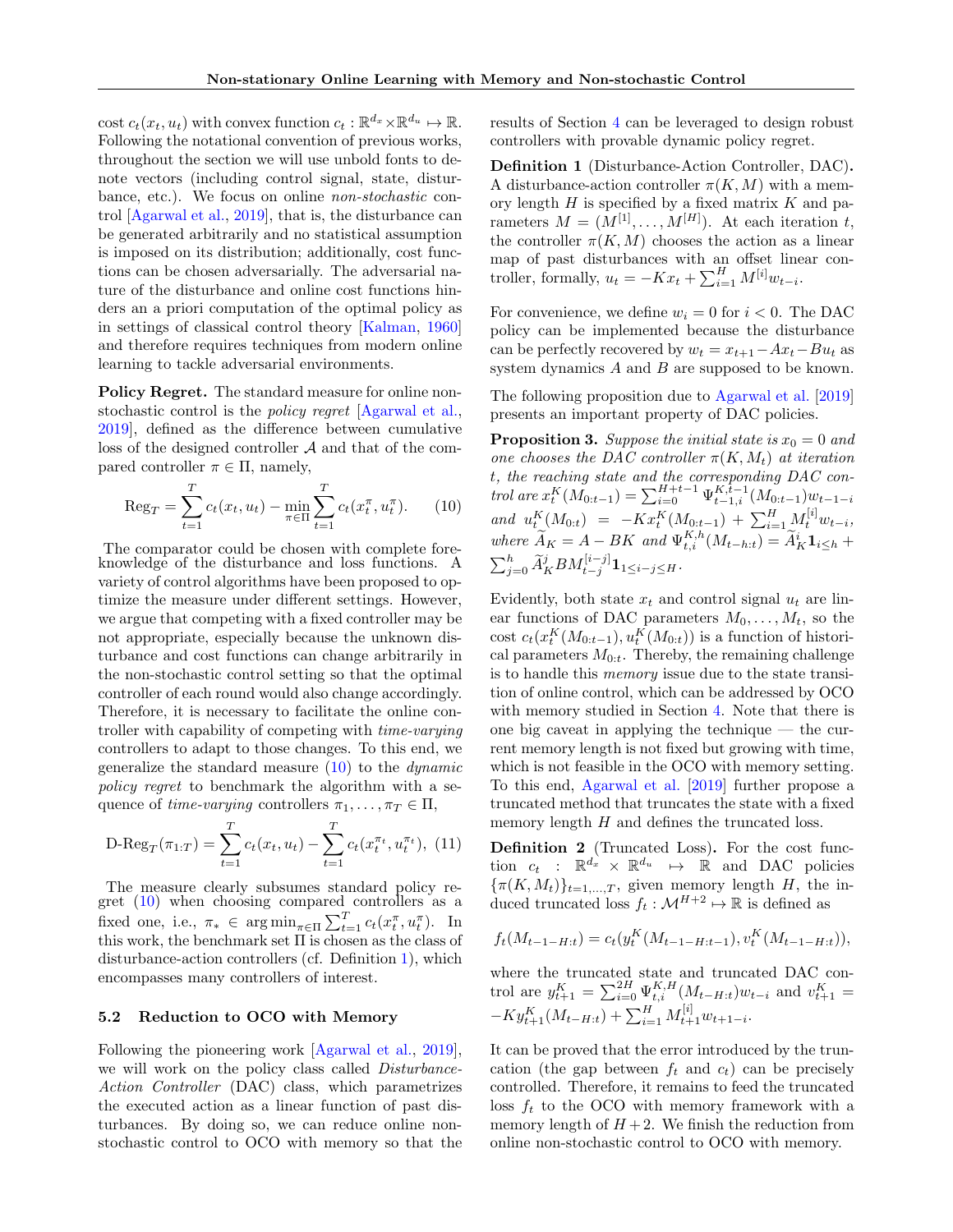cost $c_t(x_t, u_t)$ with convex function $c_t : \mathbb{R}^{d_x} \times \mathbb{R}^{d_u} \mapsto \mathbb{R}$. Following the notational convention of previous works, throughout the section we will use unbold fonts to denote vectors (including control signal, state, disturbance, etc.). We focus on online *non-stochastic* control [Agarwal et al., 2019], that is, the disturbance can be generated arbitrarily and no statistical assumption is imposed on its distribution; additionally, cost functions can be chosen adversarially. The adversarial nature of the disturbance and online cost functions hinders an a priori computation of the optimal policy as in settings of classical control theory [Kalman, 1960] and therefore requires techniques from modern online learning to tackle adversarial environments.

**Policy Regret.** The standard measure for online non-stochastic control is the *policy regret* [Agarwal et al., 2019], defined as the difference between cumulative loss of the designed controller $\mathcal{A}$ and that of the compared controller $\pi \in \Pi$, namely,

$$\text{Reg}_T = \sum_{t=1}^{T} c_t(x_t, u_t) - \min_{\pi \in \Pi} \sum_{t=1}^{T} c_t(x_t^{\pi}, u_t^{\pi}). \tag{10}$$

The comparator could be chosen with complete foreknowledge of the disturbance and loss functions. A variety of control algorithms have been proposed to optimize the measure under different settings. However, we argue that competing with a fixed controller may be not appropriate, especially because the unknown disturbance and cost functions can change arbitrarily in the non-stochastic control setting so that the optimal controller of each round would also change accordingly. Therefore, it is necessary to facilitate the online controller with capability of competing with *time-varying* controllers to adapt to those changes. To this end, we generalize the standard measure (10) to the *dynamic policy regret* to benchmark the algorithm with a sequence of *time-varying* controllers $\pi_1, \ldots, \pi_T \in \Pi$,

$$\text{D-Reg}_T(\pi_{1:T}) = \sum_{t=1}^{T} c_t(x_t, u_t) - \sum_{t=1}^{T} c_t(x_t^{\pi_t}, u_t^{\pi_t}), \tag{11}$$

The measure clearly subsumes standard policy regret (10) when choosing compared controllers as a fixed one, i.e., $\pi_* \in \arg\min_{\pi \in \Pi} \sum_{t=1}^{T} c_t(x_t^{\pi}, u_t^{\pi})$. In this work, the benchmark set $\Pi$ is chosen as the class of disturbance-action controllers (cf. Definition 1), which encompasses many controllers of interest.

### 5.2 Reduction to OCO with Memory

Following the pioneering work [Agarwal et al., 2019], we will work on the policy class called *Disturbance-Action Controller* (DAC) class, which parametrizes the executed action as a linear function of past disturbances. By doing so, we can reduce online non-stochastic control to OCO with memory so that the results of Section 4 can be leveraged to design robust controllers with provable dynamic policy regret.

**Definition 1** (Disturbance-Action Controller, DAC)**.** A disturbance-action controller $\pi(K, M)$ with a memory length $H$ is specified by a fixed matrix $K$ and parameters $M = (M^{[1]}, \ldots, M^{[H]})$. At each iteration $t$, the controller $\pi(K, M)$ chooses the action as a linear map of past disturbances with an offset linear controller, formally, $u_t = -Kx_t + \sum_{i=1}^{H} M^{[i]} w_{t-i}$.

For convenience, we define $w_i = 0$ for $i < 0$. The DAC policy can be implemented because the disturbance can be perfectly recovered by $w_t = x_{t+1} - Ax_t - Bu_t$ as system dynamics $A$ and $B$ are supposed to be known.

The following proposition due to Agarwal et al. [2019] presents an important property of DAC policies.

**Proposition 3.** *Suppose the initial state is $x_0 = 0$ and one chooses the DAC controller $\pi(K, M_t)$ at iteration $t$, the reaching state and the corresponding DAC control are $x_t^K(M_{0:t-1}) = \sum_{i=0}^{H+t-1} \Psi_{t-1,i}^{K,t-1}(M_{0:t-1}) w_{t-1-i}$ and $u_t^K(M_{0:t}) = -Kx_t^K(M_{0:t-1}) + \sum_{i=1}^{H} M_t^{[i]} w_{t-i}$, where $\widetilde{A}_K = A - BK$ and $\Psi_{t,i}^{K,h}(M_{t-h:t}) = \widetilde{A}_K^i \mathbf{1}_{i \le h} + \sum_{j=0}^{h} \widetilde{A}_K^j B M_{t-j}^{[i-j]} \mathbf{1}_{1 \le i-j \le H}$.*

Evidently, both state $x_t$ and control signal $u_t$ are linear functions of DAC parameters $M_0, \ldots, M_t$, so the cost $c_t(x_t^K(M_{0:t-1}), u_t^K(M_{0:t}))$ is a function of historical parameters $M_{0:t}$. Thereby, the remaining challenge is to handle this *memory* issue due to the state transition of online control, which can be addressed by OCO with memory studied in Section 4. Note that there is one big caveat in applying the technique — the current memory length is not fixed but growing with time, which is not feasible in the OCO with memory setting. To this end, Agarwal et al. [2019] further propose a truncated method that truncates the state with a fixed memory length $H$ and defines the truncated loss.

**Definition 2** (Truncated Loss)**.** For the cost function $c_t : \mathbb{R}^{d_x} \times \mathbb{R}^{d_u} \mapsto \mathbb{R}$ and DAC policies $\{\pi(K, M_t)\}_{t=1,\ldots,T}$, given memory length $H$, the induced truncated loss $f_t : \mathcal{M}^{H+2} \mapsto \mathbb{R}$ is defined as

$$f_t(M_{t-1-H:t}) = c_t(y_t^K(M_{t-1-H:t-1}), v_t^K(M_{t-1-H:t})),$$

where the truncated state and truncated DAC control are $y_{t+1}^K = \sum_{i=0}^{2H} \Psi_{t,i}^{K,H}(M_{t-H:t}) w_{t-i}$ and $v_{t+1}^K = -Ky_{t+1}^K(M_{t-H:t}) + \sum_{i=1}^{H} M_{t+1}^{[i]} w_{t+1-i}$.

It can be proved that the error introduced by the truncation (the gap between $f_t$ and $c_t$) can be precisely controlled. Therefore, it remains to feed the truncated loss $f_t$ to the OCO with memory framework with a memory length of $H + 2$. We finish the reduction from online non-stochastic control to OCO with memory.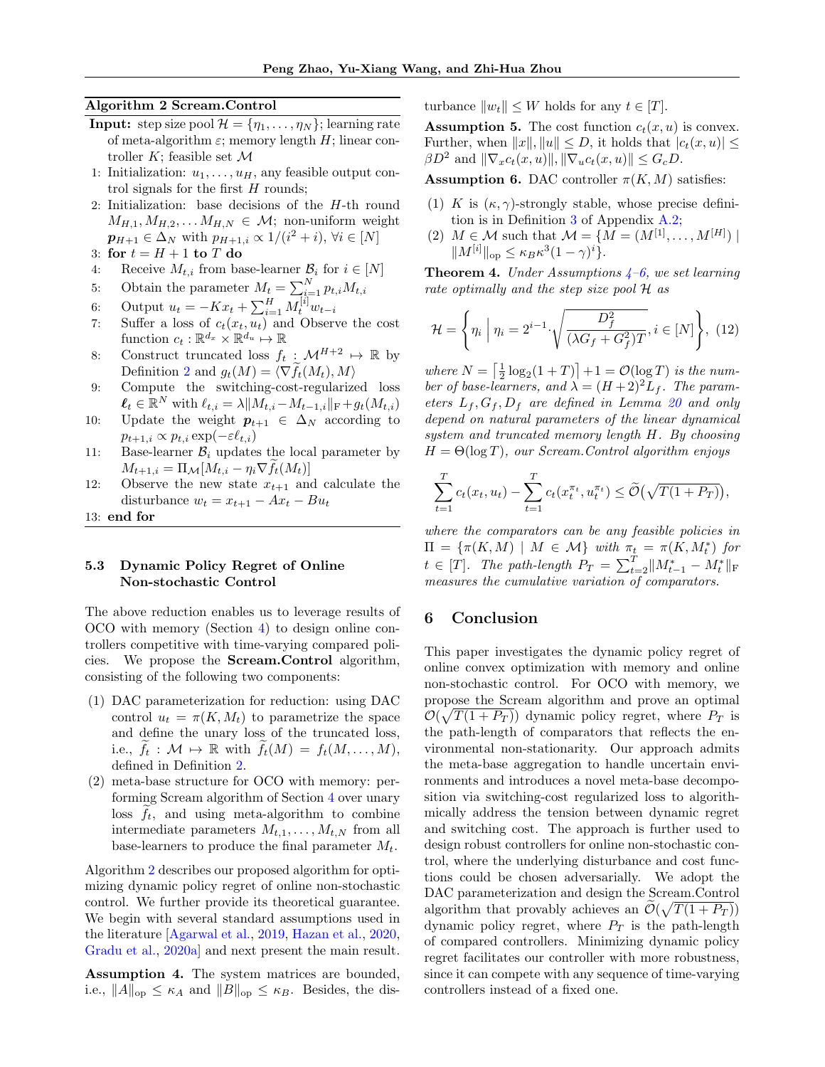**Algorithm 2** Scream.Control

**Input:** step size pool $\mathcal{H} = \{\eta_1, \ldots, \eta_N\}$; learning rate of meta-algorithm $\varepsilon$; memory length $H$; linear controller $K$; feasible set $\mathcal{M}$

1: Initialization: $u_1, \ldots, u_H$, any feasible output control signals for the first $H$ rounds;
2: Initialization: base decisions of the $H$-th round $M_{H,1}, M_{H,2}, \ldots M_{H,N} \in \mathcal{M}$; non-uniform weight $\boldsymbol{p}_{H+1} \in \Delta_N$ with $p_{H+1,i} \propto 1/(i^2+i)$, $\forall i \in [N]$
3: **for** $t = H+1$ **to** $T$ **do**
4: Receive $M_{t,i}$ from base-learner $\mathcal{B}_i$ for $i \in [N]$
5: Obtain the parameter $M_t = \sum_{i=1}^N p_{t,i} M_{t,i}$
6: Output $u_t = -Kx_t + \sum_{i=1}^H M_t^{[i]} w_{t-i}$
7: Suffer a loss of $c_t(x_t, u_t)$ and Observe the cost function $c_t : \mathbb{R}^{d_x} \times \mathbb{R}^{d_u} \mapsto \mathbb{R}$
8: Construct truncated loss $f_t : \mathcal{M}^{H+2} \mapsto \mathbb{R}$ by Definition 2 and $g_t(M) = \langle \nabla \widetilde{f}_t(M_t), M \rangle$
9: Compute the switching-cost-regularized loss $\boldsymbol{\ell}_t \in \mathbb{R}^N$ with $\ell_{t,i} = \lambda \|M_{t,i} - M_{t-1,i}\|_{\mathrm{F}} + g_t(M_{t,i})$
10: Update the weight $\boldsymbol{p}_{t+1} \in \Delta_N$ according to $p_{t+1,i} \propto p_{t,i} \exp(-\varepsilon \ell_{t,i})$
11: Base-learner $\mathcal{B}_i$ updates the local parameter by $M_{t+1,i} = \Pi_{\mathcal{M}}[M_{t,i} - \eta_i \nabla \widetilde{f}_t(M_t)]$
12: Observe the new state $x_{t+1}$ and calculate the disturbance $w_t = x_{t+1} - Ax_t - Bu_t$
13: **end for**

### 5.3 Dynamic Policy Regret of Online Non-stochastic Control

The above reduction enables us to leverage results of OCO with memory (Section 4) to design online controllers competitive with time-varying compared policies. We propose the **Scream.Control** algorithm, consisting of the following two components:

(1) DAC parameterization for reduction: using DAC control $u_t = \pi(K, M_t)$ to parametrize the space and define the unary loss of the truncated loss, i.e., $\widetilde{f}_t : \mathcal{M} \mapsto \mathbb{R}$ with $\widetilde{f}_t(M) = f_t(M, \ldots, M)$, defined in Definition 2.

(2) meta-base structure for OCO with memory: performing Scream algorithm of Section 4 over unary loss $\widetilde{f}_t$, and using meta-algorithm to combine intermediate parameters $M_{t,1}, \ldots, M_{t,N}$ from all base-learners to produce the final parameter $M_t$.

Algorithm 2 describes our proposed algorithm for optimizing dynamic policy regret of online non-stochastic control. We further provide its theoretical guarantee. We begin with several standard assumptions used in the literature [Agarwal et al., 2019, Hazan et al., 2020, Gradu et al., 2020a] and next present the main result.

**Assumption 4.** The system matrices are bounded, i.e., $\|A\|_{\mathrm{op}} \leq \kappa_A$ and $\|B\|_{\mathrm{op}} \leq \kappa_B$. Besides, the disturbance $\|w_t\| \leq W$ holds for any $t \in [T]$.

**Assumption 5.** The cost function $c_t(x, u)$ is convex. Further, when $\|x\|, \|u\| \leq D$, it holds that $|c_t(x, u)| \leq \beta D^2$ and $\|\nabla_x c_t(x, u)\|, \|\nabla_u c_t(x, u)\| \leq G_c D$.

**Assumption 6.** DAC controller $\pi(K, M)$ satisfies:

(1) $K$ is $(\kappa, \gamma)$-strongly stable, whose precise definition is in Definition 3 of Appendix A.2;

(2) $M \in \mathcal{M}$ such that $\mathcal{M} = \{M = (M^{[1]}, \ldots, M^{[H]}) \mid \|M^{[i]}\|_{\mathrm{op}} \leq \kappa_B \kappa^3 (1-\gamma)^i\}$.

**Theorem 4.** *Under Assumptions 4–6, we set learning rate optimally and the step size pool $\mathcal{H}$ as*

$$\mathcal{H} = \left\{ \eta_i \;\Big|\; \eta_i = 2^{i-1} \cdot \sqrt{\frac{D_f^2}{(\lambda G_f + G_f^2)T}}, i \in [N] \right\}, \tag{12}$$

*where $N = \lceil \frac{1}{2} \log_2(1+T) \rceil + 1 = \mathcal{O}(\log T)$ is the number of base-learners, and $\lambda = (H+2)^2 L_f$. The parameters $L_f, G_f, D_f$ are defined in Lemma 20 and only depend on natural parameters of the linear dynamical system and truncated memory length $H$. By choosing $H = \Theta(\log T)$, our Scream.Control algorithm enjoys*

$$\sum_{t=1}^T c_t(x_t, u_t) - \sum_{t=1}^T c_t(x_t^{\pi_t}, u_t^{\pi_t}) \leq \widetilde{\mathcal{O}}\big(\sqrt{T(1+P_T)}\big),$$

*where the comparators can be any feasible policies in $\Pi = \{\pi(K, M) \mid M \in \mathcal{M}\}$ with $\pi_t = \pi(K, M_t^*)$ for $t \in [T]$. The path-length $P_T = \sum_{t=2}^T \|M_{t-1}^* - M_t^*\|_{\mathrm{F}}$ measures the cumulative variation of comparators.*

## 6 Conclusion

This paper investigates the dynamic policy regret of online convex optimization with memory and online non-stochastic control. For OCO with memory, we propose the Scream algorithm and prove an optimal $\mathcal{O}(\sqrt{T(1+P_T)})$ dynamic policy regret, where $P_T$ is the path-length of comparators that reflects the environmental non-stationarity. Our approach admits the meta-base aggregation to handle uncertain environments and introduces a novel meta-base decomposition via switching-cost regularized loss to algorithmically address the tension between dynamic regret and switching cost. The approach is further used to design robust controllers for online non-stochastic control, where the underlying disturbance and cost functions could be chosen adversarially. We adopt the DAC parameterization and design the Scream.Control algorithm that provably achieves an $\widetilde{\mathcal{O}}(\sqrt{T(1+P_T)})$ dynamic policy regret, where $P_T$ is the path-length of compared controllers. Minimizing dynamic policy regret facilitates our controller with more robustness, since it can compete with any sequence of time-varying controllers instead of a fixed one.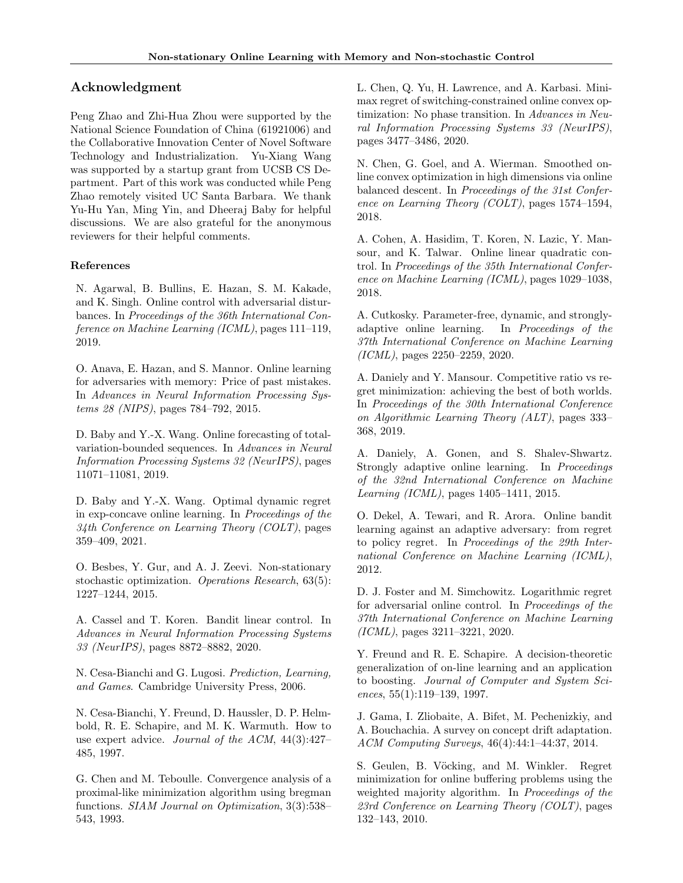## Acknowledgment

Peng Zhao and Zhi-Hua Zhou were supported by the National Science Foundation of China (61921006) and the Collaborative Innovation Center of Novel Software Technology and Industrialization. Yu-Xiang Wang was supported by a startup grant from UCSB CS Department. Part of this work was conducted while Peng Zhao remotely visited UC Santa Barbara. We thank Yu-Hu Yan, Ming Yin, and Dheeraj Baby for helpful discussions. We are also grateful for the anonymous reviewers for their helpful comments.

### References

N. Agarwal, B. Bullins, E. Hazan, S. M. Kakade, and K. Singh. Online control with adversarial disturbances. In *Proceedings of the 36th International Conference on Machine Learning (ICML)*, pages 111–119, 2019.

O. Anava, E. Hazan, and S. Mannor. Online learning for adversaries with memory: Price of past mistakes. In *Advances in Neural Information Processing Systems 28 (NIPS)*, pages 784–792, 2015.

D. Baby and Y.-X. Wang. Online forecasting of total-variation-bounded sequences. In *Advances in Neural Information Processing Systems 32 (NeurIPS)*, pages 11071–11081, 2019.

D. Baby and Y.-X. Wang. Optimal dynamic regret in exp-concave online learning. In *Proceedings of the 34th Conference on Learning Theory (COLT)*, pages 359–409, 2021.

O. Besbes, Y. Gur, and A. J. Zeevi. Non-stationary stochastic optimization. *Operations Research*, 63(5): 1227–1244, 2015.

A. Cassel and T. Koren. Bandit linear control. In *Advances in Neural Information Processing Systems 33 (NeurIPS)*, pages 8872–8882, 2020.

N. Cesa-Bianchi and G. Lugosi. *Prediction, Learning, and Games*. Cambridge University Press, 2006.

N. Cesa-Bianchi, Y. Freund, D. Haussler, D. P. Helmbold, R. E. Schapire, and M. K. Warmuth. How to use expert advice. *Journal of the ACM*, 44(3):427–485, 1997.

G. Chen and M. Teboulle. Convergence analysis of a proximal-like minimization algorithm using bregman functions. *SIAM Journal on Optimization*, 3(3):538–543, 1993.

L. Chen, Q. Yu, H. Lawrence, and A. Karbasi. Minimax regret of switching-constrained online convex optimization: No phase transition. In *Advances in Neural Information Processing Systems 33 (NeurIPS)*, pages 3477–3486, 2020.

N. Chen, G. Goel, and A. Wierman. Smoothed online convex optimization in high dimensions via online balanced descent. In *Proceedings of the 31st Conference on Learning Theory (COLT)*, pages 1574–1594, 2018.

A. Cohen, A. Hasidim, T. Koren, N. Lazic, Y. Mansour, and K. Talwar. Online linear quadratic control. In *Proceedings of the 35th International Conference on Machine Learning (ICML)*, pages 1029–1038, 2018.

A. Cutkosky. Parameter-free, dynamic, and strongly-adaptive online learning. In *Proceedings of the 37th International Conference on Machine Learning (ICML)*, pages 2250–2259, 2020.

A. Daniely and Y. Mansour. Competitive ratio vs regret minimization: achieving the best of both worlds. In *Proceedings of the 30th International Conference on Algorithmic Learning Theory (ALT)*, pages 333–368, 2019.

A. Daniely, A. Gonen, and S. Shalev-Shwartz. Strongly adaptive online learning. In *Proceedings of the 32nd International Conference on Machine Learning (ICML)*, pages 1405–1411, 2015.

O. Dekel, A. Tewari, and R. Arora. Online bandit learning against an adaptive adversary: from regret to policy regret. In *Proceedings of the 29th International Conference on Machine Learning (ICML)*, 2012.

D. J. Foster and M. Simchowitz. Logarithmic regret for adversarial online control. In *Proceedings of the 37th International Conference on Machine Learning (ICML)*, pages 3211–3221, 2020.

Y. Freund and R. E. Schapire. A decision-theoretic generalization of on-line learning and an application to boosting. *Journal of Computer and System Sciences*, 55(1):119–139, 1997.

J. Gama, I. Zliobaite, A. Bifet, M. Pechenizkiy, and A. Bouchachia. A survey on concept drift adaptation. *ACM Computing Surveys*, 46(4):44:1–44:37, 2014.

S. Geulen, B. Vöcking, and M. Winkler. Regret minimization for online buffering problems using the weighted majority algorithm. In *Proceedings of the 23rd Conference on Learning Theory (COLT)*, pages 132–143, 2010.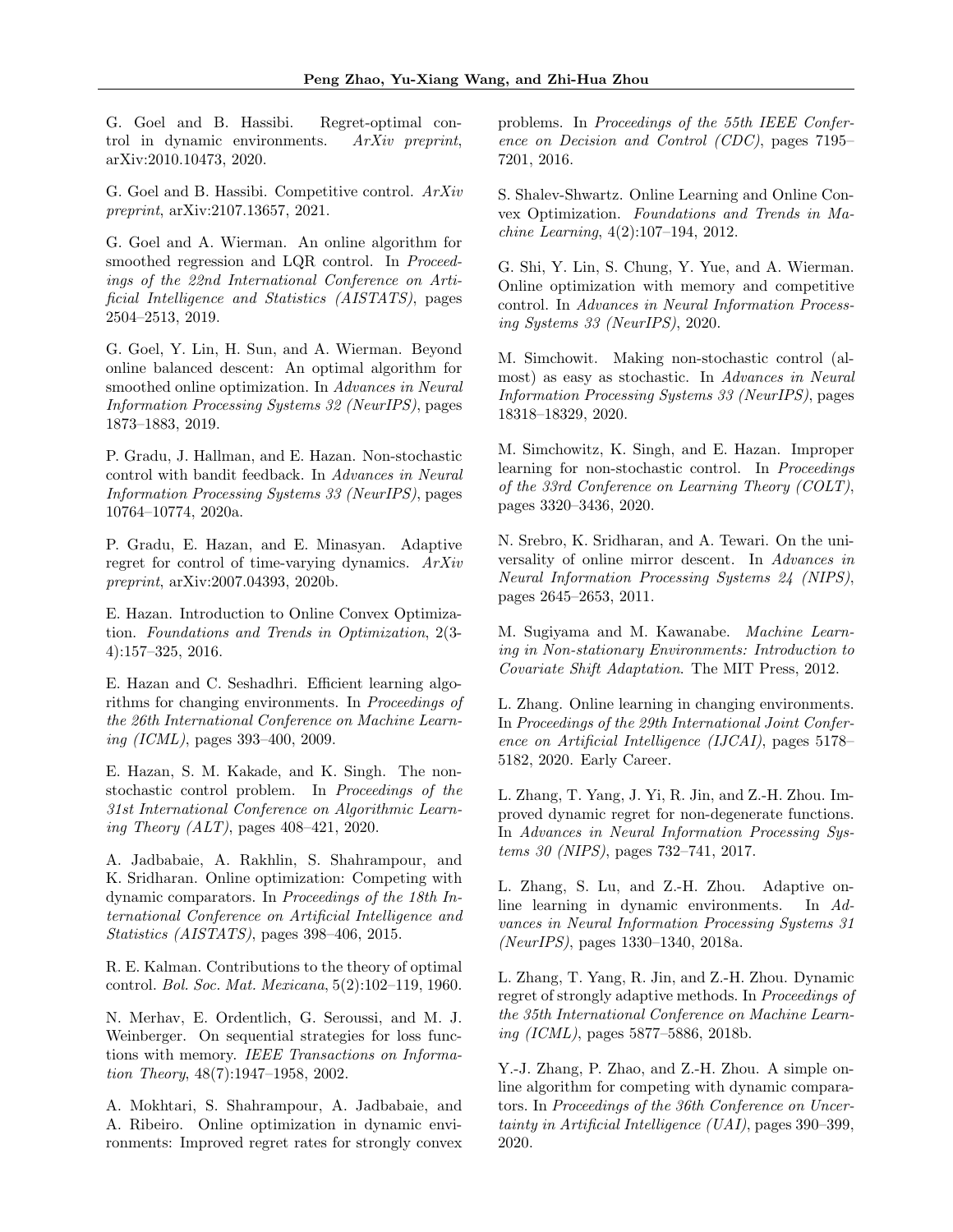G. Goel and B. Hassibi. Regret-optimal control in dynamic environments. *ArXiv preprint*, arXiv:2010.10473, 2020.

G. Goel and B. Hassibi. Competitive control. *ArXiv preprint*, arXiv:2107.13657, 2021.

G. Goel and A. Wierman. An online algorithm for smoothed regression and LQR control. In *Proceedings of the 22nd International Conference on Artificial Intelligence and Statistics (AISTATS)*, pages 2504–2513, 2019.

G. Goel, Y. Lin, H. Sun, and A. Wierman. Beyond online balanced descent: An optimal algorithm for smoothed online optimization. In *Advances in Neural Information Processing Systems 32 (NeurIPS)*, pages 1873–1883, 2019.

P. Gradu, J. Hallman, and E. Hazan. Non-stochastic control with bandit feedback. In *Advances in Neural Information Processing Systems 33 (NeurIPS)*, pages 10764–10774, 2020a.

P. Gradu, E. Hazan, and E. Minasyan. Adaptive regret for control of time-varying dynamics. *ArXiv preprint*, arXiv:2007.04393, 2020b.

E. Hazan. Introduction to Online Convex Optimization. *Foundations and Trends in Optimization*, 2(3-4):157–325, 2016.

E. Hazan and C. Seshadhri. Efficient learning algorithms for changing environments. In *Proceedings of the 26th International Conference on Machine Learning (ICML)*, pages 393–400, 2009.

E. Hazan, S. M. Kakade, and K. Singh. The nonstochastic control problem. In *Proceedings of the 31st International Conference on Algorithmic Learning Theory (ALT)*, pages 408–421, 2020.

A. Jadbabaie, A. Rakhlin, S. Shahrampour, and K. Sridharan. Online optimization: Competing with dynamic comparators. In *Proceedings of the 18th International Conference on Artificial Intelligence and Statistics (AISTATS)*, pages 398–406, 2015.

R. E. Kalman. Contributions to the theory of optimal control. *Bol. Soc. Mat. Mexicana*, 5(2):102–119, 1960.

N. Merhav, E. Ordentlich, G. Seroussi, and M. J. Weinberger. On sequential strategies for loss functions with memory. *IEEE Transactions on Information Theory*, 48(7):1947–1958, 2002.

A. Mokhtari, S. Shahrampour, A. Jadbabaie, and A. Ribeiro. Online optimization in dynamic environments: Improved regret rates for strongly convex problems. In *Proceedings of the 55th IEEE Conference on Decision and Control (CDC)*, pages 7195–7201, 2016.

S. Shalev-Shwartz. Online Learning and Online Convex Optimization. *Foundations and Trends in Machine Learning*, 4(2):107–194, 2012.

G. Shi, Y. Lin, S. Chung, Y. Yue, and A. Wierman. Online optimization with memory and competitive control. In *Advances in Neural Information Processing Systems 33 (NeurIPS)*, 2020.

M. Simchowit. Making non-stochastic control (almost) as easy as stochastic. In *Advances in Neural Information Processing Systems 33 (NeurIPS)*, pages 18318–18329, 2020.

M. Simchowitz, K. Singh, and E. Hazan. Improper learning for non-stochastic control. In *Proceedings of the 33rd Conference on Learning Theory (COLT)*, pages 3320–3436, 2020.

N. Srebro, K. Sridharan, and A. Tewari. On the universality of online mirror descent. In *Advances in Neural Information Processing Systems 24 (NIPS)*, pages 2645–2653, 2011.

M. Sugiyama and M. Kawanabe. *Machine Learning in Non-stationary Environments: Introduction to Covariate Shift Adaptation*. The MIT Press, 2012.

L. Zhang. Online learning in changing environments. In *Proceedings of the 29th International Joint Conference on Artificial Intelligence (IJCAI)*, pages 5178–5182, 2020. Early Career.

L. Zhang, T. Yang, J. Yi, R. Jin, and Z.-H. Zhou. Improved dynamic regret for non-degenerate functions. In *Advances in Neural Information Processing Systems 30 (NIPS)*, pages 732–741, 2017.

L. Zhang, S. Lu, and Z.-H. Zhou. Adaptive online learning in dynamic environments. In *Advances in Neural Information Processing Systems 31 (NeurIPS)*, pages 1330–1340, 2018a.

L. Zhang, T. Yang, R. Jin, and Z.-H. Zhou. Dynamic regret of strongly adaptive methods. In *Proceedings of the 35th International Conference on Machine Learning (ICML)*, pages 5877–5886, 2018b.

Y.-J. Zhang, P. Zhao, and Z.-H. Zhou. A simple online algorithm for competing with dynamic comparators. In *Proceedings of the 36th Conference on Uncertainty in Artificial Intelligence (UAI)*, pages 390–399, 2020.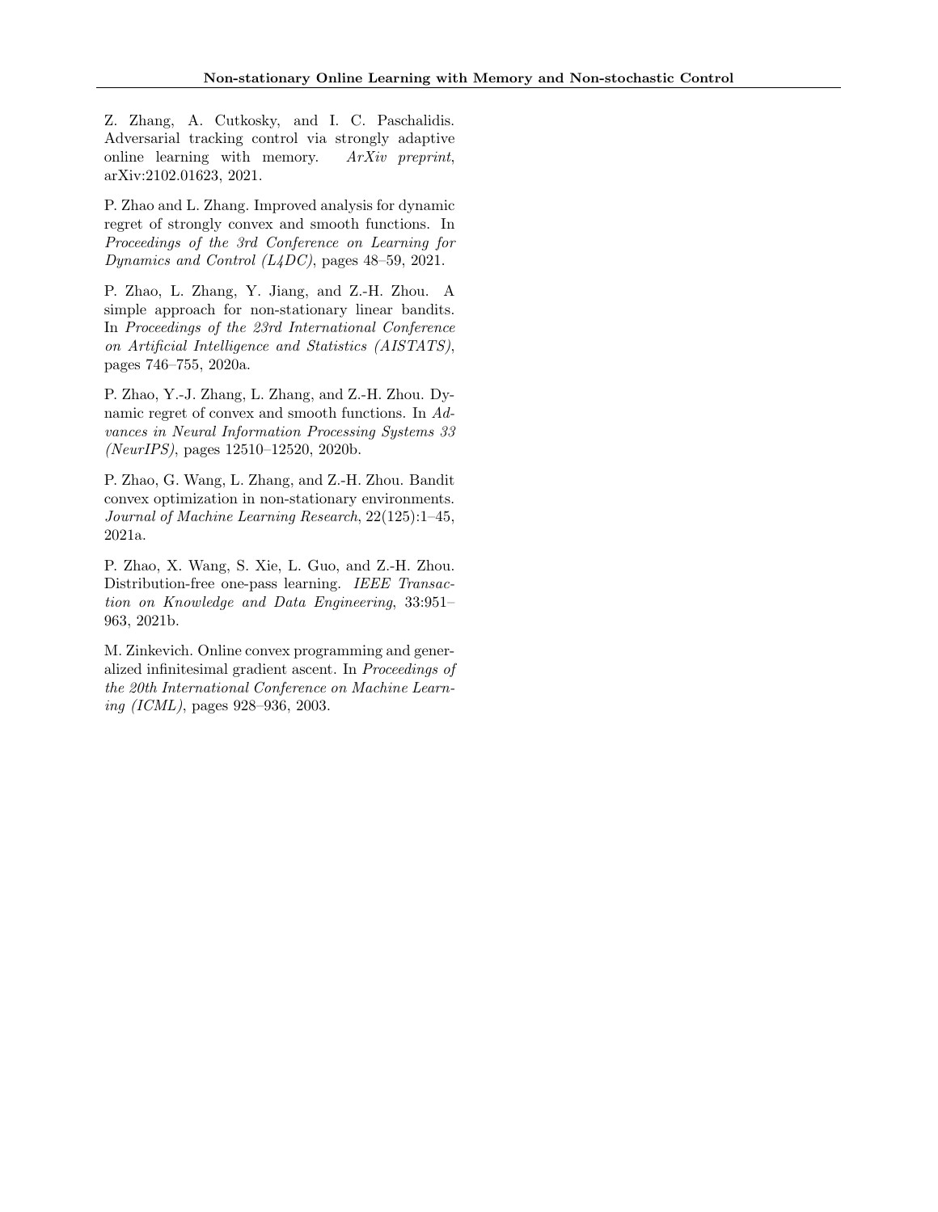Z. Zhang, A. Cutkosky, and I. C. Paschalidis. Adversarial tracking control via strongly adaptive online learning with memory. *ArXiv preprint*, arXiv:2102.01623, 2021.

P. Zhao and L. Zhang. Improved analysis for dynamic regret of strongly convex and smooth functions. In *Proceedings of the 3rd Conference on Learning for Dynamics and Control (L4DC)*, pages 48–59, 2021.

P. Zhao, L. Zhang, Y. Jiang, and Z.-H. Zhou. A simple approach for non-stationary linear bandits. In *Proceedings of the 23rd International Conference on Artificial Intelligence and Statistics (AISTATS)*, pages 746–755, 2020a.

P. Zhao, Y.-J. Zhang, L. Zhang, and Z.-H. Zhou. Dynamic regret of convex and smooth functions. In *Advances in Neural Information Processing Systems 33 (NeurIPS)*, pages 12510–12520, 2020b.

P. Zhao, G. Wang, L. Zhang, and Z.-H. Zhou. Bandit convex optimization in non-stationary environments. *Journal of Machine Learning Research*, 22(125):1–45, 2021a.

P. Zhao, X. Wang, S. Xie, L. Guo, and Z.-H. Zhou. Distribution-free one-pass learning. *IEEE Transaction on Knowledge and Data Engineering*, 33:951–963, 2021b.

M. Zinkevich. Online convex programming and generalized infinitesimal gradient ascent. In *Proceedings of the 20th International Conference on Machine Learning (ICML)*, pages 928–936, 2003.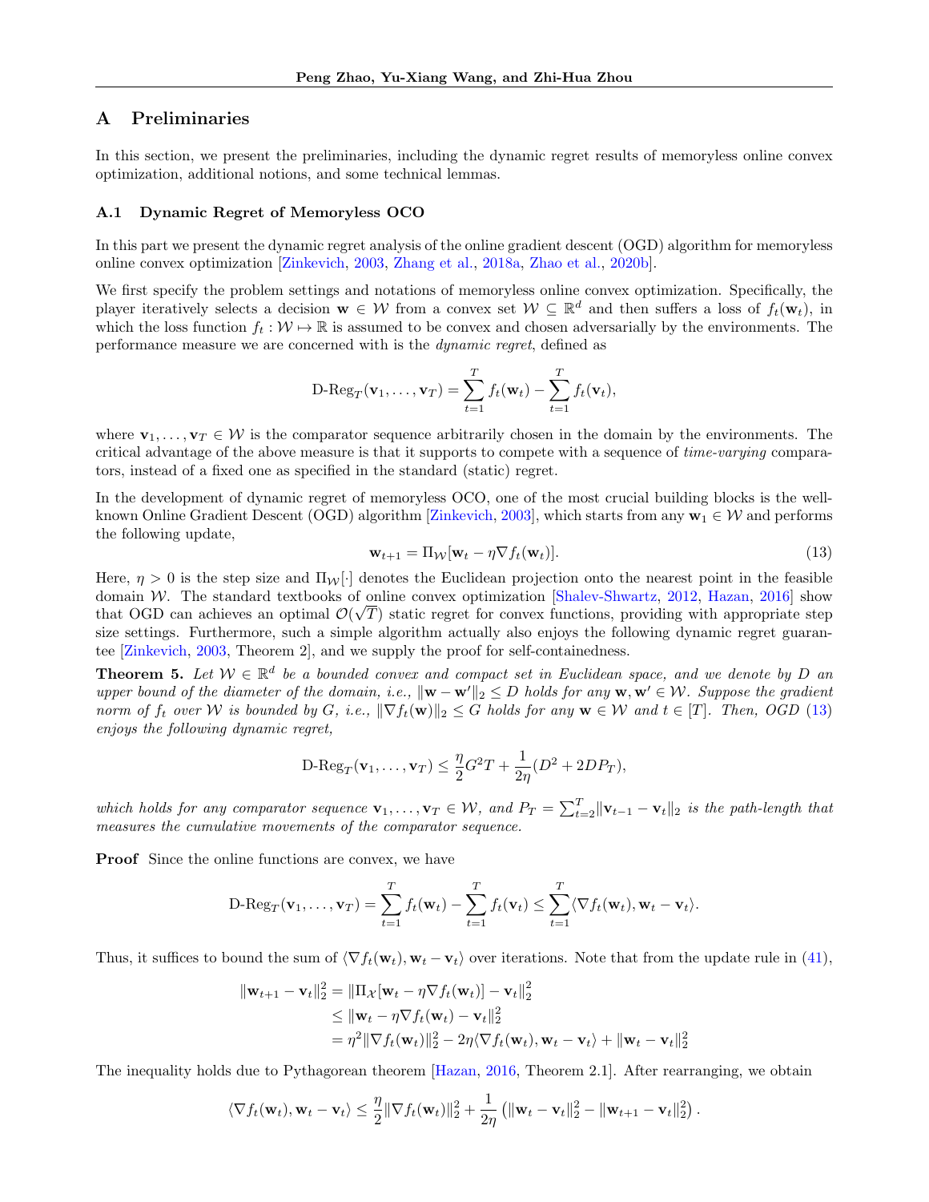# A Preliminaries

In this section, we present the preliminaries, including the dynamic regret results of memoryless online convex optimization, additional notions, and some technical lemmas.

## A.1 Dynamic Regret of Memoryless OCO

In this part we present the dynamic regret analysis of the online gradient descent (OGD) algorithm for memoryless online convex optimization [Zinkevich, 2003, Zhang et al., 2018a, Zhao et al., 2020b].

We first specify the problem settings and notations of memoryless online convex optimization. Specifically, the player iteratively selects a decision $\mathbf{w} \in \mathcal{W}$ from a convex set $\mathcal{W} \subseteq \mathbb{R}^d$ and then suffers a loss of $f_t(\mathbf{w}_t)$, in which the loss function $f_t : \mathcal{W} \mapsto \mathbb{R}$ is assumed to be convex and chosen adversarially by the environments. The performance measure we are concerned with is the *dynamic regret*, defined as

$$\text{D-Reg}_T(\mathbf{v}_1, \ldots, \mathbf{v}_T) = \sum_{t=1}^{T} f_t(\mathbf{w}_t) - \sum_{t=1}^{T} f_t(\mathbf{v}_t),$$

where $\mathbf{v}_1, \ldots, \mathbf{v}_T \in \mathcal{W}$ is the comparator sequence arbitrarily chosen in the domain by the environments. The critical advantage of the above measure is that it supports to compete with a sequence of *time-varying* comparators, instead of a fixed one as specified in the standard (static) regret.

In the development of dynamic regret of memoryless OCO, one of the most crucial building blocks is the well-known Online Gradient Descent (OGD) algorithm [Zinkevich, 2003], which starts from any $\mathbf{w}_1 \in \mathcal{W}$ and performs the following update,

$$\mathbf{w}_{t+1} = \Pi_{\mathcal{W}}[\mathbf{w}_t - \eta \nabla f_t(\mathbf{w}_t)]. \tag{13}$$

Here, $\eta > 0$ is the step size and $\Pi_{\mathcal{W}}[\cdot]$ denotes the Euclidean projection onto the nearest point in the feasible domain $\mathcal{W}$. The standard textbooks of online convex optimization [Shalev-Shwartz, 2012, Hazan, 2016] show that OGD can achieves an optimal $\mathcal{O}(\sqrt{T})$ static regret for convex functions, providing with appropriate step size settings. Furthermore, such a simple algorithm actually also enjoys the following dynamic regret guarantee [Zinkevich, 2003, Theorem 2], and we supply the proof for self-containedness.

**Theorem 5.** *Let $\mathcal{W} \in \mathbb{R}^d$ be a bounded convex and compact set in Euclidean space, and we denote by $D$ an upper bound of the diameter of the domain, i.e., $\|\mathbf{w} - \mathbf{w}'\|_2 \leq D$ holds for any $\mathbf{w}, \mathbf{w}' \in \mathcal{W}$. Suppose the gradient norm of $f_t$ over $\mathcal{W}$ is bounded by $G$, i.e., $\|\nabla f_t(\mathbf{w})\|_2 \leq G$ holds for any $\mathbf{w} \in \mathcal{W}$ and $t \in [T]$. Then, OGD (13) enjoys the following dynamic regret,*

$$\text{D-Reg}_T(\mathbf{v}_1, \ldots, \mathbf{v}_T) \leq \frac{\eta}{2} G^2 T + \frac{1}{2\eta}(D^2 + 2DP_T),$$

*which holds for any comparator sequence $\mathbf{v}_1, \ldots, \mathbf{v}_T \in \mathcal{W}$, and $P_T = \sum_{t=2}^{T} \|\mathbf{v}_{t-1} - \mathbf{v}_t\|_2$ is the path-length that measures the cumulative movements of the comparator sequence.*

**Proof** Since the online functions are convex, we have

$$\text{D-Reg}_T(\mathbf{v}_1, \ldots, \mathbf{v}_T) = \sum_{t=1}^{T} f_t(\mathbf{w}_t) - \sum_{t=1}^{T} f_t(\mathbf{v}_t) \leq \sum_{t=1}^{T} \langle \nabla f_t(\mathbf{w}_t), \mathbf{w}_t - \mathbf{v}_t \rangle.$$

Thus, it suffices to bound the sum of $\langle \nabla f_t(\mathbf{w}_t), \mathbf{w}_t - \mathbf{v}_t \rangle$ over iterations. Note that from the update rule in (41),

$$\begin{aligned}
\|\mathbf{w}_{t+1} - \mathbf{v}_t\|_2^2 &= \|\Pi_{\mathcal{X}}[\mathbf{w}_t - \eta \nabla f_t(\mathbf{w}_t)] - \mathbf{v}_t\|_2^2 \\
&\leq \|\mathbf{w}_t - \eta \nabla f_t(\mathbf{w}_t) - \mathbf{v}_t\|_2^2 \\
&= \eta^2 \|\nabla f_t(\mathbf{w}_t)\|_2^2 - 2\eta \langle \nabla f_t(\mathbf{w}_t), \mathbf{w}_t - \mathbf{v}_t \rangle + \|\mathbf{w}_t - \mathbf{v}_t\|_2^2
\end{aligned}$$

The inequality holds due to Pythagorean theorem [Hazan, 2016, Theorem 2.1]. After rearranging, we obtain

$$\langle \nabla f_t(\mathbf{w}_t), \mathbf{w}_t - \mathbf{v}_t \rangle \leq \frac{\eta}{2} \|\nabla f_t(\mathbf{w}_t)\|_2^2 + \frac{1}{2\eta} \left( \|\mathbf{w}_t - \mathbf{v}_t\|_2^2 - \|\mathbf{w}_{t+1} - \mathbf{v}_t\|_2^2 \right).$$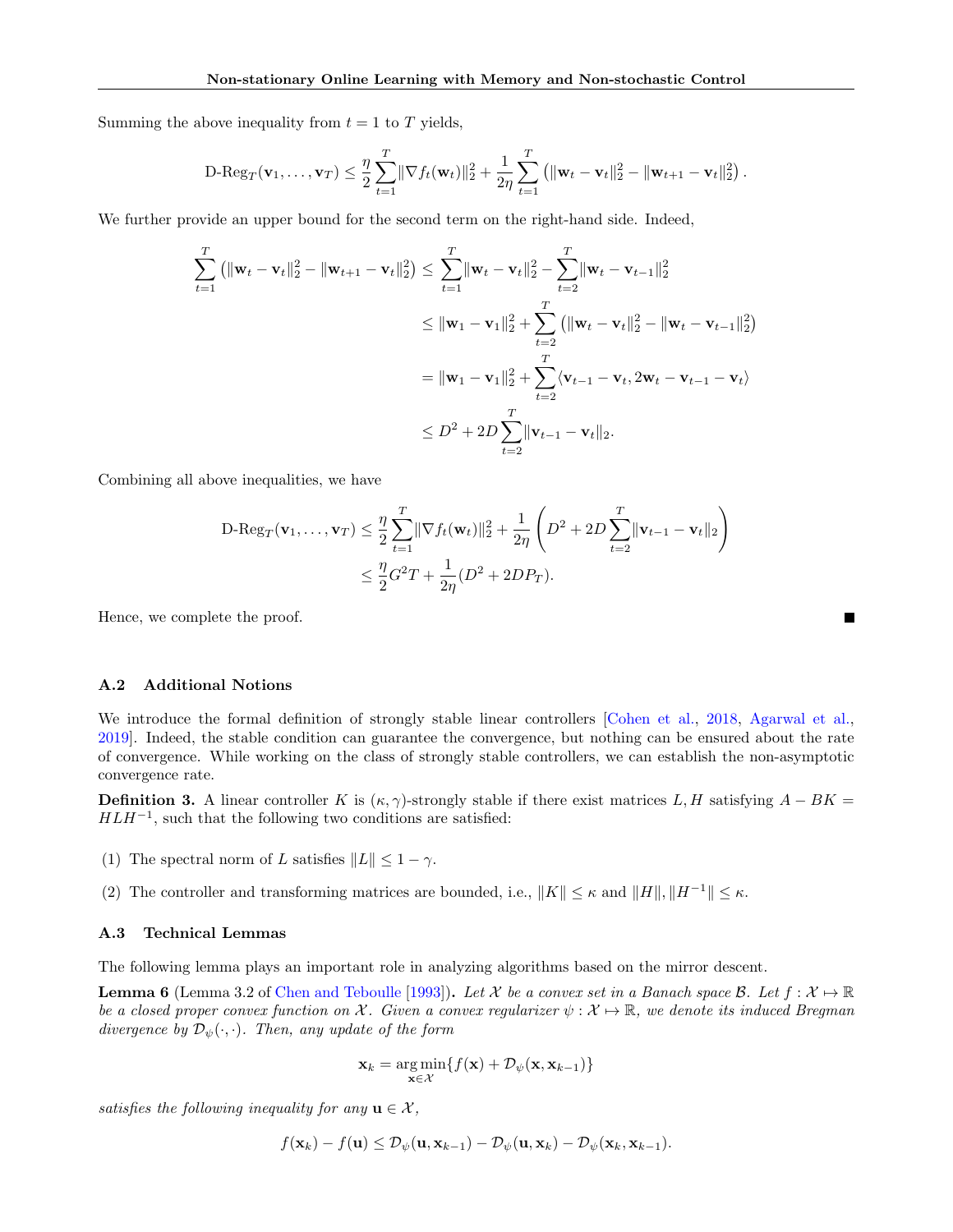Summing the above inequality from $t = 1$ to $T$ yields,

$$\text{D-Reg}_T(\mathbf{v}_1, \ldots, \mathbf{v}_T) \leq \frac{\eta}{2} \sum_{t=1}^{T} \|\nabla f_t(\mathbf{w}_t)\|_2^2 + \frac{1}{2\eta} \sum_{t=1}^{T} \left( \|\mathbf{w}_t - \mathbf{v}_t\|_2^2 - \|\mathbf{w}_{t+1} - \mathbf{v}_t\|_2^2 \right).$$

We further provide an upper bound for the second term on the right-hand side. Indeed,

$$\begin{aligned}
\sum_{t=1}^{T} \left( \|\mathbf{w}_t - \mathbf{v}_t\|_2^2 - \|\mathbf{w}_{t+1} - \mathbf{v}_t\|_2^2 \right) &\leq \sum_{t=1}^{T} \|\mathbf{w}_t - \mathbf{v}_t\|_2^2 - \sum_{t=2}^{T} \|\mathbf{w}_t - \mathbf{v}_{t-1}\|_2^2 \\
&\leq \|\mathbf{w}_1 - \mathbf{v}_1\|_2^2 + \sum_{t=2}^{T} \left( \|\mathbf{w}_t - \mathbf{v}_t\|_2^2 - \|\mathbf{w}_t - \mathbf{v}_{t-1}\|_2^2 \right) \\
&= \|\mathbf{w}_1 - \mathbf{v}_1\|_2^2 + \sum_{t=2}^{T} \langle \mathbf{v}_{t-1} - \mathbf{v}_t, 2\mathbf{w}_t - \mathbf{v}_{t-1} - \mathbf{v}_t \rangle \\
&\leq D^2 + 2D \sum_{t=2}^{T} \|\mathbf{v}_{t-1} - \mathbf{v}_t\|_2.
\end{aligned}$$

Combining all above inequalities, we have

$$\begin{aligned}
\text{D-Reg}_T(\mathbf{v}_1, \ldots, \mathbf{v}_T) &\leq \frac{\eta}{2} \sum_{t=1}^{T} \|\nabla f_t(\mathbf{w}_t)\|_2^2 + \frac{1}{2\eta} \left( D^2 + 2D \sum_{t=2}^{T} \|\mathbf{v}_{t-1} - \mathbf{v}_t\|_2 \right) \\
&\leq \frac{\eta}{2} G^2 T + \frac{1}{2\eta} (D^2 + 2DP_T).
\end{aligned}$$

Hence, we complete the proof. ∎

### A.2 Additional Notions

We introduce the formal definition of strongly stable linear controllers [Cohen et al., 2018, Agarwal et al., 2019]. Indeed, the stable condition can guarantee the convergence, but nothing can be ensured about the rate of convergence. While working on the class of strongly stable controllers, we can establish the non-asymptotic convergence rate.

**Definition 3.** A linear controller $K$ is $(\kappa, \gamma)$-strongly stable if there exist matrices $L, H$ satisfying $A - BK = HLH^{-1}$, such that the following two conditions are satisfied:

(1) The spectral norm of $L$ satisfies $\|L\| \leq 1 - \gamma$.

(2) The controller and transforming matrices are bounded, i.e., $\|K\| \leq \kappa$ and $\|H\|, \|H^{-1}\| \leq \kappa$.

### A.3 Technical Lemmas

The following lemma plays an important role in analyzing algorithms based on the mirror descent.

**Lemma 6** (Lemma 3.2 of Chen and Teboulle [1993])**.** *Let $\mathcal{X}$ be a convex set in a Banach space $\mathcal{B}$. Let $f : \mathcal{X} \mapsto \mathbb{R}$ be a closed proper convex function on $\mathcal{X}$. Given a convex regularizer $\psi : \mathcal{X} \mapsto \mathbb{R}$, we denote its induced Bregman divergence by $\mathcal{D}_\psi(\cdot, \cdot)$. Then, any update of the form*

$$\mathbf{x}_k = \operatorname*{arg\,min}_{\mathbf{x} \in \mathcal{X}} \{ f(\mathbf{x}) + \mathcal{D}_\psi(\mathbf{x}, \mathbf{x}_{k-1}) \}$$

*satisfies the following inequality for any $\mathbf{u} \in \mathcal{X}$,*

$$f(\mathbf{x}_k) - f(\mathbf{u}) \leq \mathcal{D}_\psi(\mathbf{u}, \mathbf{x}_{k-1}) - \mathcal{D}_\psi(\mathbf{u}, \mathbf{x}_k) - \mathcal{D}_\psi(\mathbf{x}_k, \mathbf{x}_{k-1}).$$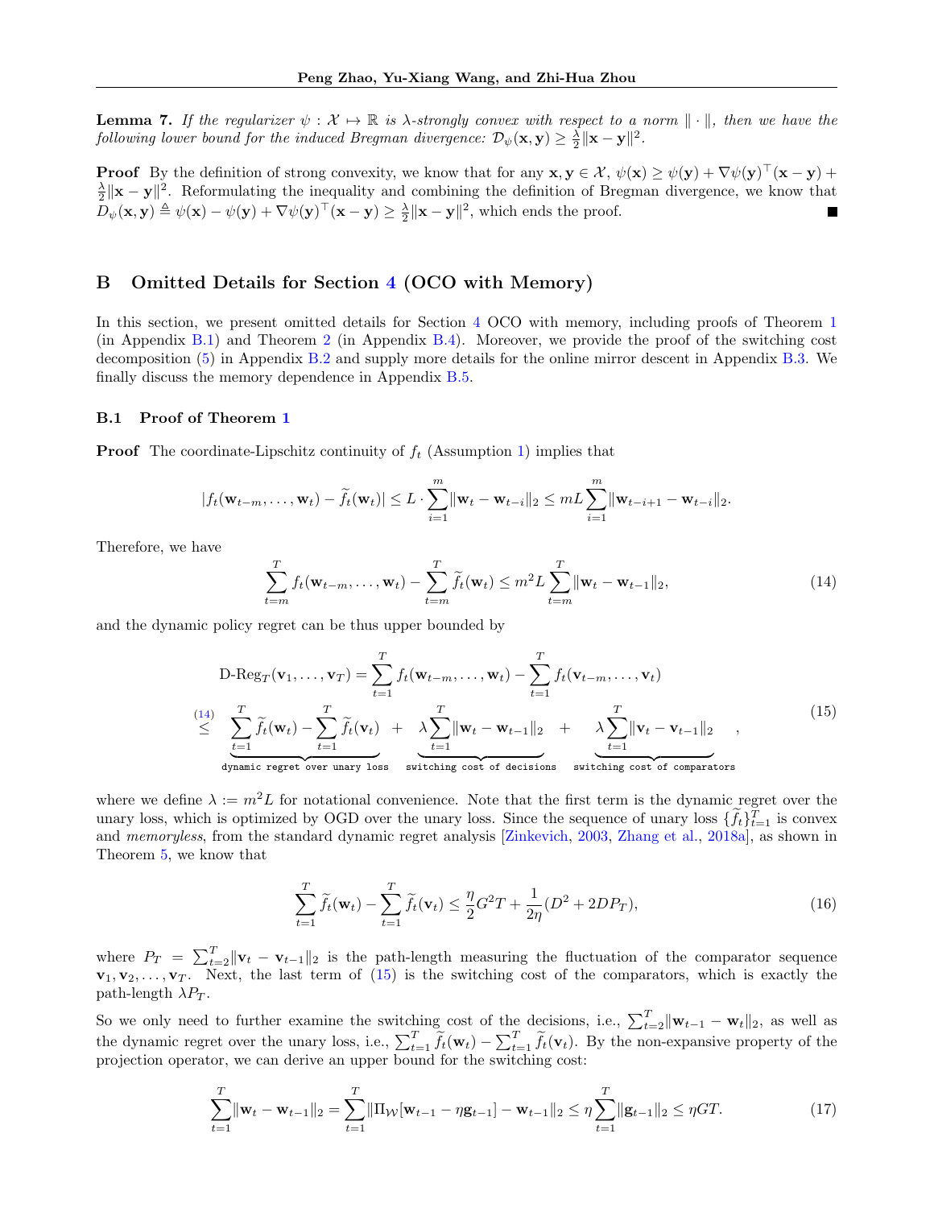**Lemma 7.** *If the regularizer $\psi : \mathcal{X} \mapsto \mathbb{R}$ is $\lambda$-strongly convex with respect to a norm $\|\cdot\|$, then we have the following lower bound for the induced Bregman divergence: $\mathcal{D}_\psi(\mathbf{x}, \mathbf{y}) \geq \frac{\lambda}{2}\|\mathbf{x} - \mathbf{y}\|^2$.*

**Proof** By the definition of strong convexity, we know that for any $\mathbf{x}, \mathbf{y} \in \mathcal{X}$, $\psi(\mathbf{x}) \geq \psi(\mathbf{y}) + \nabla\psi(\mathbf{y})^\top(\mathbf{x} - \mathbf{y}) + \frac{\lambda}{2}\|\mathbf{x} - \mathbf{y}\|^2$. Reformulating the inequality and combining the definition of Bregman divergence, we know that $D_\psi(\mathbf{x}, \mathbf{y}) \triangleq \psi(\mathbf{x}) - \psi(\mathbf{y}) + \nabla\psi(\mathbf{y})^\top(\mathbf{x} - \mathbf{y}) \geq \frac{\lambda}{2}\|\mathbf{x} - \mathbf{y}\|^2$, which ends the proof. ∎

## B Omitted Details for Section 4 (OCO with Memory)

In this section, we present omitted details for Section 4 OCO with memory, including proofs of Theorem 1 (in Appendix B.1) and Theorem 2 (in Appendix B.4). Moreover, we provide the proof of the switching cost decomposition (5) in Appendix B.2 and supply more details for the online mirror descent in Appendix B.3. We finally discuss the memory dependence in Appendix B.5.

### B.1 Proof of Theorem 1

**Proof** The coordinate-Lipschitz continuity of $f_t$ (Assumption 1) implies that

$$|f_t(\mathbf{w}_{t-m}, \ldots, \mathbf{w}_t) - \widetilde{f}_t(\mathbf{w}_t)| \leq L \cdot \sum_{i=1}^{m} \|\mathbf{w}_t - \mathbf{w}_{t-i}\|_2 \leq mL \sum_{i=1}^{m} \|\mathbf{w}_{t-i+1} - \mathbf{w}_{t-i}\|_2.$$

Therefore, we have

$$\sum_{t=m}^{T} f_t(\mathbf{w}_{t-m}, \ldots, \mathbf{w}_t) - \sum_{t=m}^{T} \widetilde{f}_t(\mathbf{w}_t) \leq m^2 L \sum_{t=m}^{T} \|\mathbf{w}_t - \mathbf{w}_{t-1}\|_2, \tag{14}$$

and the dynamic policy regret can be thus upper bounded by

$$\begin{aligned}
\text{D-Reg}_T(\mathbf{v}_1, \ldots, \mathbf{v}_T) &= \sum_{t=1}^{T} f_t(\mathbf{w}_{t-m}, \ldots, \mathbf{w}_t) - \sum_{t=1}^{T} f_t(\mathbf{v}_{t-m}, \ldots, \mathbf{v}_t) \\
&\overset{(14)}{\leq} \underbrace{\sum_{t=1}^{T} \widetilde{f}_t(\mathbf{w}_t) - \sum_{t=1}^{T} \widetilde{f}_t(\mathbf{v}_t)}_{\texttt{dynamic regret over unary loss}} + \underbrace{\lambda \sum_{t=1}^{T} \|\mathbf{w}_t - \mathbf{w}_{t-1}\|_2}_{\texttt{switching cost of decisions}} + \underbrace{\lambda \sum_{t=1}^{T} \|\mathbf{v}_t - \mathbf{v}_{t-1}\|_2}_{\texttt{switching cost of comparators}},
\end{aligned} \tag{15}$$

where we define $\lambda := m^2 L$ for notational convenience. Note that the first term is the dynamic regret over the unary loss, which is optimized by OGD over the unary loss. Since the sequence of unary loss $\{\widetilde{f}_t\}_{t=1}^T$ is convex and *memoryless*, from the standard dynamic regret analysis [Zinkevich, 2003, Zhang et al., 2018a], as shown in Theorem 5, we know that

$$\sum_{t=1}^{T} \widetilde{f}_t(\mathbf{w}_t) - \sum_{t=1}^{T} \widetilde{f}_t(\mathbf{v}_t) \leq \frac{\eta}{2} G^2 T + \frac{1}{2\eta}(D^2 + 2DP_T), \tag{16}$$

where $P_T = \sum_{t=2}^{T} \|\mathbf{v}_t - \mathbf{v}_{t-1}\|_2$ is the path-length measuring the fluctuation of the comparator sequence $\mathbf{v}_1, \mathbf{v}_2, \ldots, \mathbf{v}_T$. Next, the last term of (15) is the switching cost of the comparators, which is exactly the path-length $\lambda P_T$.

So we only need to further examine the switching cost of the decisions, i.e., $\sum_{t=2}^{T} \|\mathbf{w}_{t-1} - \mathbf{w}_t\|_2$, as well as the dynamic regret over the unary loss, i.e., $\sum_{t=1}^{T} \widetilde{f}_t(\mathbf{w}_t) - \sum_{t=1}^{T} \widetilde{f}_t(\mathbf{v}_t)$. By the non-expansive property of the projection operator, we can derive an upper bound for the switching cost:

$$\sum_{t=1}^{T} \|\mathbf{w}_t - \mathbf{w}_{t-1}\|_2 = \sum_{t=1}^{T} \|\Pi_{\mathcal{W}}[\mathbf{w}_{t-1} - \eta \mathbf{g}_{t-1}] - \mathbf{w}_{t-1}\|_2 \leq \eta \sum_{t=1}^{T} \|\mathbf{g}_{t-1}\|_2 \leq \eta G T. \tag{17}$$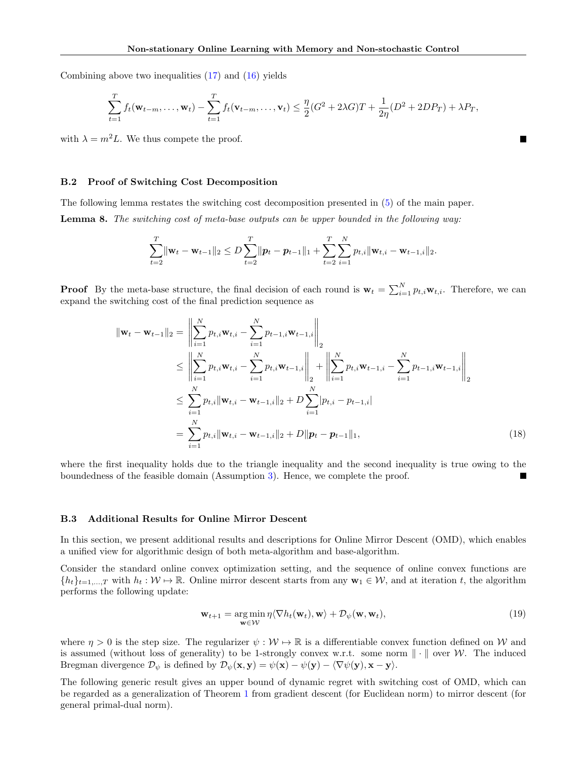Combining above two inequalities (17) and (16) yields

$$\sum_{t=1}^{T} f_t(\mathbf{w}_{t-m}, \ldots, \mathbf{w}_t) - \sum_{t=1}^{T} f_t(\mathbf{v}_{t-m}, \ldots, \mathbf{v}_t) \leq \frac{\eta}{2}(G^2 + 2\lambda G)T + \frac{1}{2\eta}(D^2 + 2DP_T) + \lambda P_T,$$

with $\lambda = m^2 L$. We thus compete the proof. ∎

### B.2 Proof of Switching Cost Decomposition

The following lemma restates the switching cost decomposition presented in (5) of the main paper.

**Lemma 8.** *The switching cost of meta-base outputs can be upper bounded in the following way:*

$$\sum_{t=2}^{T} \|\mathbf{w}_t - \mathbf{w}_{t-1}\|_2 \leq D \sum_{t=2}^{T} \|\boldsymbol{p}_t - \boldsymbol{p}_{t-1}\|_1 + \sum_{t=2}^{T} \sum_{i=1}^{N} p_{t,i} \|\mathbf{w}_{t,i} - \mathbf{w}_{t-1,i}\|_2.$$

**Proof** By the meta-base structure, the final decision of each round is $\mathbf{w}_t = \sum_{i=1}^{N} p_{t,i} \mathbf{w}_{t,i}$. Therefore, we can expand the switching cost of the final prediction sequence as

$$\begin{aligned}
\|\mathbf{w}_t - \mathbf{w}_{t-1}\|_2 &= \left\| \sum_{i=1}^{N} p_{t,i} \mathbf{w}_{t,i} - \sum_{i=1}^{N} p_{t-1,i} \mathbf{w}_{t-1,i} \right\|_2 \\
&\leq \left\| \sum_{i=1}^{N} p_{t,i} \mathbf{w}_{t,i} - \sum_{i=1}^{N} p_{t,i} \mathbf{w}_{t-1,i} \right\|_2 + \left\| \sum_{i=1}^{N} p_{t,i} \mathbf{w}_{t-1,i} - \sum_{i=1}^{N} p_{t-1,i} \mathbf{w}_{t-1,i} \right\|_2 \\
&\leq \sum_{i=1}^{N} p_{t,i} \|\mathbf{w}_{t,i} - \mathbf{w}_{t-1,i}\|_2 + D \sum_{i=1}^{N} |p_{t,i} - p_{t-1,i}| \\
&= \sum_{i=1}^{N} p_{t,i} \|\mathbf{w}_{t,i} - \mathbf{w}_{t-1,i}\|_2 + D \|\boldsymbol{p}_t - \boldsymbol{p}_{t-1}\|_1,
\end{aligned} \tag{18}$$

where the first inequality holds due to the triangle inequality and the second inequality is true owing to the boundedness of the feasible domain (Assumption 3). Hence, we complete the proof. ∎

### B.3 Additional Results for Online Mirror Descent

In this section, we present additional results and descriptions for Online Mirror Descent (OMD), which enables a unified view for algorithmic design of both meta-algorithm and base-algorithm.

Consider the standard online convex optimization setting, and the sequence of online convex functions are $\{h_t\}_{t=1,\ldots,T}$ with $h_t : \mathcal{W} \mapsto \mathbb{R}$. Online mirror descent starts from any $\mathbf{w}_1 \in \mathcal{W}$, and at iteration $t$, the algorithm performs the following update:

$$\mathbf{w}_{t+1} = \operatorname*{arg\,min}_{\mathbf{w} \in \mathcal{W}} \eta \langle \nabla h_t(\mathbf{w}_t), \mathbf{w} \rangle + \mathcal{D}_\psi(\mathbf{w}, \mathbf{w}_t), \tag{19}$$

where $\eta > 0$ is the step size. The regularizer $\psi : \mathcal{W} \mapsto \mathbb{R}$ is a differentiable convex function defined on $\mathcal{W}$ and is assumed (without loss of generality) to be 1-strongly convex w.r.t. some norm $\|\cdot\|$ over $\mathcal{W}$. The induced Bregman divergence $\mathcal{D}_\psi$ is defined by $\mathcal{D}_\psi(\mathbf{x}, \mathbf{y}) = \psi(\mathbf{x}) - \psi(\mathbf{y}) - \langle \nabla \psi(\mathbf{y}), \mathbf{x} - \mathbf{y} \rangle$.

The following generic result gives an upper bound of dynamic regret with switching cost of OMD, which can be regarded as a generalization of Theorem 1 from gradient descent (for Euclidean norm) to mirror descent (for general primal-dual norm).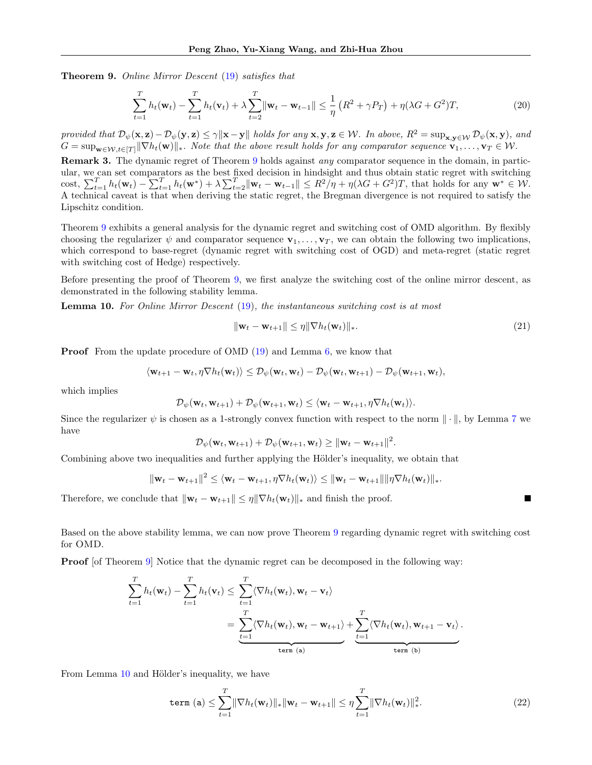**Theorem 9.** *Online Mirror Descent* (19) *satisfies that*

$$\sum_{t=1}^{T} h_t(\mathbf{w}_t) - \sum_{t=1}^{T} h_t(\mathbf{v}_t) + \lambda \sum_{t=2}^{T} \|\mathbf{w}_t - \mathbf{w}_{t-1}\| \leq \frac{1}{\eta}\left(R^2 + \gamma P_T\right) + \eta(\lambda G + G^2)T, \tag{20}$$

*provided that* $\mathcal{D}_\psi(\mathbf{x},\mathbf{z}) - \mathcal{D}_\psi(\mathbf{y},\mathbf{z}) \leq \gamma\|\mathbf{x}-\mathbf{y}\|$ *holds for any* $\mathbf{x},\mathbf{y},\mathbf{z} \in \mathcal{W}$. *In above,* $R^2 = \sup_{\mathbf{x},\mathbf{y}\in\mathcal{W}} \mathcal{D}_\psi(\mathbf{x},\mathbf{y})$, *and* $G = \sup_{\mathbf{w}\in\mathcal{W}, t\in[T]} \|\nabla h_t(\mathbf{w})\|_*$. *Note that the above result holds for any comparator sequence* $\mathbf{v}_1, \ldots, \mathbf{v}_T \in \mathcal{W}$.

**Remark 3.** The dynamic regret of Theorem 9 holds against *any* comparator sequence in the domain, in particular, we can set comparators as the best fixed decision in hindsight and thus obtain static regret with switching cost, $\sum_{t=1}^{T} h_t(\mathbf{w}_t) - \sum_{t=1}^{T} h_t(\mathbf{w}^*) + \lambda \sum_{t=2}^{T}\|\mathbf{w}_t - \mathbf{w}_{t-1}\| \leq R^2/\eta + \eta(\lambda G + G^2)T$, that holds for any $\mathbf{w}^* \in \mathcal{W}$. A technical caveat is that when deriving the static regret, the Bregman divergence is not required to satisfy the Lipschitz condition.

Theorem 9 exhibits a general analysis for the dynamic regret and switching cost of OMD algorithm. By flexibly choosing the regularizer $\psi$ and comparator sequence $\mathbf{v}_1, \ldots, \mathbf{v}_T$, we can obtain the following two implications, which correspond to base-regret (dynamic regret with switching cost of OGD) and meta-regret (static regret with switching cost of Hedge) respectively.

Before presenting the proof of Theorem 9, we first analyze the switching cost of the online mirror descent, as demonstrated in the following stability lemma.

**Lemma 10.** *For Online Mirror Descent* (19), *the instantaneous switching cost is at most*

$$\|\mathbf{w}_t - \mathbf{w}_{t+1}\| \leq \eta\|\nabla h_t(\mathbf{w}_t)\|_*. \tag{21}$$

**Proof** From the update procedure of OMD (19) and Lemma 6, we know that

$$\langle \mathbf{w}_{t+1} - \mathbf{w}_t, \eta\nabla h_t(\mathbf{w}_t)\rangle \leq \mathcal{D}_\psi(\mathbf{w}_t,\mathbf{w}_t) - \mathcal{D}_\psi(\mathbf{w}_t,\mathbf{w}_{t+1}) - \mathcal{D}_\psi(\mathbf{w}_{t+1},\mathbf{w}_t),$$

which implies

$$\mathcal{D}_\psi(\mathbf{w}_t,\mathbf{w}_{t+1}) + \mathcal{D}_\psi(\mathbf{w}_{t+1},\mathbf{w}_t) \leq \langle \mathbf{w}_t - \mathbf{w}_{t+1}, \eta\nabla h_t(\mathbf{w}_t)\rangle.$$

Since the regularizer $\psi$ is chosen as a 1-strongly convex function with respect to the norm $\|\cdot\|$, by Lemma 7 we have

$$\mathcal{D}_\psi(\mathbf{w}_t,\mathbf{w}_{t+1}) + \mathcal{D}_\psi(\mathbf{w}_{t+1},\mathbf{w}_t) \geq \|\mathbf{w}_t - \mathbf{w}_{t+1}\|^2.$$

Combining above two inequalities and further applying the Hölder's inequality, we obtain that

$$\|\mathbf{w}_t - \mathbf{w}_{t+1}\|^2 \leq \langle \mathbf{w}_t - \mathbf{w}_{t+1}, \eta\nabla h_t(\mathbf{w}_t)\rangle \leq \|\mathbf{w}_t - \mathbf{w}_{t+1}\|\|\eta\nabla h_t(\mathbf{w}_t)\|_*.$$

Therefore, we conclude that $\|\mathbf{w}_t - \mathbf{w}_{t+1}\| \leq \eta\|\nabla h_t(\mathbf{w}_t)\|_*$ and finish the proof. ∎

Based on the above stability lemma, we can now prove Theorem 9 regarding dynamic regret with switching cost for OMD.

**Proof** [of Theorem 9] Notice that the dynamic regret can be decomposed in the following way:

$$\begin{aligned}
\sum_{t=1}^{T} h_t(\mathbf{w}_t) - \sum_{t=1}^{T} h_t(\mathbf{v}_t) &\leq \sum_{t=1}^{T}\langle \nabla h_t(\mathbf{w}_t), \mathbf{w}_t - \mathbf{v}_t\rangle \\
&= \underbrace{\sum_{t=1}^{T}\langle \nabla h_t(\mathbf{w}_t), \mathbf{w}_t - \mathbf{w}_{t+1}\rangle}_{\texttt{term (a)}} + \underbrace{\sum_{t=1}^{T}\langle \nabla h_t(\mathbf{w}_t), \mathbf{w}_{t+1} - \mathbf{v}_t\rangle}_{\texttt{term (b)}}.
\end{aligned}$$

From Lemma 10 and Hölder's inequality, we have

$$\texttt{term (a)} \leq \sum_{t=1}^{T}\|\nabla h_t(\mathbf{w}_t)\|_*\|\mathbf{w}_t - \mathbf{w}_{t+1}\| \leq \eta\sum_{t=1}^{T}\|\nabla h_t(\mathbf{w}_t)\|_*^2. \tag{22}$$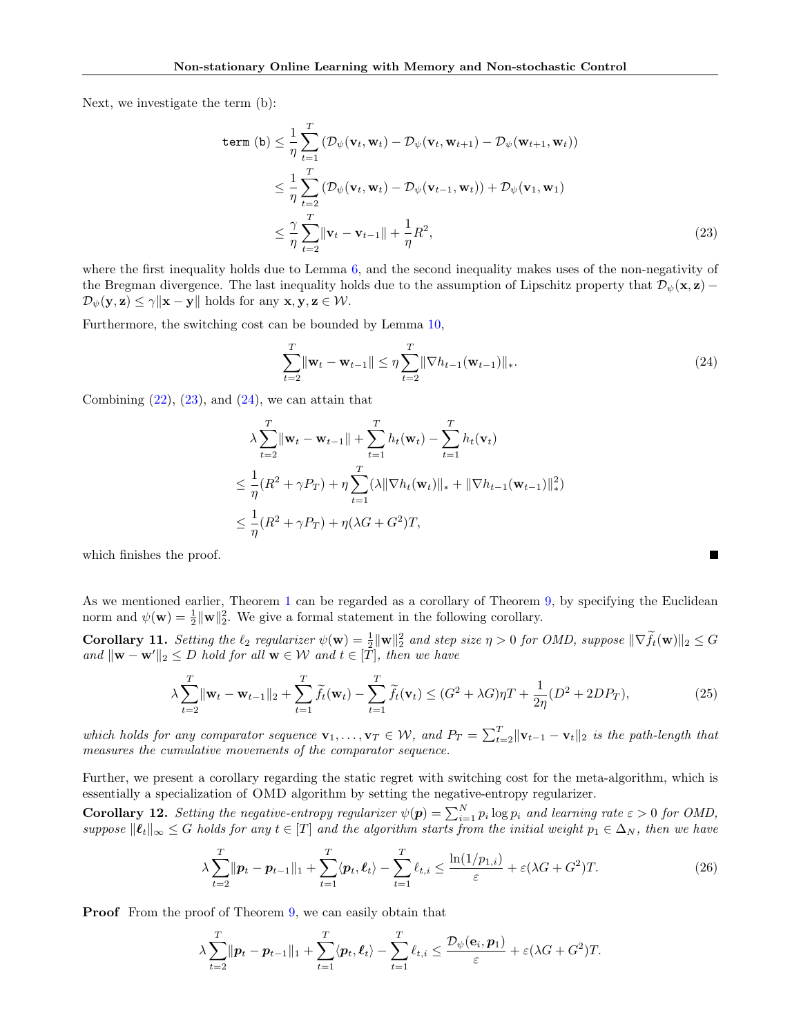Next, we investigate the term (b):

$$
\begin{aligned}
\texttt{term (b)} &\leq \frac{1}{\eta}\sum_{t=1}^{T}\left(\mathcal{D}_\psi(\mathbf{v}_t,\mathbf{w}_t) - \mathcal{D}_\psi(\mathbf{v}_t,\mathbf{w}_{t+1}) - \mathcal{D}_\psi(\mathbf{w}_{t+1},\mathbf{w}_t)\right)\\
&\leq \frac{1}{\eta}\sum_{t=2}^{T}\left(\mathcal{D}_\psi(\mathbf{v}_t,\mathbf{w}_t) - \mathcal{D}_\psi(\mathbf{v}_{t-1},\mathbf{w}_t)\right) + \mathcal{D}_\psi(\mathbf{v}_1,\mathbf{w}_1)\\
&\leq \frac{\gamma}{\eta}\sum_{t=2}^{T}\|\mathbf{v}_t - \mathbf{v}_{t-1}\| + \frac{1}{\eta}R^2,
\end{aligned}
\tag{23}
$$

where the first inequality holds due to Lemma 6, and the second inequality makes uses of the non-negativity of the Bregman divergence. The last inequality holds due to the assumption of Lipschitz property that $\mathcal{D}_\psi(\mathbf{x},\mathbf{z}) - \mathcal{D}_\psi(\mathbf{y},\mathbf{z}) \leq \gamma\|\mathbf{x}-\mathbf{y}\|$ holds for any $\mathbf{x},\mathbf{y},\mathbf{z}\in\mathcal{W}$.

Furthermore, the switching cost can be bounded by Lemma 10,

$$
\sum_{t=2}^{T}\|\mathbf{w}_t - \mathbf{w}_{t-1}\| \leq \eta\sum_{t=2}^{T}\|\nabla h_{t-1}(\mathbf{w}_{t-1})\|_*.
\tag{24}
$$

Combining (22), (23), and (24), we can attain that

$$
\begin{aligned}
&\lambda\sum_{t=2}^{T}\|\mathbf{w}_t - \mathbf{w}_{t-1}\| + \sum_{t=1}^{T}h_t(\mathbf{w}_t) - \sum_{t=1}^{T}h_t(\mathbf{v}_t)\\
&\leq \frac{1}{\eta}(R^2+\gamma P_T) + \eta\sum_{t=1}^{T}(\lambda\|\nabla h_t(\mathbf{w}_t)\|_* + \|\nabla h_{t-1}(\mathbf{w}_{t-1})\|_*^2)\\
&\leq \frac{1}{\eta}(R^2+\gamma P_T) + \eta(\lambda G + G^2)T,
\end{aligned}
$$

which finishes the proof. ∎

As we mentioned earlier, Theorem 1 can be regarded as a corollary of Theorem 9, by specifying the Euclidean norm and $\psi(\mathbf{w}) = \frac{1}{2}\|\mathbf{w}\|_2^2$. We give a formal statement in the following corollary.

**Corollary 11.** *Setting the $\ell_2$ regularizer $\psi(\mathbf{w}) = \frac{1}{2}\|\mathbf{w}\|_2^2$ and step size $\eta > 0$ for OMD, suppose $\|\nabla\widetilde{f}_t(\mathbf{w})\|_2 \leq G$ and $\|\mathbf{w}-\mathbf{w}'\|_2 \leq D$ hold for all $\mathbf{w}\in\mathcal{W}$ and $t\in[T]$, then we have*

$$
\lambda\sum_{t=2}^{T}\|\mathbf{w}_t - \mathbf{w}_{t-1}\|_2 + \sum_{t=1}^{T}\widetilde{f}_t(\mathbf{w}_t) - \sum_{t=1}^{T}\widetilde{f}_t(\mathbf{v}_t) \leq (G^2+\lambda G)\eta T + \frac{1}{2\eta}(D^2+2DP_T),
\tag{25}
$$

*which holds for any comparator sequence $\mathbf{v}_1,\ldots,\mathbf{v}_T\in\mathcal{W}$, and $P_T = \sum_{t=2}^{T}\|\mathbf{v}_{t-1}-\mathbf{v}_t\|_2$ is the path-length that measures the cumulative movements of the comparator sequence.*

Further, we present a corollary regarding the static regret with switching cost for the meta-algorithm, which is essentially a specialization of OMD algorithm by setting the negative-entropy regularizer.

**Corollary 12.** *Setting the negative-entropy regularizer $\psi(\boldsymbol{p}) = \sum_{i=1}^{N}p_i\log p_i$ and learning rate $\varepsilon > 0$ for OMD, suppose $\|\boldsymbol{\ell}_t\|_\infty \leq G$ holds for any $t\in[T]$ and the algorithm starts from the initial weight $p_1\in\Delta_N$, then we have*

$$
\lambda\sum_{t=2}^{T}\|\boldsymbol{p}_t - \boldsymbol{p}_{t-1}\|_1 + \sum_{t=1}^{T}\langle\boldsymbol{p}_t,\boldsymbol{\ell}_t\rangle - \sum_{t=1}^{T}\ell_{t,i} \leq \frac{\ln(1/p_{1,i})}{\varepsilon} + \varepsilon(\lambda G + G^2)T.
\tag{26}
$$

**Proof** From the proof of Theorem 9, we can easily obtain that

$$
\lambda\sum_{t=2}^{T}\|\boldsymbol{p}_t - \boldsymbol{p}_{t-1}\|_1 + \sum_{t=1}^{T}\langle\boldsymbol{p}_t,\boldsymbol{\ell}_t\rangle - \sum_{t=1}^{T}\ell_{t,i} \leq \frac{\mathcal{D}_\psi(\mathbf{e}_i,\boldsymbol{p}_1)}{\varepsilon} + \varepsilon(\lambda G + G^2)T.
$$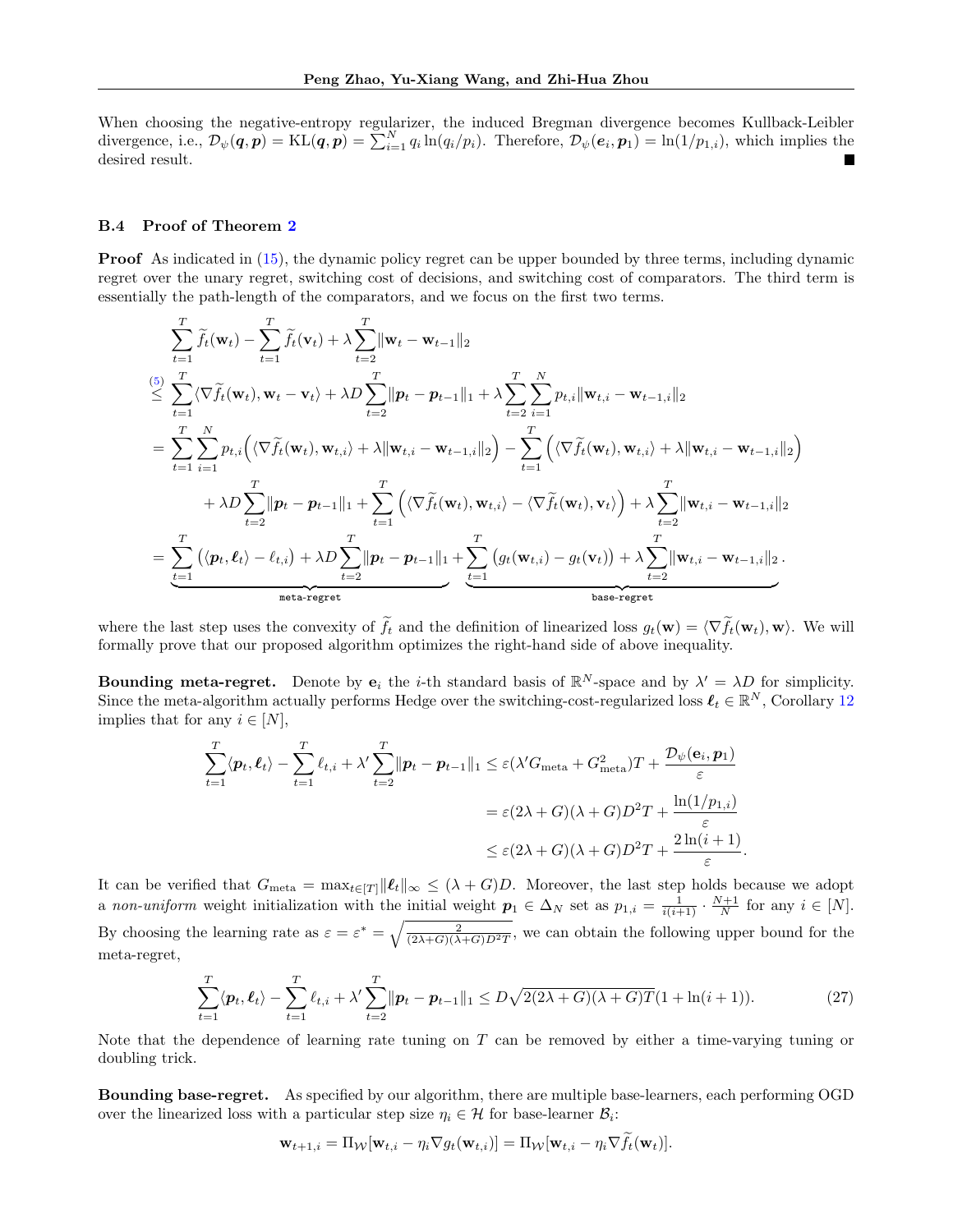When choosing the negative-entropy regularizer, the induced Bregman divergence becomes Kullback-Leibler divergence, i.e., $\mathcal{D}_\psi(\boldsymbol{q}, \boldsymbol{p}) = \mathrm{KL}(\boldsymbol{q}, \boldsymbol{p}) = \sum_{i=1}^N q_i \ln(q_i/p_i)$. Therefore, $\mathcal{D}_\psi(\boldsymbol{e}_i, \boldsymbol{p}_1) = \ln(1/p_{1,i})$, which implies the desired result. ■

### B.4 Proof of Theorem 2

**Proof** As indicated in (15), the dynamic policy regret can be upper bounded by three terms, including dynamic regret over the unary regret, switching cost of decisions, and switching cost of comparators. The third term is essentially the path-length of the comparators, and we focus on the first two terms.

$$
\begin{aligned}
&\sum_{t=1}^T \widetilde{f}_t(\mathbf{w}_t) - \sum_{t=1}^T \widetilde{f}_t(\mathbf{v}_t) + \lambda \sum_{t=2}^T \|\mathbf{w}_t - \mathbf{w}_{t-1}\|_2 \\
\overset{(5)}{\leq}\; & \sum_{t=1}^T \langle \nabla \widetilde{f}_t(\mathbf{w}_t), \mathbf{w}_t - \mathbf{v}_t \rangle + \lambda D \sum_{t=2}^T \|\boldsymbol{p}_t - \boldsymbol{p}_{t-1}\|_1 + \lambda \sum_{t=2}^T \sum_{i=1}^N p_{t,i} \|\mathbf{w}_{t,i} - \mathbf{w}_{t-1,i}\|_2 \\
=\; & \sum_{t=1}^T \sum_{i=1}^N p_{t,i} \Big( \langle \nabla \widetilde{f}_t(\mathbf{w}_t), \mathbf{w}_{t,i} \rangle + \lambda \|\mathbf{w}_{t,i} - \mathbf{w}_{t-1,i}\|_2 \Big) - \sum_{t=1}^T \Big( \langle \nabla \widetilde{f}_t(\mathbf{w}_t), \mathbf{w}_{t,i} \rangle + \lambda \|\mathbf{w}_{t,i} - \mathbf{w}_{t-1,i}\|_2 \Big) \\
&\quad + \lambda D \sum_{t=2}^T \|\boldsymbol{p}_t - \boldsymbol{p}_{t-1}\|_1 + \sum_{t=1}^T \Big( \langle \nabla \widetilde{f}_t(\mathbf{w}_t), \mathbf{w}_{t,i} \rangle - \langle \nabla \widetilde{f}_t(\mathbf{w}_t), \mathbf{v}_t \rangle \Big) + \lambda \sum_{t=2}^T \|\mathbf{w}_{t,i} - \mathbf{w}_{t-1,i}\|_2 \\
=\; & \underbrace{\sum_{t=1}^T \big( \langle \boldsymbol{p}_t, \boldsymbol{\ell}_t \rangle - \ell_{t,i} \big) + \lambda D \sum_{t=2}^T \|\boldsymbol{p}_t - \boldsymbol{p}_{t-1}\|_1}_{\texttt{meta-regret}} + \underbrace{\sum_{t=1}^T \big( g_t(\mathbf{w}_{t,i}) - g_t(\mathbf{v}_t) \big) + \lambda \sum_{t=2}^T \|\mathbf{w}_{t,i} - \mathbf{w}_{t-1,i}\|_2}_{\texttt{base-regret}}.
\end{aligned}
$$

where the last step uses the convexity of $\widetilde{f}_t$ and the definition of linearized loss $g_t(\mathbf{w}) = \langle \nabla \widetilde{f}_t(\mathbf{w}_t), \mathbf{w} \rangle$. We will formally prove that our proposed algorithm optimizes the right-hand side of above inequality.

**Bounding meta-regret.** Denote by $\mathbf{e}_i$ the $i$-th standard basis of $\mathbb{R}^N$-space and by $\lambda' = \lambda D$ for simplicity. Since the meta-algorithm actually performs Hedge over the switching-cost-regularized loss $\boldsymbol{\ell}_t \in \mathbb{R}^N$, Corollary 12 implies that for any $i \in [N]$,

$$
\begin{aligned}
\sum_{t=1}^T \langle \boldsymbol{p}_t, \boldsymbol{\ell}_t \rangle - \sum_{t=1}^T \ell_{t,i} + \lambda' \sum_{t=2}^T \|\boldsymbol{p}_t - \boldsymbol{p}_{t-1}\|_1 &\leq \varepsilon(\lambda' G_{\mathrm{meta}} + G_{\mathrm{meta}}^2) T + \frac{\mathcal{D}_\psi(\mathbf{e}_i, \boldsymbol{p}_1)}{\varepsilon} \\
&= \varepsilon(2\lambda + G)(\lambda + G) D^2 T + \frac{\ln(1/p_{1,i})}{\varepsilon} \\
&\leq \varepsilon(2\lambda + G)(\lambda + G) D^2 T + \frac{2\ln(i+1)}{\varepsilon}.
\end{aligned}
$$

It can be verified that $G_{\mathrm{meta}} = \max_{t \in [T]} \|\boldsymbol{\ell}_t\|_\infty \leq (\lambda + G) D$. Moreover, the last step holds because we adopt a *non-uniform* weight initialization with the initial weight $\boldsymbol{p}_1 \in \Delta_N$ set as $p_{1,i} = \frac{1}{i(i+1)} \cdot \frac{N+1}{N}$ for any $i \in [N]$. By choosing the learning rate as $\varepsilon = \varepsilon^* = \sqrt{\frac{2}{(2\lambda+G)(\lambda+G)D^2 T}}$, we can obtain the following upper bound for the meta-regret,

$$
\sum_{t=1}^T \langle \boldsymbol{p}_t, \boldsymbol{\ell}_t \rangle - \sum_{t=1}^T \ell_{t,i} + \lambda' \sum_{t=2}^T \|\boldsymbol{p}_t - \boldsymbol{p}_{t-1}\|_1 \leq D\sqrt{2(2\lambda + G)(\lambda + G)T}(1 + \ln(i+1)). \tag{27}
$$

Note that the dependence of learning rate tuning on $T$ can be removed by either a time-varying tuning or doubling trick.

**Bounding base-regret.** As specified by our algorithm, there are multiple base-learners, each performing OGD over the linearized loss with a particular step size $\eta_i \in \mathcal{H}$ for base-learner $\mathcal{B}_i$:

$$
\mathbf{w}_{t+1,i} = \Pi_{\mathcal{W}}[\mathbf{w}_{t,i} - \eta_i \nabla g_t(\mathbf{w}_{t,i})] = \Pi_{\mathcal{W}}[\mathbf{w}_{t,i} - \eta_i \nabla \widetilde{f}_t(\mathbf{w}_t)].
$$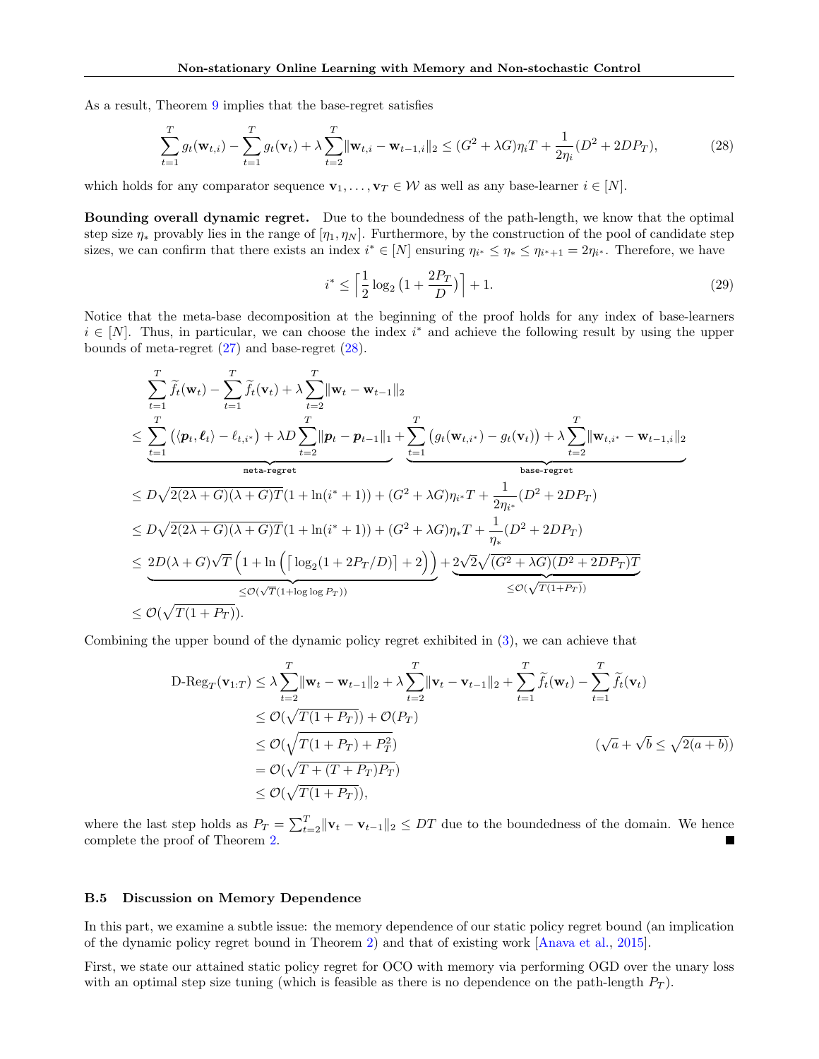As a result, Theorem 9 implies that the base-regret satisfies

$$\sum_{t=1}^{T} g_t(\mathbf{w}_{t,i}) - \sum_{t=1}^{T} g_t(\mathbf{v}_t) + \lambda \sum_{t=2}^{T} \|\mathbf{w}_{t,i} - \mathbf{w}_{t-1,i}\|_2 \leq (G^2 + \lambda G)\eta_i T + \frac{1}{2\eta_i}(D^2 + 2DP_T), \tag{28}$$

which holds for any comparator sequence $\mathbf{v}_1, \ldots, \mathbf{v}_T \in \mathcal{W}$ as well as any base-learner $i \in [N]$.

**Bounding overall dynamic regret.** Due to the boundedness of the path-length, we know that the optimal step size $\eta_*$ provably lies in the range of $[\eta_1, \eta_N]$. Furthermore, by the construction of the pool of candidate step sizes, we can confirm that there exists an index $i^* \in [N]$ ensuring $\eta_{i^*} \leq \eta_* \leq \eta_{i^*+1} = 2\eta_{i^*}$. Therefore, we have

$$i^* \leq \left\lceil \frac{1}{2}\log_2\left(1 + \frac{2P_T}{D}\right)\right\rceil + 1. \tag{29}$$

Notice that the meta-base decomposition at the beginning of the proof holds for any index of base-learners $i \in [N]$. Thus, in particular, we can choose the index $i^*$ and achieve the following result by using the upper bounds of meta-regret (27) and base-regret (28).

$$\begin{aligned}
&\sum_{t=1}^{T} \widetilde{f}_t(\mathbf{w}_t) - \sum_{t=1}^{T} \widetilde{f}_t(\mathbf{v}_t) + \lambda \sum_{t=2}^{T} \|\mathbf{w}_t - \mathbf{w}_{t-1}\|_2 \\
&\leq \underbrace{\sum_{t=1}^{T} \left(\langle \boldsymbol{p}_t, \boldsymbol{\ell}_t\rangle - \ell_{t,i^*}\right) + \lambda D \sum_{t=2}^{T} \|\boldsymbol{p}_t - \boldsymbol{p}_{t-1}\|_1}_{\texttt{meta-regret}} + \underbrace{\sum_{t=1}^{T} \left(g_t(\mathbf{w}_{t,i^*}) - g_t(\mathbf{v}_t)\right) + \lambda \sum_{t=2}^{T} \|\mathbf{w}_{t,i^*} - \mathbf{w}_{t-1,i}\|_2}_{\texttt{base-regret}} \\
&\leq D\sqrt{2(2\lambda + G)(\lambda + G)T}(1 + \ln(i^* + 1)) + (G^2 + \lambda G)\eta_{i^*} T + \frac{1}{2\eta_{i^*}}(D^2 + 2DP_T) \\
&\leq D\sqrt{2(2\lambda + G)(\lambda + G)T}(1 + \ln(i^* + 1)) + (G^2 + \lambda G)\eta_* T + \frac{1}{\eta_*}(D^2 + 2DP_T) \\
&\leq \underbrace{2D(\lambda + G)\sqrt{T}\left(1 + \ln\left(\left\lceil \log_2(1 + 2P_T/D)\right\rceil + 2\right)\right)}_{\leq \mathcal{O}(\sqrt{T}(1 + \log\log P_T))} + \underbrace{2\sqrt{2}\sqrt{(G^2 + \lambda G)(D^2 + 2DP_T)T}}_{\leq \mathcal{O}(\sqrt{T(1+P_T)})} \\
&\leq \mathcal{O}(\sqrt{T(1 + P_T)}).
\end{aligned}$$

Combining the upper bound of the dynamic policy regret exhibited in (3), we can achieve that

$$\begin{aligned}
\text{D-Reg}_T(\mathbf{v}_{1:T}) &\leq \lambda \sum_{t=2}^{T} \|\mathbf{w}_t - \mathbf{w}_{t-1}\|_2 + \lambda \sum_{t=2}^{T} \|\mathbf{v}_t - \mathbf{v}_{t-1}\|_2 + \sum_{t=1}^{T} \widetilde{f}_t(\mathbf{w}_t) - \sum_{t=1}^{T} \widetilde{f}_t(\mathbf{v}_t) \\
&\leq \mathcal{O}(\sqrt{T(1 + P_T)}) + \mathcal{O}(P_T) \\
&\leq \mathcal{O}(\sqrt{T(1 + P_T) + P_T^2}) \qquad\qquad (\sqrt{a} + \sqrt{b} \leq \sqrt{2(a + b)}) \\
&= \mathcal{O}(\sqrt{T + (T + P_T)P_T}) \\
&\leq \mathcal{O}(\sqrt{T(1 + P_T)}),
\end{aligned}$$

where the last step holds as $P_T = \sum_{t=2}^{T} \|\mathbf{v}_t - \mathbf{v}_{t-1}\|_2 \leq DT$ due to the boundedness of the domain. We hence complete the proof of Theorem 2. ∎

### B.5 Discussion on Memory Dependence

In this part, we examine a subtle issue: the memory dependence of our static policy regret bound (an implication of the dynamic policy regret bound in Theorem 2) and that of existing work [Anava et al., 2015].

First, we state our attained static policy regret for OCO with memory via performing OGD over the unary loss with an optimal step size tuning (which is feasible as there is no dependence on the path-length $P_T$).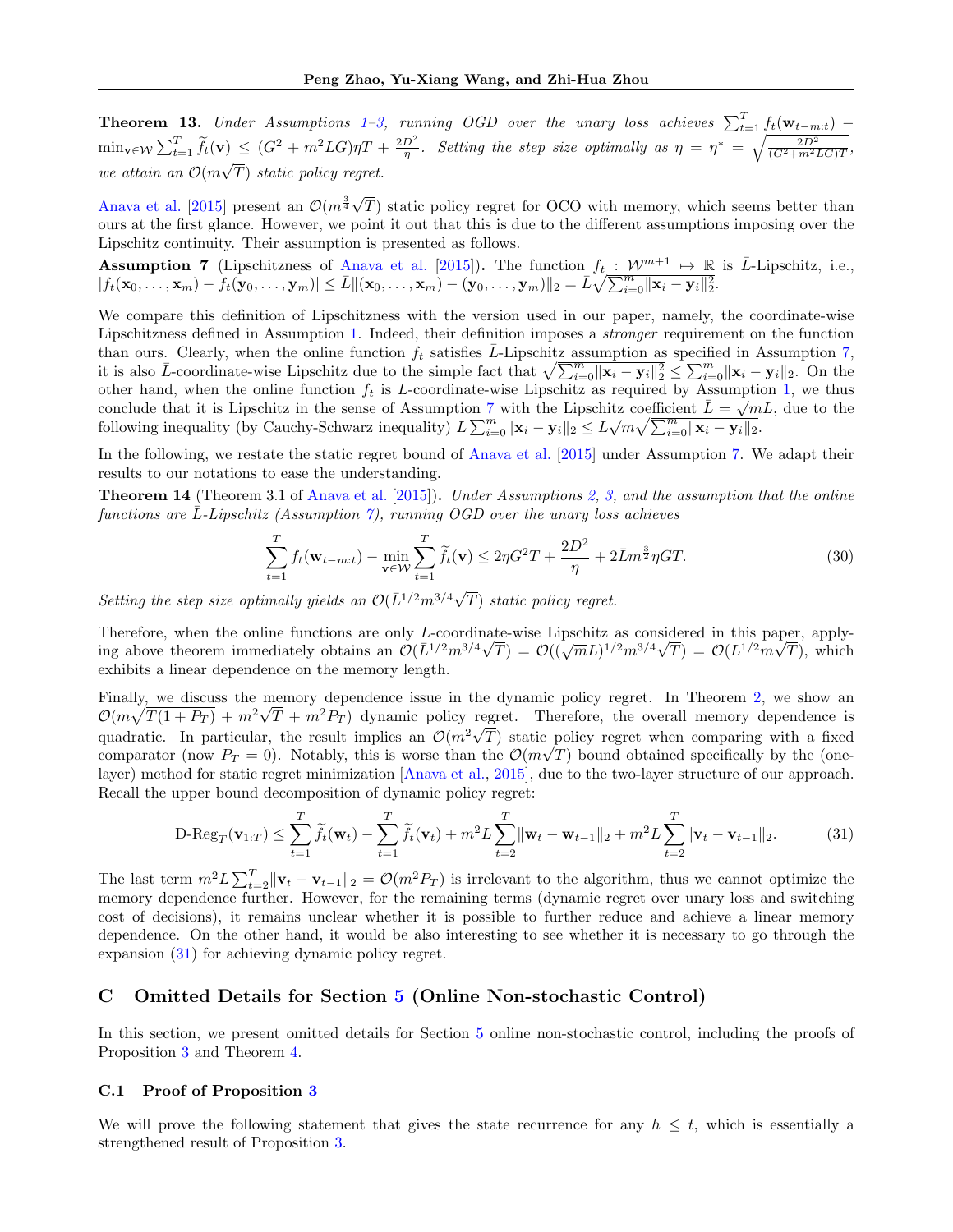**Theorem 13.** *Under Assumptions 1–3, running OGD over the unary loss achieves $\sum_{t=1}^T f_t(\mathbf{w}_{t-m:t}) - \min_{\mathbf{v}\in\mathcal{W}} \sum_{t=1}^T \widetilde{f}_t(\mathbf{v}) \leq (G^2 + m^2 LG)\eta T + \frac{2D^2}{\eta}$. Setting the step size optimally as $\eta = \eta^* = \sqrt{\frac{2D^2}{(G^2+m^2LG)T}}$, we attain an $\mathcal{O}(m\sqrt{T})$ static policy regret.*

Anava et al. [2015] present an $\mathcal{O}(m^{\frac{3}{4}}\sqrt{T})$ static policy regret for OCO with memory, which seems better than ours at the first glance. However, we point it out that this is due to the different assumptions imposing over the Lipschitz continuity. Their assumption is presented as follows.

**Assumption 7** (Lipschitzness of Anava et al. [2015])**.** The function $f_t : \mathcal{W}^{m+1} \mapsto \mathbb{R}$ is $\bar{L}$-Lipschitz, i.e., $|f_t(\mathbf{x}_0, \ldots, \mathbf{x}_m) - f_t(\mathbf{y}_0, \ldots, \mathbf{y}_m)| \leq \bar{L}\|(\mathbf{x}_0, \ldots, \mathbf{x}_m) - (\mathbf{y}_0, \ldots, \mathbf{y}_m)\|_2 = \bar{L}\sqrt{\sum_{i=0}^m \|\mathbf{x}_i - \mathbf{y}_i\|_2^2}$.

We compare this definition of Lipschitzness with the version used in our paper, namely, the coordinate-wise Lipschitzness defined in Assumption 1. Indeed, their definition imposes a *stronger* requirement on the function than ours. Clearly, when the online function $f_t$ satisfies $\bar{L}$-Lipschitz assumption as specified in Assumption 7, it is also $\bar{L}$-coordinate-wise Lipschitz due to the simple fact that $\sqrt{\sum_{i=0}^m \|\mathbf{x}_i - \mathbf{y}_i\|_2^2} \leq \sum_{i=0}^m \|\mathbf{x}_i - \mathbf{y}_i\|_2$. On the other hand, when the online function $f_t$ is $L$-coordinate-wise Lipschitz as required by Assumption 1, we thus conclude that it is Lipschitz in the sense of Assumption 7 with the Lipschitz coefficient $\bar{L} = \sqrt{m}L$, due to the following inequality (by Cauchy-Schwarz inequality) $L\sum_{i=0}^m \|\mathbf{x}_i - \mathbf{y}_i\|_2 \leq L\sqrt{m}\sqrt{\sum_{i=0}^m \|\mathbf{x}_i - \mathbf{y}_i\|_2}$.

In the following, we restate the static regret bound of Anava et al. [2015] under Assumption 7. We adapt their results to our notations to ease the understanding.

**Theorem 14** (Theorem 3.1 of Anava et al. [2015])**.** *Under Assumptions 2, 3, and the assumption that the online functions are $\bar{L}$-Lipschitz (Assumption 7), running OGD over the unary loss achieves*

$$\sum_{t=1}^T f_t(\mathbf{w}_{t-m:t}) - \min_{\mathbf{v}\in\mathcal{W}} \sum_{t=1}^T \widetilde{f}_t(\mathbf{v}) \leq 2\eta G^2 T + \frac{2D^2}{\eta} + 2\bar{L}m^{\frac{3}{2}}\eta G T. \tag{30}$$

*Setting the step size optimally yields an $\mathcal{O}(\bar{L}^{1/2}m^{3/4}\sqrt{T})$ static policy regret.*

Therefore, when the online functions are only $L$-coordinate-wise Lipschitz as considered in this paper, applying above theorem immediately obtains an $\mathcal{O}(\bar{L}^{1/2}m^{3/4}\sqrt{T}) = \mathcal{O}((\sqrt{m}L)^{1/2}m^{3/4}\sqrt{T}) = \mathcal{O}(L^{1/2}m\sqrt{T})$, which exhibits a linear dependence on the memory length.

Finally, we discuss the memory dependence issue in the dynamic policy regret. In Theorem 2, we show an $\mathcal{O}(m\sqrt{T(1+P_T)} + m^2\sqrt{T} + m^2 P_T)$ dynamic policy regret. Therefore, the overall memory dependence is quadratic. In particular, the result implies an $\mathcal{O}(m^2\sqrt{T})$ static policy regret when comparing with a fixed comparator (now $P_T = 0$). Notably, this is worse than the $\mathcal{O}(m\sqrt{T})$ bound obtained specifically by the (one-layer) method for static regret minimization [Anava et al., 2015], due to the two-layer structure of our approach. Recall the upper bound decomposition of dynamic policy regret:

$$\text{D-Reg}_T(\mathbf{v}_{1:T}) \leq \sum_{t=1}^T \widetilde{f}_t(\mathbf{w}_t) - \sum_{t=1}^T \widetilde{f}_t(\mathbf{v}_t) + m^2 L \sum_{t=2}^T \|\mathbf{w}_t - \mathbf{w}_{t-1}\|_2 + m^2 L \sum_{t=2}^T \|\mathbf{v}_t - \mathbf{v}_{t-1}\|_2. \tag{31}$$

The last term $m^2 L \sum_{t=2}^T \|\mathbf{v}_t - \mathbf{v}_{t-1}\|_2 = \mathcal{O}(m^2 P_T)$ is irrelevant to the algorithm, thus we cannot optimize the memory dependence further. However, for the remaining terms (dynamic regret over unary loss and switching cost of decisions), it remains unclear whether it is possible to further reduce and achieve a linear memory dependence. On the other hand, it would be also interesting to see whether it is necessary to go through the expansion (31) for achieving dynamic policy regret.

## C Omitted Details for Section 5 (Online Non-stochastic Control)

In this section, we present omitted details for Section 5 online non-stochastic control, including the proofs of Proposition 3 and Theorem 4.

### C.1 Proof of Proposition 3

We will prove the following statement that gives the state recurrence for any $h \leq t$, which is essentially a strengthened result of Proposition 3.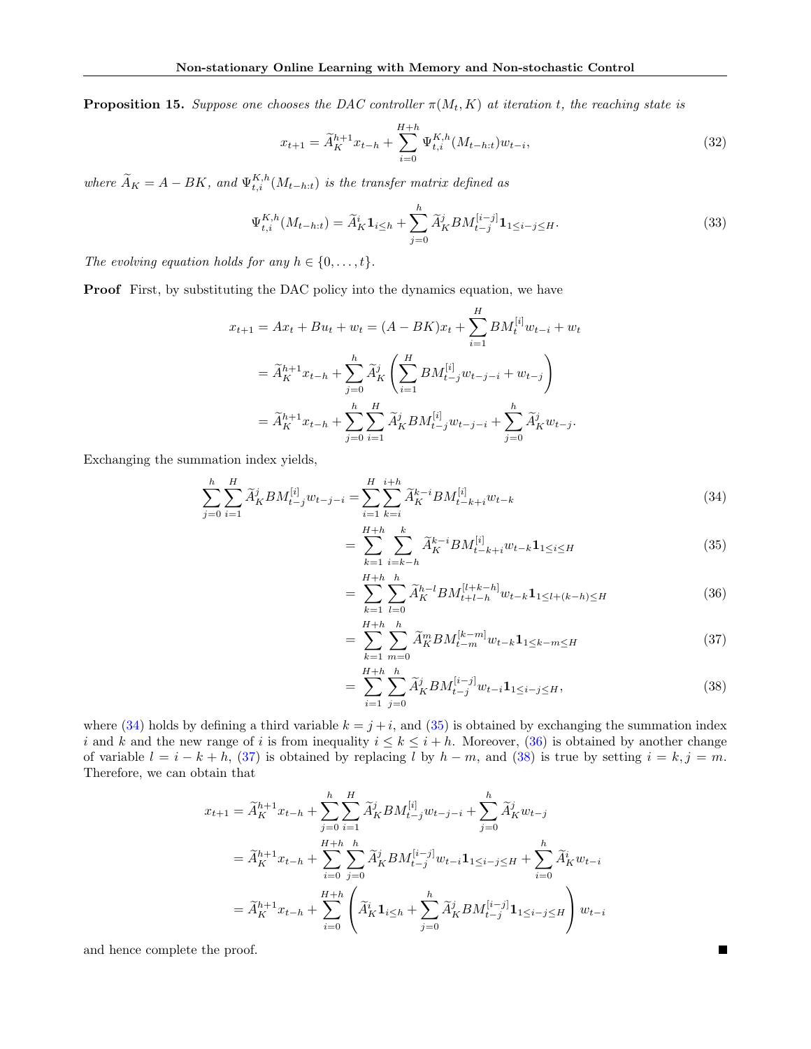**Proposition 15.** *Suppose one chooses the DAC controller $\pi(M_t, K)$ at iteration $t$, the reaching state is*

$$x_{t+1} = \widetilde{A}_K^{h+1} x_{t-h} + \sum_{i=0}^{H+h} \Psi_{t,i}^{K,h}(M_{t-h:t}) w_{t-i}, \tag{32}$$

*where $\widetilde{A}_K = A - BK$, and $\Psi_{t,i}^{K,h}(M_{t-h:t})$ is the transfer matrix defined as*

$$\Psi_{t,i}^{K,h}(M_{t-h:t}) = \widetilde{A}_K^i \mathbf{1}_{i\le h} + \sum_{j=0}^{h} \widetilde{A}_K^j B M_{t-j}^{[i-j]} \mathbf{1}_{1\le i-j\le H}. \tag{33}$$

*The evolving equation holds for any $h \in \{0, \ldots, t\}$.*

**Proof** First, by substituting the DAC policy into the dynamics equation, we have

$$\begin{aligned}
x_{t+1} = Ax_t + Bu_t + w_t &= (A - BK)x_t + \sum_{i=1}^{H} BM_t^{[i]} w_{t-i} + w_t \\
&= \widetilde{A}_K^{h+1} x_{t-h} + \sum_{j=0}^{h} \widetilde{A}_K^j \left( \sum_{i=1}^{H} BM_{t-j}^{[i]} w_{t-j-i} + w_{t-j} \right) \\
&= \widetilde{A}_K^{h+1} x_{t-h} + \sum_{j=0}^{h} \sum_{i=1}^{H} \widetilde{A}_K^j BM_{t-j}^{[i]} w_{t-j-i} + \sum_{j=0}^{h} \widetilde{A}_K^j w_{t-j}.
\end{aligned}$$

Exchanging the summation index yields,

$$\begin{aligned}
\sum_{j=0}^{h} \sum_{i=1}^{H} \widetilde{A}_K^j BM_{t-j}^{[i]} w_{t-j-i} &= \sum_{i=1}^{H} \sum_{k=i}^{i+h} \widetilde{A}_K^{k-i} BM_{t-k+i}^{[i]} w_{t-k} &(34)\\
&= \sum_{k=1}^{H+h} \sum_{i=k-h}^{k} \widetilde{A}_K^{k-i} BM_{t-k+i}^{[i]} w_{t-k} \mathbf{1}_{1\le i\le H} &(35)\\
&= \sum_{k=1}^{H+h} \sum_{l=0}^{h} \widetilde{A}_K^{h-l} BM_{t+l-h}^{[l+k-h]} w_{t-k} \mathbf{1}_{1\le l+(k-h)\le H} &(36)\\
&= \sum_{k=1}^{H+h} \sum_{m=0}^{h} \widetilde{A}_K^{m} BM_{t-m}^{[k-m]} w_{t-k} \mathbf{1}_{1\le k-m\le H} &(37)\\
&= \sum_{i=1}^{H+h} \sum_{j=0}^{h} \widetilde{A}_K^{j} BM_{t-j}^{[i-j]} w_{t-i} \mathbf{1}_{1\le i-j\le H}, &(38)
\end{aligned}$$

where (34) holds by defining a third variable $k = j + i$, and (35) is obtained by exchanging the summation index $i$ and $k$ and the new range of $i$ is from inequality $i \le k \le i + h$. Moreover, (36) is obtained by another change of variable $l = i - k + h$, (37) is obtained by replacing $l$ by $h - m$, and (38) is true by setting $i = k, j = m$. Therefore, we can obtain that

$$\begin{aligned}
x_{t+1} &= \widetilde{A}_K^{h+1} x_{t-h} + \sum_{j=0}^{h} \sum_{i=1}^{H} \widetilde{A}_K^j BM_{t-j}^{[i]} w_{t-j-i} + \sum_{j=0}^{h} \widetilde{A}_K^j w_{t-j} \\
&= \widetilde{A}_K^{h+1} x_{t-h} + \sum_{i=0}^{H+h} \sum_{j=0}^{h} \widetilde{A}_K^j BM_{t-j}^{[i-j]} w_{t-i} \mathbf{1}_{1\le i-j\le H} + \sum_{i=0}^{h} \widetilde{A}_K^i w_{t-i} \\
&= \widetilde{A}_K^{h+1} x_{t-h} + \sum_{i=0}^{H+h} \left( \widetilde{A}_K^i \mathbf{1}_{i\le h} + \sum_{j=0}^{h} \widetilde{A}_K^j BM_{t-j}^{[i-j]} \mathbf{1}_{1\le i-j\le H} \right) w_{t-i}
\end{aligned}$$

and hence complete the proof. ∎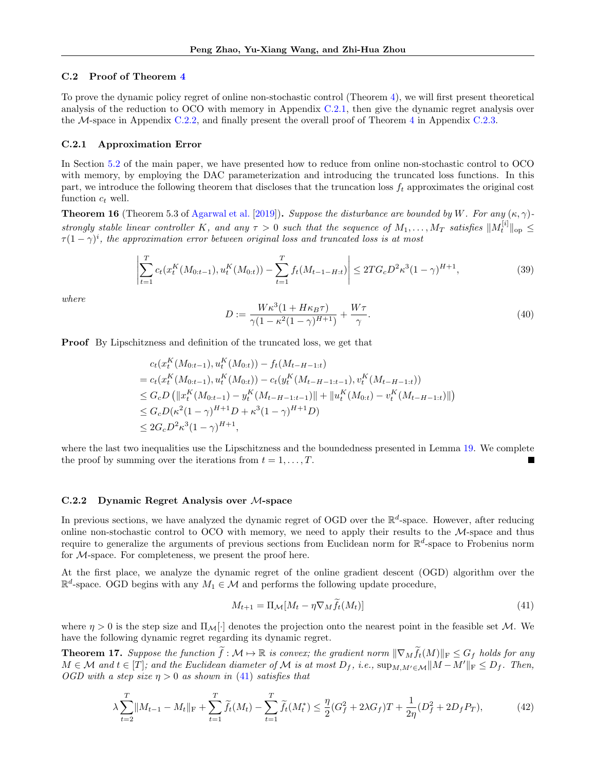### C.2 Proof of Theorem 4

To prove the dynamic policy regret of online non-stochastic control (Theorem 4), we will first present theoretical analysis of the reduction to OCO with memory in Appendix C.2.1, then give the dynamic regret analysis over the $\mathcal{M}$-space in Appendix C.2.2, and finally present the overall proof of Theorem 4 in Appendix C.2.3.

#### C.2.1 Approximation Error

In Section 5.2 of the main paper, we have presented how to reduce from online non-stochastic control to OCO with memory, by employing the DAC parameterization and introducing the truncated loss functions. In this part, we introduce the following theorem that discloses that the truncation loss $f_t$ approximates the original cost function $c_t$ well.

**Theorem 16** (Theorem 5.3 of Agarwal et al. [2019]). *Suppose the disturbance are bounded by $W$. For any $(\kappa, \gamma)$-strongly stable linear controller $K$, and any $\tau > 0$ such that the sequence of $M_1, \ldots, M_T$ satisfies $\|M_t^{[i]}\|_{\text{op}} \leq \tau(1-\gamma)^i$, the approximation error between original loss and truncated loss is at most*

$$\left| \sum_{t=1}^{T} c_t(x_t^K(M_{0:t-1}), u_t^K(M_{0:t})) - \sum_{t=1}^{T} f_t(M_{t-1-H:t}) \right| \leq 2TG_c D^2 \kappa^3 (1-\gamma)^{H+1}, \tag{39}$$

*where*

$$D := \frac{W\kappa^3(1 + H\kappa_B \tau)}{\gamma(1 - \kappa^2(1-\gamma)^{H+1})} + \frac{W\tau}{\gamma}. \tag{40}$$

**Proof** By Lipschitzness and definition of the truncated loss, we get that

$$\begin{aligned}
& c_t(x_t^K(M_{0:t-1}), u_t^K(M_{0:t})) - f_t(M_{t-H-1:t}) \\
={}& c_t(x_t^K(M_{0:t-1}), u_t^K(M_{0:t})) - c_t(y_t^K(M_{t-H-1:t-1}), v_t^K(M_{t-H-1:t})) \\
\leq{}& G_c D \left( \|x_t^K(M_{0:t-1}) - y_t^K(M_{t-H-1:t-1})\| + \|u_t^K(M_{0:t}) - v_t^K(M_{t-H-1:t})\| \right) \\
\leq{}& G_c D(\kappa^2(1-\gamma)^{H+1} D + \kappa^3(1-\gamma)^{H+1} D) \\
\leq{}& 2G_c D^2 \kappa^3 (1-\gamma)^{H+1},
\end{aligned}$$

where the last two inequalities use the Lipschitzness and the boundedness presented in Lemma 19. We complete the proof by summing over the iterations from $t = 1, \ldots, T$. ∎

#### C.2.2 Dynamic Regret Analysis over $\mathcal{M}$-space

In previous sections, we have analyzed the dynamic regret of OGD over the $\mathbb{R}^d$-space. However, after reducing online non-stochastic control to OCO with memory, we need to apply their results to the $\mathcal{M}$-space and thus require to generalize the arguments of previous sections from Euclidean norm for $\mathbb{R}^d$-space to Frobenius norm for $\mathcal{M}$-space. For completeness, we present the proof here.

At the first place, we analyze the dynamic regret of the online gradient descent (OGD) algorithm over the $\mathbb{R}^d$-space. OGD begins with any $M_1 \in \mathcal{M}$ and performs the following update procedure,

$$M_{t+1} = \Pi_{\mathcal{M}}[M_t - \eta \nabla_M \widetilde{f}_t(M_t)] \tag{41}$$

where $\eta > 0$ is the step size and $\Pi_{\mathcal{M}}[\cdot]$ denotes the projection onto the nearest point in the feasible set $\mathcal{M}$. We have the following dynamic regret regarding its dynamic regret.

**Theorem 17.** *Suppose the function $\widetilde{f} : \mathcal{M} \mapsto \mathbb{R}$ is convex; the gradient norm $\|\nabla_M \widetilde{f}_t(M)\|_{\text{F}} \leq G_f$ holds for any $M \in \mathcal{M}$ and $t \in [T]$; and the Euclidean diameter of $\mathcal{M}$ is at most $D_f$, i.e., $\sup_{M, M' \in \mathcal{M}} \|M - M'\|_{\text{F}} \leq D_f$. Then, OGD with a step size $\eta > 0$ as shown in (41) satisfies that*

$$\lambda \sum_{t=2}^{T} \|M_{t-1} - M_t\|_{\text{F}} + \sum_{t=1}^{T} \widetilde{f}_t(M_t) - \sum_{t=1}^{T} \widetilde{f}_t(M_t^*) \leq \frac{\eta}{2}(G_f^2 + 2\lambda G_f)T + \frac{1}{2\eta}(D_f^2 + 2D_f P_T), \tag{42}$$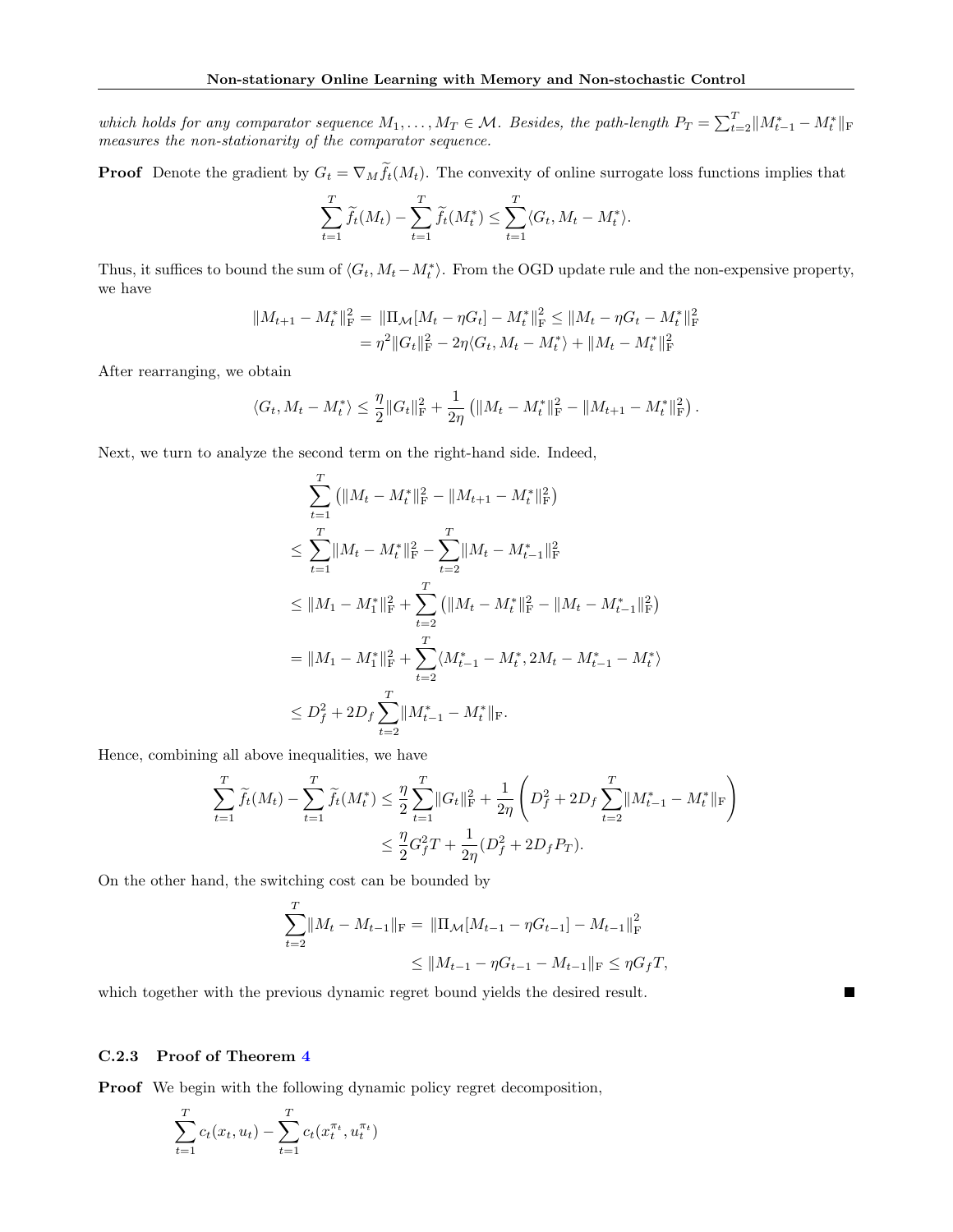*which holds for any comparator sequence $M_1, \ldots, M_T \in \mathcal{M}$. Besides, the path-length $P_T = \sum_{t=2}^T \|M_{t-1}^* - M_t^*\|_{\mathrm{F}}$ measures the non-stationarity of the comparator sequence.*

**Proof** Denote the gradient by $G_t = \nabla_M \widetilde{f}_t(M_t)$. The convexity of online surrogate loss functions implies that

$$\sum_{t=1}^T \widetilde{f}_t(M_t) - \sum_{t=1}^T \widetilde{f}_t(M_t^*) \leq \sum_{t=1}^T \langle G_t, M_t - M_t^* \rangle.$$

Thus, it suffices to bound the sum of $\langle G_t, M_t - M_t^* \rangle$. From the OGD update rule and the non-expensive property, we have

$$\begin{aligned}
\|M_{t+1} - M_t^*\|_{\mathrm{F}}^2 &= \|\Pi_{\mathcal{M}}[M_t - \eta G_t] - M_t^*\|_{\mathrm{F}}^2 \leq \|M_t - \eta G_t - M_t^*\|_{\mathrm{F}}^2 \\
&= \eta^2 \|G_t\|_{\mathrm{F}}^2 - 2\eta \langle G_t, M_t - M_t^* \rangle + \|M_t - M_t^*\|_{\mathrm{F}}^2
\end{aligned}$$

After rearranging, we obtain

$$\langle G_t, M_t - M_t^* \rangle \leq \frac{\eta}{2} \|G_t\|_{\mathrm{F}}^2 + \frac{1}{2\eta} \left( \|M_t - M_t^*\|_{\mathrm{F}}^2 - \|M_{t+1} - M_t^*\|_{\mathrm{F}}^2 \right).$$

Next, we turn to analyze the second term on the right-hand side. Indeed,

$$\begin{aligned}
&\sum_{t=1}^T \left( \|M_t - M_t^*\|_{\mathrm{F}}^2 - \|M_{t+1} - M_t^*\|_{\mathrm{F}}^2 \right) \\
\leq{}& \sum_{t=1}^T \|M_t - M_t^*\|_{\mathrm{F}}^2 - \sum_{t=2}^T \|M_t - M_{t-1}^*\|_{\mathrm{F}}^2 \\
\leq{}& \|M_1 - M_1^*\|_{\mathrm{F}}^2 + \sum_{t=2}^T \left( \|M_t - M_t^*\|_{\mathrm{F}}^2 - \|M_t - M_{t-1}^*\|_{\mathrm{F}}^2 \right) \\
={}& \|M_1 - M_1^*\|_{\mathrm{F}}^2 + \sum_{t=2}^T \langle M_{t-1}^* - M_t^*, 2M_t - M_{t-1}^* - M_t^* \rangle \\
\leq{}& D_f^2 + 2D_f \sum_{t=2}^T \|M_{t-1}^* - M_t^*\|_{\mathrm{F}}.
\end{aligned}$$

Hence, combining all above inequalities, we have

$$\begin{aligned}
\sum_{t=1}^T \widetilde{f}_t(M_t) - \sum_{t=1}^T \widetilde{f}_t(M_t^*) &\leq \frac{\eta}{2} \sum_{t=1}^T \|G_t\|_{\mathrm{F}}^2 + \frac{1}{2\eta} \left( D_f^2 + 2D_f \sum_{t=2}^T \|M_{t-1}^* - M_t^*\|_{\mathrm{F}} \right) \\
&\leq \frac{\eta}{2} G_f^2 T + \frac{1}{2\eta} (D_f^2 + 2D_f P_T).
\end{aligned}$$

On the other hand, the switching cost can be bounded by

$$\begin{aligned}
\sum_{t=2}^T \|M_t - M_{t-1}\|_{\mathrm{F}} &= \|\Pi_{\mathcal{M}}[M_{t-1} - \eta G_{t-1}] - M_{t-1}\|_{\mathrm{F}}^2 \\
&\leq \|M_{t-1} - \eta G_{t-1} - M_{t-1}\|_{\mathrm{F}} \leq \eta G_f T,
\end{aligned}$$

which together with the previous dynamic regret bound yields the desired result. ∎

#### C.2.3 Proof of Theorem 4

**Proof** We begin with the following dynamic policy regret decomposition,

$$\sum_{t=1}^T c_t(x_t, u_t) - \sum_{t=1}^T c_t(x_t^{\pi_t}, u_t^{\pi_t})$$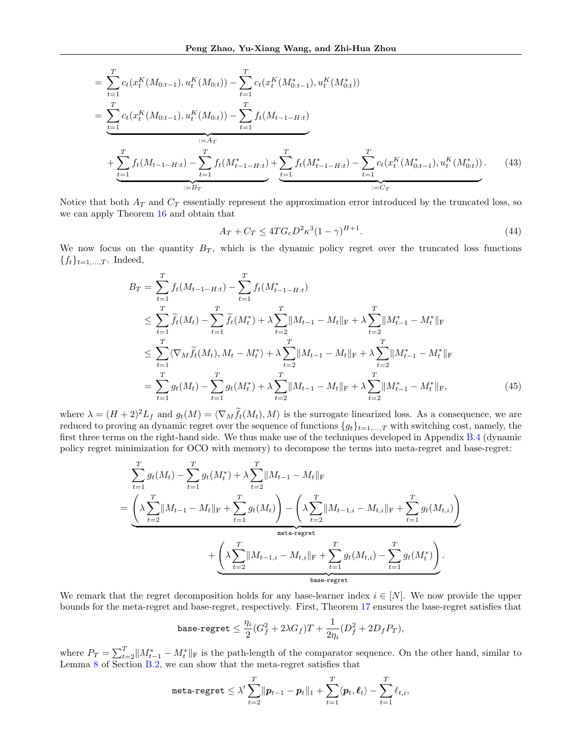$$
\begin{aligned}
&= \sum_{t=1}^T c_t(x_t^K(M_{0:t-1}), u_t^K(M_{0:t})) - \sum_{t=1}^T c_t(x_t^K(M_{0:t-1}^*), u_t^K(M_{0:t}^*)) \\
&= \underbrace{\sum_{t=1}^T c_t(x_t^K(M_{0:t-1}), u_t^K(M_{0:t})) - \sum_{t=1}^T f_t(M_{t-1-H:t})}_{:=A_T} \\
&\quad + \underbrace{\sum_{t=1}^T f_t(M_{t-1-H:t}) - \sum_{t=1}^T f_t(M_{t-1-H:t}^*)}_{:=B_T} + \underbrace{\sum_{t=1}^T f_t(M_{t-1-H:t}^*) - \sum_{t=1}^T c_t(x_t^K(M_{0:t-1}^*), u_t^K(M_{0:t}^*))}_{:=C_T}. \qquad (43)
\end{aligned}
$$

Notice that both $A_T$ and $C_T$ essentially represent the approximation error introduced by the truncated loss, so we can apply Theorem 16 and obtain that

$$
A_T + C_T \leq 4TG_cD^2\kappa^3(1-\gamma)^{H+1}. \qquad (44)
$$

We now focus on the quantity $B_T$, which is the dynamic policy regret over the truncated loss functions $\{f_t\}_{t=1,\ldots,T}$. Indeed,

$$
\begin{aligned}
B_T &= \sum_{t=1}^T f_t(M_{t-1-H:t}) - \sum_{t=1}^T f_t(M_{t-1-H:t}^*) \\
&\leq \sum_{t=1}^T \widetilde{f}_t(M_t) - \sum_{t=1}^T \widetilde{f}_t(M_t^*) + \lambda \sum_{t=2}^T \|M_{t-1} - M_t\|_{\mathrm{F}} + \lambda \sum_{t=2}^T \|M_{t-1}^* - M_t^*\|_{\mathrm{F}} \\
&\leq \sum_{t=1}^T \langle \nabla_M \widetilde{f}_t(M_t), M_t - M_t^* \rangle + \lambda \sum_{t=2}^T \|M_{t-1} - M_t\|_{\mathrm{F}} + \lambda \sum_{t=2}^T \|M_{t-1}^* - M_t^*\|_{\mathrm{F}} \\
&= \sum_{t=1}^T g_t(M_t) - \sum_{t=1}^T g_t(M_t^*) + \lambda \sum_{t=2}^T \|M_{t-1} - M_t\|_{\mathrm{F}} + \lambda \sum_{t=2}^T \|M_{t-1}^* - M_t^*\|_{\mathrm{F}}, \qquad (45)
\end{aligned}
$$

where $\lambda = (H+2)^2 L_f$ and $g_t(M) = \langle \nabla_M \widetilde{f}_t(M_t), M \rangle$ is the surrogate linearized loss. As a consequence, we are reduced to proving an dynamic regret over the sequence of functions $\{g_t\}_{t=1,\ldots,T}$ with switching cost, namely, the first three terms on the right-hand side. We thus make use of the techniques developed in Appendix B.4 (dynamic policy regret minimization for OCO with memory) to decompose the terms into meta-regret and base-regret:

$$
\begin{aligned}
&\sum_{t=1}^T g_t(M_t) - \sum_{t=1}^T g_t(M_t^*) + \lambda \sum_{t=2}^T \|M_{t-1} - M_t\|_{\mathrm{F}} \\
&= \underbrace{\left(\lambda \sum_{t=2}^T \|M_{t-1} - M_t\|_{\mathrm{F}} + \sum_{t=1}^T g_t(M_t)\right) - \left(\lambda \sum_{t=2}^T \|M_{t-1,i} - M_{t,i}\|_{\mathrm{F}} + \sum_{t=1}^T g_t(M_{t,i})\right)}_{\texttt{meta-regret}} \\
&\qquad + \underbrace{\left(\lambda \sum_{t=2}^T \|M_{t-1,i} - M_{t,i}\|_{\mathrm{F}} + \sum_{t=1}^T g_t(M_{t,i}) - \sum_{t=1}^T g_t(M_t^*)\right)}_{\texttt{base-regret}}.
\end{aligned}
$$

We remark that the regret decomposition holds for any base-learner index $i \in [N]$. We now provide the upper bounds for the meta-regret and base-regret, respectively. First, Theorem 17 ensures the base-regret satisfies that

$$
\texttt{base-regret} \leq \frac{\eta_i}{2}(G_f^2 + 2\lambda G_f)T + \frac{1}{2\eta_i}(D_f^2 + 2D_f P_T),
$$

where $P_T = \sum_{t=2}^T \|M_{t-1}^* - M_t^*\|_{\mathrm{F}}$ is the path-length of the comparator sequence. On the other hand, similar to Lemma 8 of Section B.2, we can show that the meta-regret satisfies that

$$
\texttt{meta-regret} \leq \lambda' \sum_{t=2}^T \|\boldsymbol{p}_{t-1} - \boldsymbol{p}_t\|_1 + \sum_{t=1}^T \langle \boldsymbol{p}_t, \boldsymbol{\ell}_t \rangle - \sum_{t=1}^T \ell_{t,i},
$$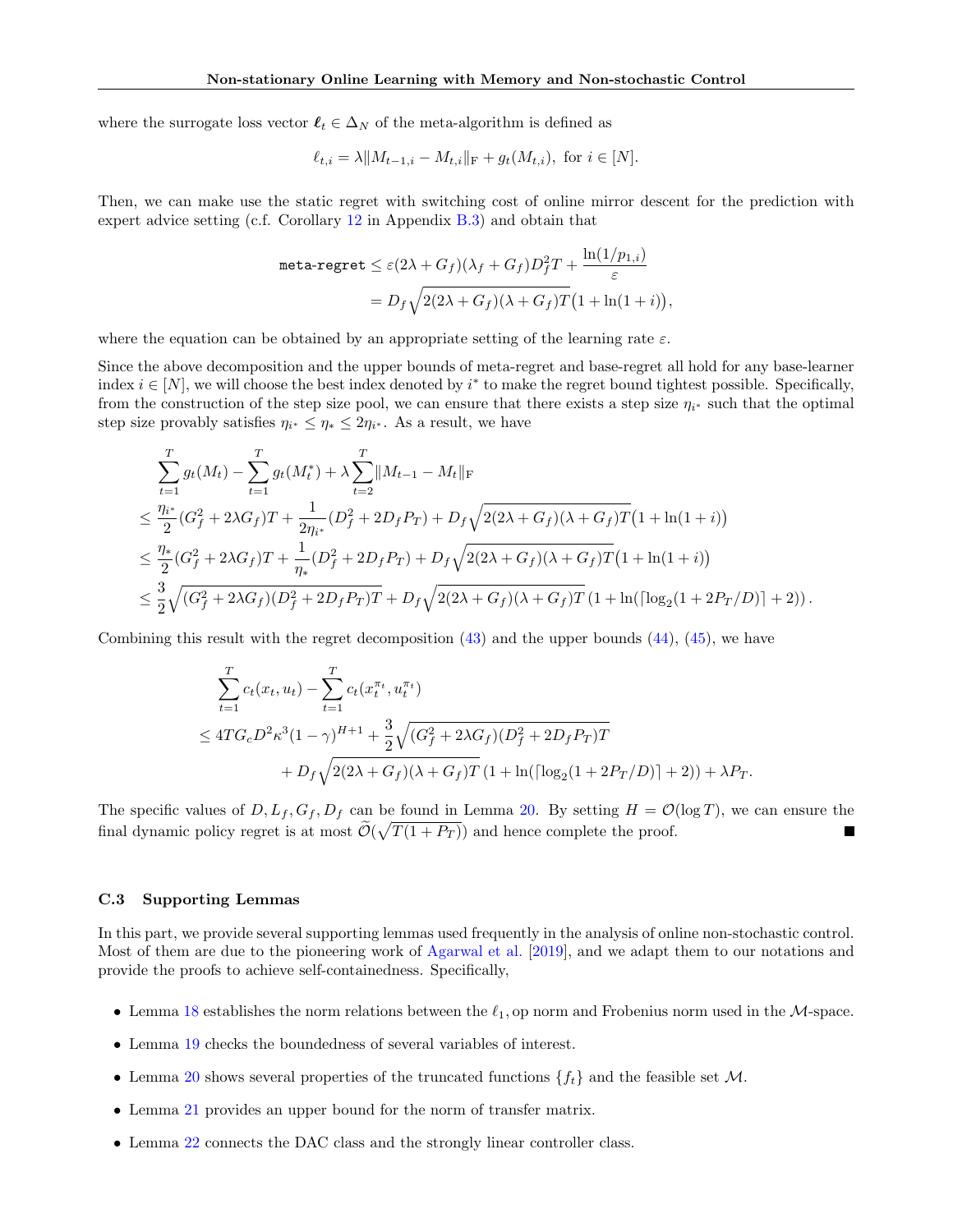where the surrogate loss vector $\boldsymbol{\ell}_t \in \Delta_N$ of the meta-algorithm is defined as

$$\ell_{t,i} = \lambda \|M_{t-1,i} - M_{t,i}\|_{\mathrm{F}} + g_t(M_{t,i}), \text{ for } i \in [N].$$

Then, we can make use the static regret with switching cost of online mirror descent for the prediction with expert advice setting (c.f. Corollary 12 in Appendix B.3) and obtain that

$$\begin{aligned}
\texttt{meta-regret} &\leq \varepsilon(2\lambda + G_f)(\lambda_f + G_f)D_f^2 T + \frac{\ln(1/p_{1,i})}{\varepsilon} \\
&= D_f\sqrt{2(2\lambda + G_f)(\lambda + G_f)T}\big(1 + \ln(1+i)\big),
\end{aligned}$$

where the equation can be obtained by an appropriate setting of the learning rate $\varepsilon$.

Since the above decomposition and the upper bounds of meta-regret and base-regret all hold for any base-learner index $i \in [N]$, we will choose the best index denoted by $i^*$ to make the regret bound tightest possible. Specifically, from the construction of the step size pool, we can ensure that there exists a step size $\eta_{i^*}$ such that the optimal step size provably satisfies $\eta_{i^*} \leq \eta_* \leq 2\eta_{i^*}$. As a result, we have

$$\begin{aligned}
&\sum_{t=1}^T g_t(M_t) - \sum_{t=1}^T g_t(M_t^*) + \lambda \sum_{t=2}^T \|M_{t-1} - M_t\|_{\mathrm{F}} \\
&\leq \frac{\eta_{i^*}}{2}(G_f^2 + 2\lambda G_f)T + \frac{1}{2\eta_{i^*}}(D_f^2 + 2D_f P_T) + D_f\sqrt{2(2\lambda + G_f)(\lambda + G_f)T}\big(1 + \ln(1+i)\big) \\
&\leq \frac{\eta_{*}}{2}(G_f^2 + 2\lambda G_f)T + \frac{1}{\eta_{*}}(D_f^2 + 2D_f P_T) + D_f\sqrt{2(2\lambda + G_f)(\lambda + G_f)T}\big(1 + \ln(1+i)\big) \\
&\leq \frac{3}{2}\sqrt{(G_f^2 + 2\lambda G_f)(D_f^2 + 2D_f P_T)T} + D_f\sqrt{2(2\lambda + G_f)(\lambda + G_f)T}\,\big(1 + \ln(\lceil \log_2(1 + 2P_T/D)\rceil + 2)\big).
\end{aligned}$$

Combining this result with the regret decomposition (43) and the upper bounds (44), (45), we have

$$\begin{aligned}
&\sum_{t=1}^T c_t(x_t, u_t) - \sum_{t=1}^T c_t(x_t^{\pi_t}, u_t^{\pi_t}) \\
&\leq 4TG_c D^2 \kappa^3 (1-\gamma)^{H+1} + \frac{3}{2}\sqrt{(G_f^2 + 2\lambda G_f)(D_f^2 + 2D_f P_T)T} \\
&\qquad + D_f\sqrt{2(2\lambda + G_f)(\lambda + G_f)T}\,\big(1 + \ln(\lceil \log_2(1 + 2P_T/D)\rceil + 2)\big) + \lambda P_T.
\end{aligned}$$

The specific values of $D, L_f, G_f, D_f$ can be found in Lemma 20. By setting $H = \mathcal{O}(\log T)$, we can ensure the final dynamic policy regret is at most $\widetilde{\mathcal{O}}(\sqrt{T(1+P_T)})$ and hence complete the proof. ■

### C.3 Supporting Lemmas

In this part, we provide several supporting lemmas used frequently in the analysis of online non-stochastic control. Most of them are due to the pioneering work of Agarwal et al. [2019], and we adapt them to our notations and provide the proofs to achieve self-containedness. Specifically,

- Lemma 18 establishes the norm relations between the $\ell_1$, op norm and Frobenius norm used in the $\mathcal{M}$-space.
- Lemma 19 checks the boundedness of several variables of interest.
- Lemma 20 shows several properties of the truncated functions $\{f_t\}$ and the feasible set $\mathcal{M}$.
- Lemma 21 provides an upper bound for the norm of transfer matrix.
- Lemma 22 connects the DAC class and the strongly linear controller class.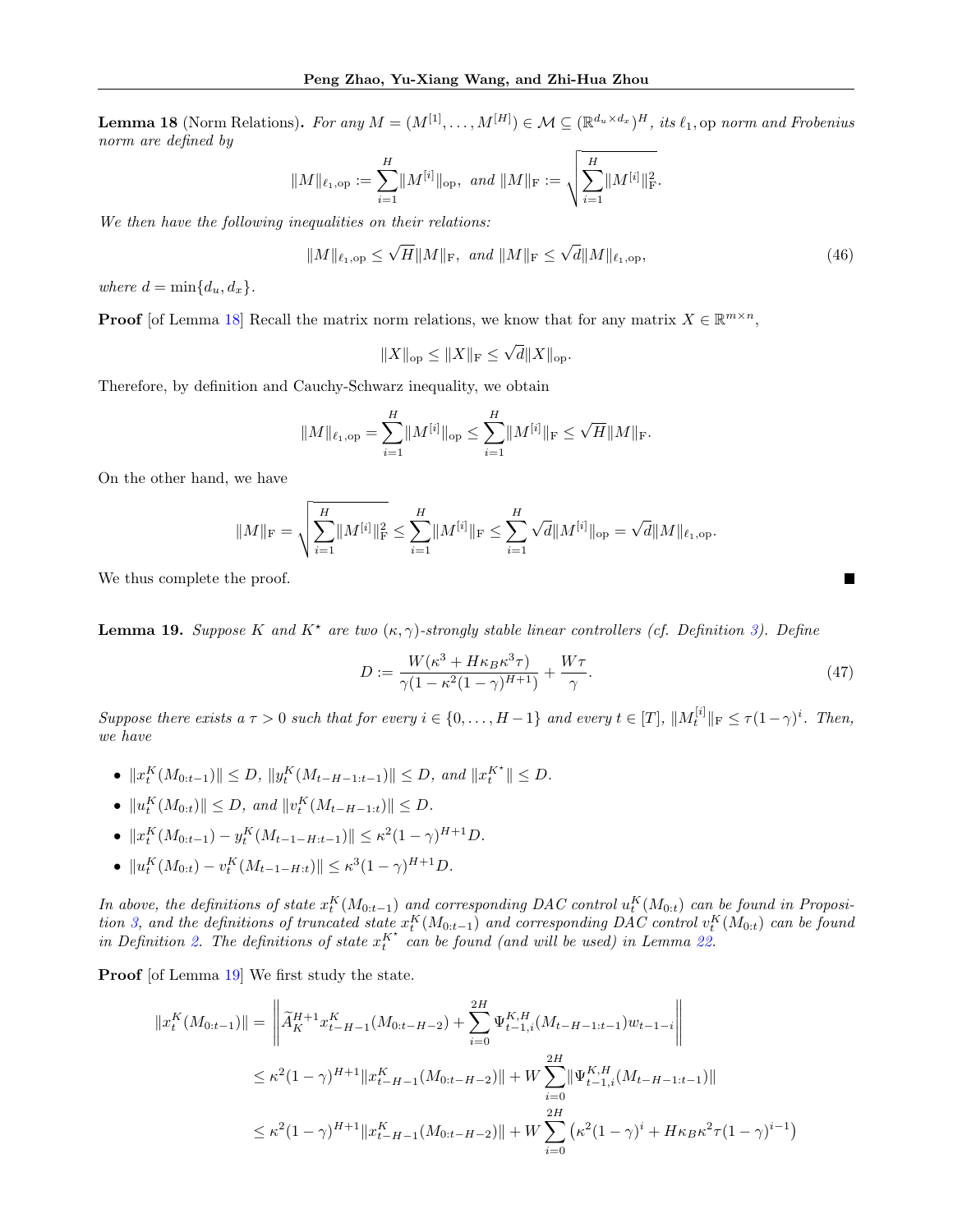**Lemma 18** (Norm Relations)**.** *For any $M = (M^{[1]}, \ldots, M^{[H]}) \in \mathcal{M} \subseteq (\mathbb{R}^{d_u \times d_x})^H$, its $\ell_1$, op norm and Frobenius norm are defined by*

$$\|M\|_{\ell_1,\text{op}} := \sum_{i=1}^{H} \|M^{[i]}\|_{\text{op}}, \ \text{and} \ \|M\|_{\text{F}} := \sqrt{\sum_{i=1}^{H} \|M^{[i]}\|_{\text{F}}^2}.$$

*We then have the following inequalities on their relations:*

$$\|M\|_{\ell_1,\text{op}} \leq \sqrt{H}\|M\|_{\text{F}}, \ \text{and} \ \|M\|_{\text{F}} \leq \sqrt{d}\|M\|_{\ell_1,\text{op}}, \tag{46}$$

*where $d = \min\{d_u, d_x\}$.*

**Proof** [of Lemma 18] Recall the matrix norm relations, we know that for any matrix $X \in \mathbb{R}^{m \times n}$,

$$\|X\|_{\text{op}} \leq \|X\|_{\text{F}} \leq \sqrt{d}\|X\|_{\text{op}}.$$

Therefore, by definition and Cauchy-Schwarz inequality, we obtain

$$\|M\|_{\ell_1,\text{op}} = \sum_{i=1}^{H} \|M^{[i]}\|_{\text{op}} \leq \sum_{i=1}^{H} \|M^{[i]}\|_{\text{F}} \leq \sqrt{H}\|M\|_{\text{F}}.$$

On the other hand, we have

$$\|M\|_{\text{F}} = \sqrt{\sum_{i=1}^{H} \|M^{[i]}\|_{\text{F}}^2} \leq \sum_{i=1}^{H} \|M^{[i]}\|_{\text{F}} \leq \sum_{i=1}^{H} \sqrt{d}\|M^{[i]}\|_{\text{op}} = \sqrt{d}\|M\|_{\ell_1,\text{op}}.$$

We thus complete the proof. ∎

**Lemma 19.** *Suppose $K$ and $K^\star$ are two $(\kappa, \gamma)$-strongly stable linear controllers (cf. Definition 3). Define*

$$D := \frac{W(\kappa^3 + H\kappa_B\kappa^3\tau)}{\gamma(1 - \kappa^2(1-\gamma)^{H+1})} + \frac{W\tau}{\gamma}. \tag{47}$$

*Suppose there exists a $\tau > 0$ such that for every $i \in \{0, \ldots, H-1\}$ and every $t \in [T]$, $\|M_t^{[i]}\|_{\text{F}} \leq \tau(1-\gamma)^i$. Then, we have*

- $\|x_t^K(M_{0:t-1})\| \leq D$, $\|y_t^K(M_{t-H-1:t-1})\| \leq D$, *and* $\|x_t^{K^\star}\| \leq D$.
- $\|u_t^K(M_{0:t})\| \leq D$, *and* $\|v_t^K(M_{t-H-1:t})\| \leq D$.
- $\|x_t^K(M_{0:t-1}) - y_t^K(M_{t-1-H:t-1})\| \leq \kappa^2(1-\gamma)^{H+1}D$.
- $\|u_t^K(M_{0:t}) - v_t^K(M_{t-1-H:t})\| \leq \kappa^3(1-\gamma)^{H+1}D$.

*In above, the definitions of state $x_t^K(M_{0:t-1})$ and corresponding DAC control $u_t^K(M_{0:t})$ can be found in Proposition 3, and the definitions of truncated state $x_t^K(M_{0:t-1})$ and corresponding DAC control $v_t^K(M_{0:t})$ can be found in Definition 2. The definitions of state $x_t^{K^\star}$ can be found (and will be used) in Lemma 22.*

**Proof** [of Lemma 19] We first study the state.

$$\begin{aligned}
\|x_t^K(M_{0:t-1})\| &= \left\| \widetilde{A}_K^{H+1} x_{t-H-1}^K(M_{0:t-H-2}) + \sum_{i=0}^{2H} \Psi_{t-1,i}^{K,H}(M_{t-H-1:t-1}) w_{t-1-i} \right\| \\
&\leq \kappa^2(1-\gamma)^{H+1}\|x_{t-H-1}^K(M_{0:t-H-2})\| + W\sum_{i=0}^{2H}\|\Psi_{t-1,i}^{K,H}(M_{t-H-1:t-1})\| \\
&\leq \kappa^2(1-\gamma)^{H+1}\|x_{t-H-1}^K(M_{0:t-H-2})\| + W\sum_{i=0}^{2H}\left(\kappa^2(1-\gamma)^i + H\kappa_B\kappa^2\tau(1-\gamma)^{i-1}\right)
\end{aligned}$$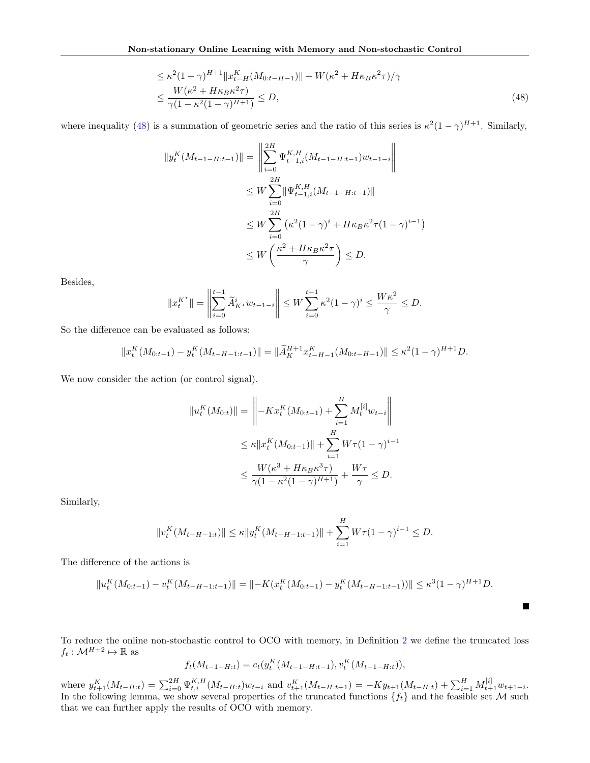$$
\begin{aligned}
&\leq \kappa^2(1-\gamma)^{H+1}\|x_{t-H}^K(M_{0:t-H-1})\| + W(\kappa^2 + H\kappa_B\kappa^2\tau)/\gamma \\
&\leq \frac{W(\kappa^2 + H\kappa_B\kappa^2\tau)}{\gamma(1-\kappa^2(1-\gamma)^{H+1})} \leq D, \qquad (48)
\end{aligned}
$$

where inequality (48) is a summation of geometric series and the ratio of this series is $\kappa^2(1-\gamma)^{H+1}$. Similarly,

$$
\begin{aligned}
\|y_t^K(M_{t-1-H:t-1})\| &= \left\|\sum_{i=0}^{2H} \Psi_{t-1,i}^{K,H}(M_{t-1-H:t-1})w_{t-1-i}\right\| \\
&\leq W\sum_{i=0}^{2H}\|\Psi_{t-1,i}^{K,H}(M_{t-1-H:t-1})\| \\
&\leq W\sum_{i=0}^{2H}\left(\kappa^2(1-\gamma)^i + H\kappa_B\kappa^2\tau(1-\gamma)^{i-1}\right) \\
&\leq W\left(\frac{\kappa^2 + H\kappa_B\kappa^2\tau}{\gamma}\right) \leq D.
\end{aligned}
$$

Besides,

$$
\|x_t^{K^\star}\| = \left\|\sum_{i=0}^{t-1}\widetilde{A}_{K^\star}^i w_{t-1-i}\right\| \leq W\sum_{i=0}^{t-1}\kappa^2(1-\gamma)^i \leq \frac{W\kappa^2}{\gamma} \leq D.
$$

So the difference can be evaluated as follows:

$$
\|x_t^K(M_{0:t-1}) - y_t^K(M_{t-H-1:t-1})\| = \|\widetilde{A}_K^{H+1}x_{t-H-1}^K(M_{0:t-H-1})\| \leq \kappa^2(1-\gamma)^{H+1}D.
$$

We now consider the action (or control signal).

$$
\begin{aligned}
\|u_t^K(M_{0:t})\| &= \left\|-Kx_t^K(M_{0:t-1}) + \sum_{i=1}^{H} M_t^{[i]}w_{t-i}\right\| \\
&\leq \kappa\|x_t^K(M_{0:t-1})\| + \sum_{i=1}^{H} W\tau(1-\gamma)^{i-1} \\
&\leq \frac{W(\kappa^3 + H\kappa_B\kappa^3\tau)}{\gamma(1-\kappa^2(1-\gamma)^{H+1})} + \frac{W\tau}{\gamma} \leq D.
\end{aligned}
$$

Similarly,

$$
\|v_t^K(M_{t-H-1:t})\| \leq \kappa\|y_t^K(M_{t-H-1:t-1})\| + \sum_{i=1}^{H} W\tau(1-\gamma)^{i-1} \leq D.
$$

The difference of the actions is

$$
\|u_t^K(M_{0:t-1}) - v_t^K(M_{t-H-1:t-1})\| = \|-K(x_t^K(M_{0:t-1}) - y_t^K(M_{t-H-1:t-1}))\| \leq \kappa^3(1-\gamma)^{H+1}D.
$$

■

To reduce the online non-stochastic control to OCO with memory, in Definition 2 we define the truncated loss $f_t : \mathcal{M}^{H+2} \mapsto \mathbb{R}$ as

$$
f_t(M_{t-1-H:t}) = c_t(y_t^K(M_{t-1-H:t-1}), v_t^K(M_{t-1-H:t})),
$$

where $y_{t+1}^K(M_{t-H:t}) = \sum_{i=0}^{2H}\Psi_{t,i}^{K,H}(M_{t-H:t})w_{t-i}$ and $v_{t+1}^K(M_{t-H:t+1}) = -Ky_{t+1}(M_{t-H:t}) + \sum_{i=1}^{H} M_{t+1}^{[i]}w_{t+1-i}$. In the following lemma, we show several properties of the truncated functions $\{f_t\}$ and the feasible set $\mathcal{M}$ such that we can further apply the results of OCO with memory.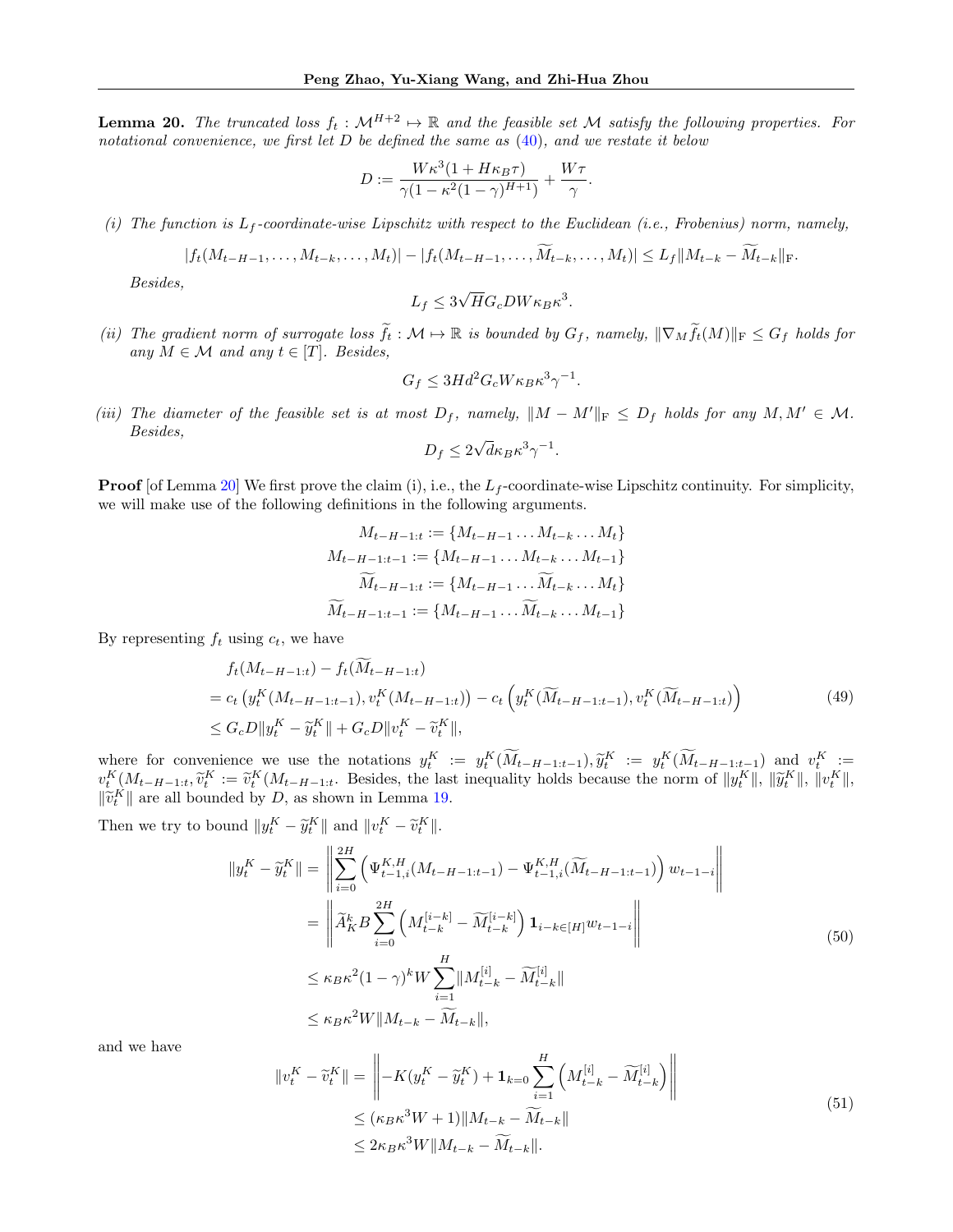**Lemma 20.** *The truncated loss $f_t : \mathcal{M}^{H+2} \mapsto \mathbb{R}$ and the feasible set $\mathcal{M}$ satisfy the following properties. For notational convenience, we first let $D$ be defined the same as (40), and we restate it below*

$$D := \frac{W\kappa^3(1 + H\kappa_B\tau)}{\gamma(1 - \kappa^2(1-\gamma)^{H+1})} + \frac{W\tau}{\gamma}.$$

*(i) The function is $L_f$-coordinate-wise Lipschitz with respect to the Euclidean (i.e., Frobenius) norm, namely,*

$$|f_t(M_{t-H-1}, \ldots, M_{t-k}, \ldots, M_t)| - |f_t(M_{t-H-1}, \ldots, \widetilde{M}_{t-k}, \ldots, M_t)| \leq L_f \|M_{t-k} - \widetilde{M}_{t-k}\|_{\mathrm{F}}.$$

*Besides,*

$$L_f \leq 3\sqrt{H} G_c D W \kappa_B \kappa^3.$$

*(ii) The gradient norm of surrogate loss $\widetilde{f}_t : \mathcal{M} \mapsto \mathbb{R}$ is bounded by $G_f$, namely, $\|\nabla_M \widetilde{f}_t(M)\|_{\mathrm{F}} \leq G_f$ holds for any $M \in \mathcal{M}$ and any $t \in [T]$. Besides,*

$$G_f \leq 3Hd^2 G_c W \kappa_B \kappa^3 \gamma^{-1}.$$

*(iii) The diameter of the feasible set is at most $D_f$, namely, $\|M - M'\|_{\mathrm{F}} \leq D_f$ holds for any $M, M' \in \mathcal{M}$. Besides,*

$$D_f \leq 2\sqrt{d}\kappa_B \kappa^3 \gamma^{-1}.$$

**Proof** [of Lemma 20] We first prove the claim (i), i.e., the $L_f$-coordinate-wise Lipschitz continuity. For simplicity, we will make use of the following definitions in the following arguments.

$$\begin{aligned}
M_{t-H-1:t} &:= \{M_{t-H-1} \ldots M_{t-k} \ldots M_t\} \\
M_{t-H-1:t-1} &:= \{M_{t-H-1} \ldots M_{t-k} \ldots M_{t-1}\} \\
\widetilde{M}_{t-H-1:t} &:= \{M_{t-H-1} \ldots \widetilde{M}_{t-k} \ldots M_t\} \\
\widetilde{M}_{t-H-1:t-1} &:= \{M_{t-H-1} \ldots \widetilde{M}_{t-k} \ldots M_{t-1}\}
\end{aligned}$$

By representing $f_t$ using $c_t$, we have

$$\begin{aligned}
& f_t(M_{t-H-1:t}) - f_t(\widetilde{M}_{t-H-1:t}) \\
={}& c_t\left(y_t^K(M_{t-H-1:t-1}), v_t^K(M_{t-H-1:t})\right) - c_t\left(y_t^K(\widetilde{M}_{t-H-1:t-1}), v_t^K(\widetilde{M}_{t-H-1:t})\right) \\
\leq{}& G_c D \|y_t^K - \widetilde{y}_t^K\| + G_c D \|v_t^K - \widetilde{v}_t^K\|,
\end{aligned} \tag{49}$$

where for convenience we use the notations $y_t^K := y_t^K(\widetilde{M}_{t-H-1:t-1}), \widetilde{y}_t^K := y_t^K(\widetilde{M}_{t-H-1:t-1})$ and $v_t^K := v_t^K(M_{t-H-1:t}, \widetilde{v}_t^K := \widetilde{v}_t^K(M_{t-H-1:t}$. Besides, the last inequality holds because the norm of $\|y_t^K\|$, $\|\widetilde{y}_t^K\|$, $\|v_t^K\|$, $\|\widetilde{v}_t^K\|$ are all bounded by $D$, as shown in Lemma 19.

Then we try to bound $\|y_t^K - \widetilde{y}_t^K\|$ and $\|v_t^K - \widetilde{v}_t^K\|$.

$$\begin{aligned}
\|y_t^K - \widetilde{y}_t^K\| &= \left\| \sum_{i=0}^{2H} \left( \Psi_{t-1,i}^{K,H}(M_{t-H-1:t-1}) - \Psi_{t-1,i}^{K,H}(\widetilde{M}_{t-H-1:t-1}) \right) w_{t-1-i} \right\| \\
&= \left\| \widetilde{A}_K^k B \sum_{i=0}^{2H} \left( M_{t-k}^{[i-k]} - \widetilde{M}_{t-k}^{[i-k]} \right) \mathbf{1}_{i-k \in [H]} w_{t-1-i} \right\| \\
&\leq \kappa_B \kappa^2 (1-\gamma)^k W \sum_{i=1}^{H} \|M_{t-k}^{[i]} - \widetilde{M}_{t-k}^{[i]}\| \\
&\leq \kappa_B \kappa^2 W \|M_{t-k} - \widetilde{M}_{t-k}\|,
\end{aligned} \tag{50}$$

and we have

$$\begin{aligned}
\|v_t^K - \widetilde{v}_t^K\| &= \left\| -K(y_t^K - \widetilde{y}_t^K) + \mathbf{1}_{k=0} \sum_{i=1}^{H} \left( M_{t-k}^{[i]} - \widetilde{M}_{t-k}^{[i]} \right) \right\| \\
&\leq (\kappa_B \kappa^3 W + 1) \|M_{t-k} - \widetilde{M}_{t-k}\| \\
&\leq 2\kappa_B \kappa^3 W \|M_{t-k} - \widetilde{M}_{t-k}\|.
\end{aligned} \tag{51}$$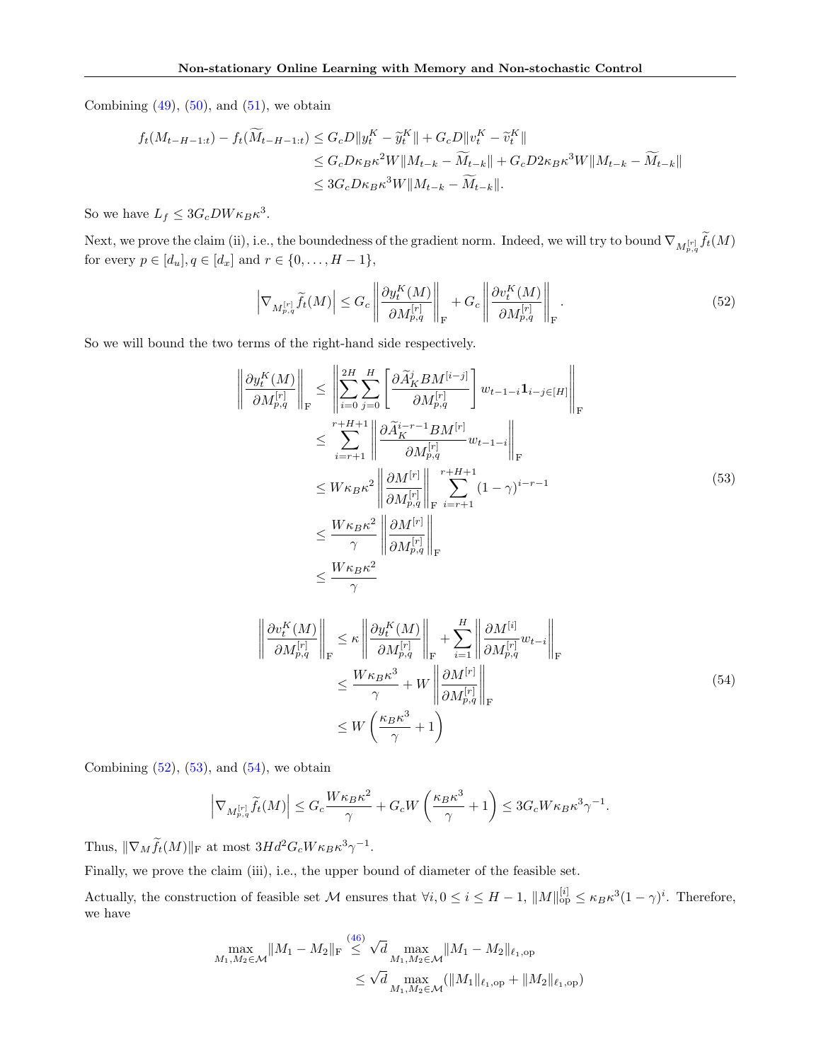Combining (49), (50), and (51), we obtain

$$
\begin{aligned}
f_t(M_{t-H-1:t}) - f_t(\widetilde{M}_{t-H-1:t}) &\leq G_c D \|y_t^K - \widetilde{y}_t^K\| + G_c D \|v_t^K - \widetilde{v}_t^K\| \\
&\leq G_c D \kappa_B \kappa^2 W \|M_{t-k} - \widetilde{M}_{t-k}\| + G_c D 2\kappa_B \kappa^3 W \|M_{t-k} - \widetilde{M}_{t-k}\| \\
&\leq 3 G_c D \kappa_B \kappa^3 W \|M_{t-k} - \widetilde{M}_{t-k}\|.
\end{aligned}
$$

So we have $L_f \leq 3 G_c D W \kappa_B \kappa^3$.

Next, we prove the claim (ii), i.e., the boundedness of the gradient norm. Indeed, we will try to bound $\nabla_{M_{p,q}^{[r]}} \widetilde{f}_t(M)$ for every $p \in [d_u], q \in [d_x]$ and $r \in \{0, \ldots, H-1\}$,

$$
\left| \nabla_{M_{p,q}^{[r]}} \widetilde{f}_t(M) \right| \leq G_c \left\| \frac{\partial y_t^K(M)}{\partial M_{p,q}^{[r]}} \right\|_{\mathrm{F}} + G_c \left\| \frac{\partial v_t^K(M)}{\partial M_{p,q}^{[r]}} \right\|_{\mathrm{F}}. \tag{52}
$$

So we will bound the two terms of the right-hand side respectively.

$$
\begin{aligned}
\left\| \frac{\partial y_t^K(M)}{\partial M_{p,q}^{[r]}} \right\|_{\mathrm{F}} &\leq \left\| \sum_{i=0}^{2H} \sum_{j=0}^{H} \left[ \frac{\partial \widetilde{A}_K^j B M^{[i-j]}}{\partial M_{p,q}^{[r]}} \right] w_{t-1-i} \mathbf{1}_{i-j \in [H]} \right\|_{\mathrm{F}} \\
&\leq \sum_{i=r+1}^{r+H+1} \left\| \frac{\partial \widetilde{A}_K^{i-r-1} B M^{[r]}}{\partial M_{p,q}^{[r]}} w_{t-1-i} \right\|_{\mathrm{F}} \\
&\leq W \kappa_B \kappa^2 \left\| \frac{\partial M^{[r]}}{\partial M_{p,q}^{[r]}} \right\|_{\mathrm{F}} \sum_{i=r+1}^{r+H+1} (1-\gamma)^{i-r-1} \\
&\leq \frac{W \kappa_B \kappa^2}{\gamma} \left\| \frac{\partial M^{[r]}}{\partial M_{p,q}^{[r]}} \right\|_{\mathrm{F}} \\
&\leq \frac{W \kappa_B \kappa^2}{\gamma}
\end{aligned} \tag{53}
$$

$$
\begin{aligned}
\left\| \frac{\partial v_t^K(M)}{\partial M_{p,q}^{[r]}} \right\|_{\mathrm{F}} &\leq \kappa \left\| \frac{\partial y_t^K(M)}{\partial M_{p,q}^{[r]}} \right\|_{\mathrm{F}} + \sum_{i=1}^{H} \left\| \frac{\partial M^{[i]}}{\partial M_{p,q}^{[r]}} w_{t-i} \right\|_{\mathrm{F}} \\
&\leq \frac{W \kappa_B \kappa^3}{\gamma} + W \left\| \frac{\partial M^{[r]}}{\partial M_{p,q}^{[r]}} \right\|_{\mathrm{F}} \\
&\leq W \left( \frac{\kappa_B \kappa^3}{\gamma} + 1 \right)
\end{aligned} \tag{54}
$$

Combining (52), (53), and (54), we obtain

$$
\left| \nabla_{M_{p,q}^{[r]}} \widetilde{f}_t(M) \right| \leq G_c \frac{W \kappa_B \kappa^2}{\gamma} + G_c W \left( \frac{\kappa_B \kappa^3}{\gamma} + 1 \right) \leq 3 G_c W \kappa_B \kappa^3 \gamma^{-1}.
$$

Thus, $\|\nabla_M \widetilde{f}_t(M)\|_{\mathrm{F}}$ at most $3Hd^2 G_c W \kappa_B \kappa^3 \gamma^{-1}$.

Finally, we prove the claim (iii), i.e., the upper bound of diameter of the feasible set.

Actually, the construction of feasible set $\mathcal{M}$ ensures that $\forall i, 0 \leq i \leq H-1$, $\|M\|_{\mathrm{op}}^{[i]} \leq \kappa_B \kappa^3 (1-\gamma)^i$. Therefore, we have

$$
\begin{aligned}
\max_{M_1, M_2 \in \mathcal{M}} \|M_1 - M_2\|_{\mathrm{F}} &\overset{(46)}{\leq} \sqrt{d} \max_{M_1, M_2 \in \mathcal{M}} \|M_1 - M_2\|_{\ell_1, \mathrm{op}} \\
&\leq \sqrt{d} \max_{M_1, M_2 \in \mathcal{M}} (\|M_1\|_{\ell_1, \mathrm{op}} + \|M_2\|_{\ell_1, \mathrm{op}})
\end{aligned}
$$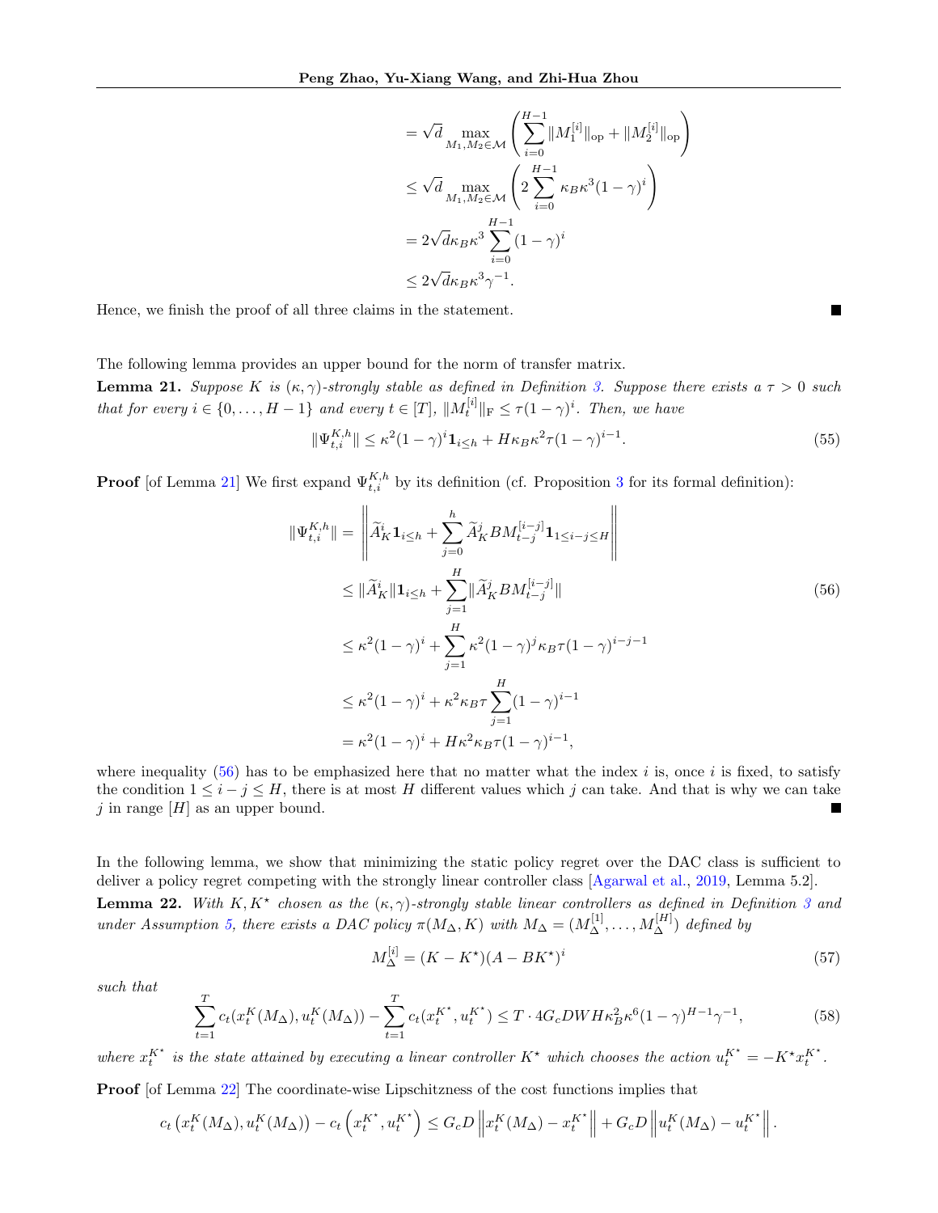$$
\begin{aligned}
&= \sqrt{d} \max_{M_1, M_2 \in \mathcal{M}} \left( \sum_{i=0}^{H-1} \|M_1^{[i]}\|_{\text{op}} + \|M_2^{[i]}\|_{\text{op}} \right) \\
&\le \sqrt{d} \max_{M_1, M_2 \in \mathcal{M}} \left( 2 \sum_{i=0}^{H-1} \kappa_B \kappa^3 (1-\gamma)^i \right) \\
&= 2\sqrt{d}\kappa_B \kappa^3 \sum_{i=0}^{H-1} (1-\gamma)^i \\
&\le 2\sqrt{d}\kappa_B \kappa^3 \gamma^{-1}.
\end{aligned}
$$

Hence, we finish the proof of all three claims in the statement. ■

The following lemma provides an upper bound for the norm of transfer matrix.

**Lemma 21.** *Suppose $K$ is $(\kappa, \gamma)$-strongly stable as defined in Definition 3. Suppose there exists a $\tau > 0$ such that for every $i \in \{0, \ldots, H-1\}$ and every $t \in [T]$, $\|M_t^{[i]}\|_{\text{F}} \le \tau(1-\gamma)^i$. Then, we have*

$$
\|\Psi_{t,i}^{K,h}\| \le \kappa^2(1-\gamma)^i \mathbf{1}_{i \le h} + H\kappa_B \kappa^2 \tau (1-\gamma)^{i-1}. \tag{55}
$$

**Proof** [of Lemma 21] We first expand $\Psi_{t,i}^{K,h}$ by its definition (cf. Proposition 3 for its formal definition):

$$
\begin{aligned}
\|\Psi_{t,i}^{K,h}\| &= \left\| \widetilde{A}_K^i \mathbf{1}_{i \le h} + \sum_{j=0}^{h} \widetilde{A}_K^j B M_{t-j}^{[i-j]} \mathbf{1}_{1 \le i-j \le H} \right\| \\
&\le \|\widetilde{A}_K^i\| \mathbf{1}_{i \le h} + \sum_{j=1}^{H} \|\widetilde{A}_K^j B M_{t-j}^{[i-j]}\| \qquad (56) \\
&\le \kappa^2(1-\gamma)^i + \sum_{j=1}^{H} \kappa^2 (1-\gamma)^j \kappa_B \tau (1-\gamma)^{i-j-1} \\
&\le \kappa^2(1-\gamma)^i + \kappa^2 \kappa_B \tau \sum_{j=1}^{H} (1-\gamma)^{i-1} \\
&= \kappa^2(1-\gamma)^i + H\kappa^2 \kappa_B \tau (1-\gamma)^{i-1},
\end{aligned}
$$

where inequality (56) has to be emphasized here that no matter what the index $i$ is, once $i$ is fixed, to satisfy the condition $1 \le i - j \le H$, there is at most $H$ different values which $j$ can take. And that is why we can take $j$ in range $[H]$ as an upper bound. ■

In the following lemma, we show that minimizing the static policy regret over the DAC class is sufficient to deliver a policy regret competing with the strongly linear controller class [Agarwal et al., 2019, Lemma 5.2].

**Lemma 22.** *With $K, K^\star$ chosen as the $(\kappa, \gamma)$-strongly stable linear controllers as defined in Definition 3 and under Assumption 5, there exists a DAC policy $\pi(M_\Delta, K)$ with $M_\Delta = (M_\Delta^{[1]}, \ldots, M_\Delta^{[H]})$ defined by*

$$
M_\Delta^{[i]} = (K - K^\star)(A - BK^\star)^i \tag{57}
$$

*such that*

$$
\sum_{t=1}^{T} c_t(x_t^K(M_\Delta), u_t^K(M_\Delta)) - \sum_{t=1}^{T} c_t(x_t^{K^\star}, u_t^{K^\star}) \le T \cdot 4G_c DWH\kappa_B^2 \kappa^6 (1-\gamma)^{H-1} \gamma^{-1}, \tag{58}
$$

*where $x_t^{K^\star}$ is the state attained by executing a linear controller $K^\star$ which chooses the action $u_t^{K^\star} = -K^\star x_t^{K^\star}$.*

**Proof** [of Lemma 22] The coordinate-wise Lipschitzness of the cost functions implies that

$$
c_t\left(x_t^K(M_\Delta), u_t^K(M_\Delta)\right) - c_t\left(x_t^{K^\star}, u_t^{K^\star}\right) \le G_c D \left\| x_t^K(M_\Delta) - x_t^{K^\star} \right\| + G_c D \left\| u_t^K(M_\Delta) - u_t^{K^\star} \right\|.
$$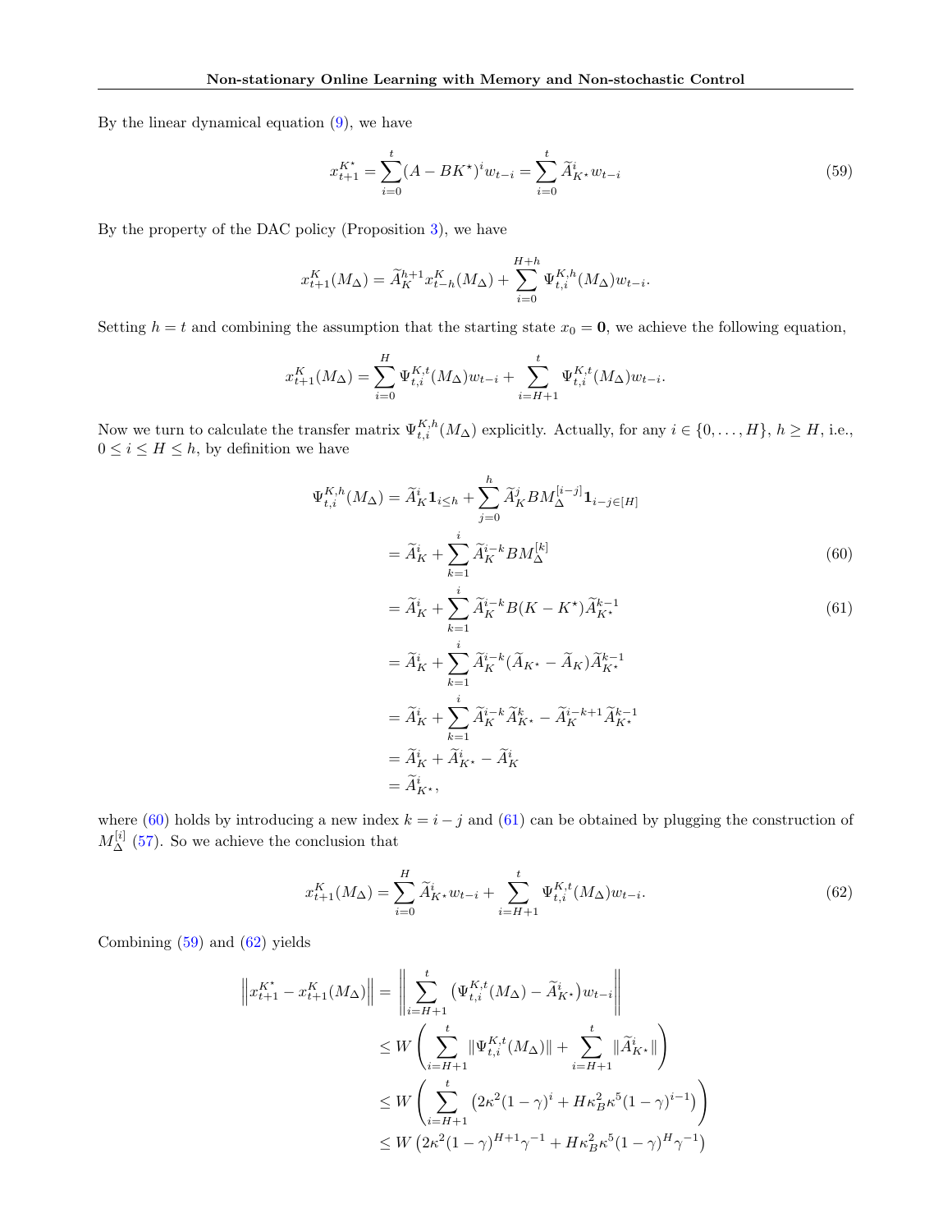By the linear dynamical equation (9), we have

$$x_{t+1}^{K^\star} = \sum_{i=0}^{t} (A - BK^\star)^i w_{t-i} = \sum_{i=0}^{t} \widetilde{A}_{K^\star}^i w_{t-i} \tag{59}$$

By the property of the DAC policy (Proposition 3), we have

$$x_{t+1}^K(M_\Delta) = \widetilde{A}_K^{h+1} x_{t-h}^K(M_\Delta) + \sum_{i=0}^{H+h} \Psi_{t,i}^{K,h}(M_\Delta) w_{t-i}.$$

Setting $h = t$ and combining the assumption that the starting state $x_0 = \mathbf{0}$, we achieve the following equation,

$$x_{t+1}^K(M_\Delta) = \sum_{i=0}^{H} \Psi_{t,i}^{K,t}(M_\Delta) w_{t-i} + \sum_{i=H+1}^{t} \Psi_{t,i}^{K,t}(M_\Delta) w_{t-i}.$$

Now we turn to calculate the transfer matrix $\Psi_{t,i}^{K,h}(M_\Delta)$ explicitly. Actually, for any $i \in \{0, \ldots, H\}$, $h \geq H$, i.e., $0 \leq i \leq H \leq h$, by definition we have

$$\begin{aligned}
\Psi_{t,i}^{K,h}(M_\Delta) &= \widetilde{A}_K^i \mathbf{1}_{i \leq h} + \sum_{j=0}^{h} \widetilde{A}_K^j B M_\Delta^{[i-j]} \mathbf{1}_{i-j \in [H]} \\
&= \widetilde{A}_K^i + \sum_{k=1}^{i} \widetilde{A}_K^{i-k} B M_\Delta^{[k]} \qquad (60) \\
&= \widetilde{A}_K^i + \sum_{k=1}^{i} \widetilde{A}_K^{i-k} B (K - K^\star) \widetilde{A}_{K^\star}^{k-1} \qquad (61) \\
&= \widetilde{A}_K^i + \sum_{k=1}^{i} \widetilde{A}_K^{i-k} (\widetilde{A}_{K^\star} - \widetilde{A}_K) \widetilde{A}_{K^\star}^{k-1} \\
&= \widetilde{A}_K^i + \sum_{k=1}^{i} \widetilde{A}_K^{i-k} \widetilde{A}_{K^\star}^{k} - \widetilde{A}_K^{i-k+1} \widetilde{A}_{K^\star}^{k-1} \\
&= \widetilde{A}_K^i + \widetilde{A}_{K^\star}^i - \widetilde{A}_K^i \\
&= \widetilde{A}_{K^\star}^i,
\end{aligned}$$

where (60) holds by introducing a new index $k = i - j$ and (61) can be obtained by plugging the construction of $M_\Delta^{[i]}$ (57). So we achieve the conclusion that

$$x_{t+1}^K(M_\Delta) = \sum_{i=0}^{H} \widetilde{A}_{K^\star}^i w_{t-i} + \sum_{i=H+1}^{t} \Psi_{t,i}^{K,t}(M_\Delta) w_{t-i}. \tag{62}$$

Combining (59) and (62) yields

$$\begin{aligned}
\left\| x_{t+1}^{K^\star} - x_{t+1}^K(M_\Delta) \right\| &= \left\| \sum_{i=H+1}^{t} \left( \Psi_{t,i}^{K,t}(M_\Delta) - \widetilde{A}_{K^\star}^i \right) w_{t-i} \right\| \\
&\leq W \left( \sum_{i=H+1}^{t} \|\Psi_{t,i}^{K,t}(M_\Delta)\| + \sum_{i=H+1}^{t} \|\widetilde{A}_{K^\star}^i\| \right) \\
&\leq W \left( \sum_{i=H+1}^{t} \left( 2\kappa^2 (1-\gamma)^i + H\kappa_B^2 \kappa^5 (1-\gamma)^{i-1} \right) \right) \\
&\leq W \left( 2\kappa^2 (1-\gamma)^{H+1} \gamma^{-1} + H\kappa_B^2 \kappa^5 (1-\gamma)^H \gamma^{-1} \right)
\end{aligned}$$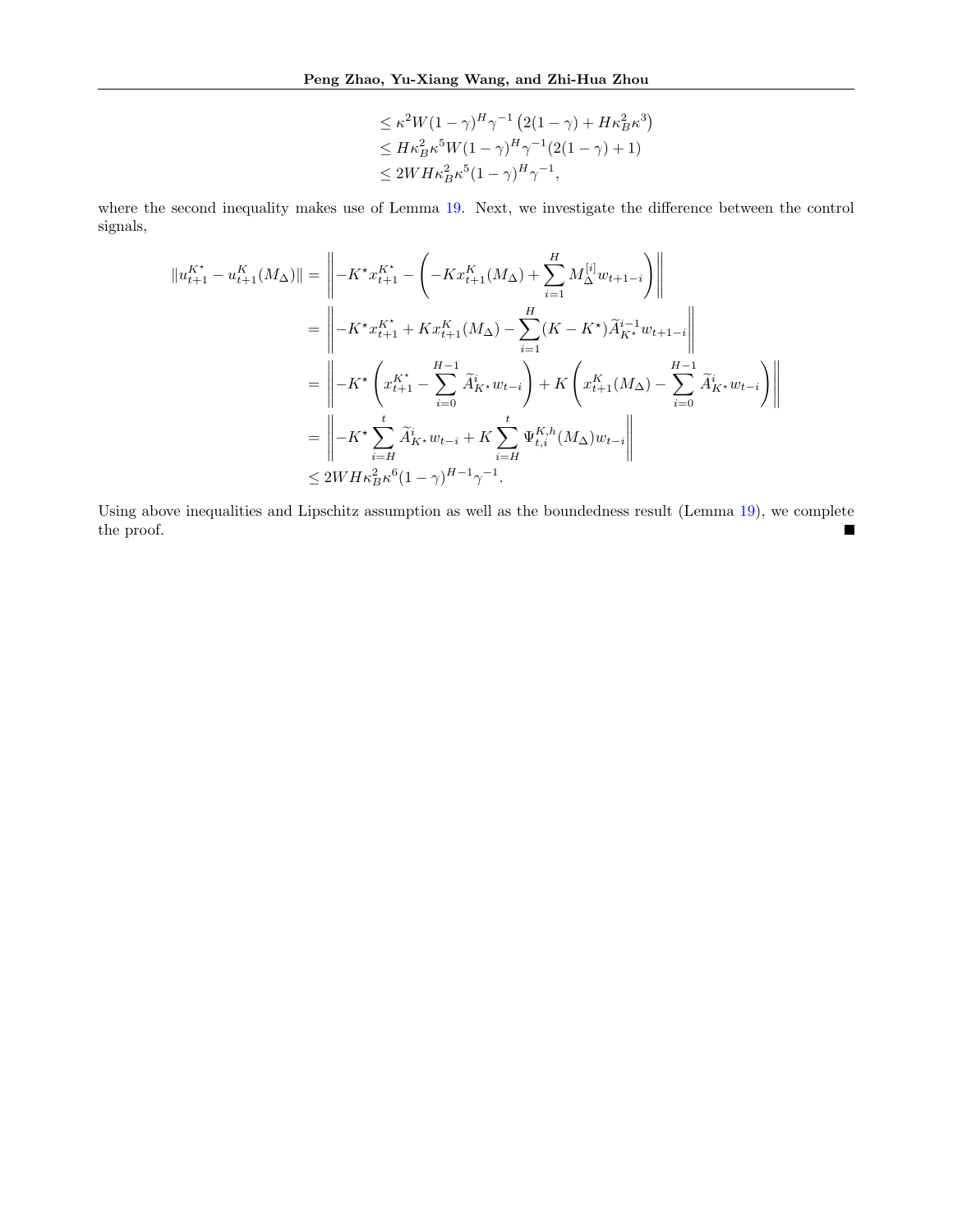$$
\begin{aligned}
&\leq \kappa^2 W(1-\gamma)^H \gamma^{-1} \left(2(1-\gamma) + H\kappa_B^2 \kappa^3\right) \\
&\leq H\kappa_B^2 \kappa^5 W(1-\gamma)^H \gamma^{-1}(2(1-\gamma)+1) \\
&\leq 2WH\kappa_B^2 \kappa^5 (1-\gamma)^H \gamma^{-1},
\end{aligned}
$$

where the second inequality makes use of Lemma 19. Next, we investigate the difference between the control signals,

$$
\begin{aligned}
\|u_{t+1}^{K^\star} - u_{t+1}^{K}(M_\Delta)\| &= \left\| -K^\star x_{t+1}^{K^\star} - \left( -K x_{t+1}^{K}(M_\Delta) + \sum_{i=1}^{H} M_\Delta^{[i]} w_{t+1-i} \right) \right\| \\
&= \left\| -K^\star x_{t+1}^{K^\star} + K x_{t+1}^{K}(M_\Delta) - \sum_{i=1}^{H} (K - K^\star) \widetilde{A}_{K^\star}^{i-1} w_{t+1-i} \right\| \\
&= \left\| -K^\star \left( x_{t+1}^{K^\star} - \sum_{i=0}^{H-1} \widetilde{A}_{K^\star}^{i} w_{t-i} \right) + K \left( x_{t+1}^{K}(M_\Delta) - \sum_{i=0}^{H-1} \widetilde{A}_{K^\star}^{i} w_{t-i} \right) \right\| \\
&= \left\| -K^\star \sum_{i=H}^{t} \widetilde{A}_{K^\star}^{i} w_{t-i} + K \sum_{i=H}^{t} \Psi_{t,i}^{K,h}(M_\Delta) w_{t-i} \right\| \\
&\leq 2WH\kappa_B^2 \kappa^6 (1-\gamma)^{H-1} \gamma^{-1}.
\end{aligned}
$$

Using above inequalities and Lipschitz assumption as well as the boundedness result (Lemma 19), we complete the proof. ∎